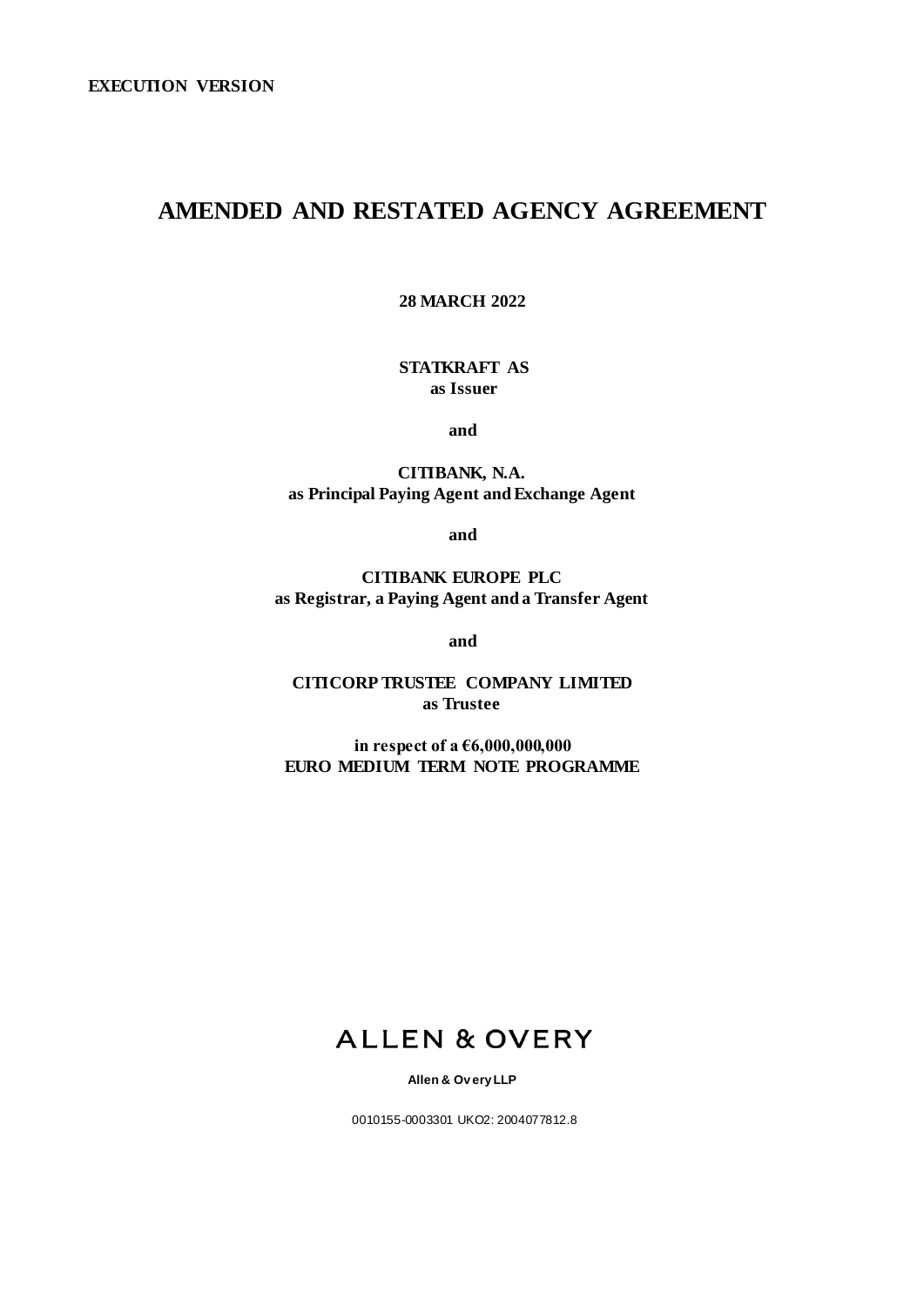**EXECUTION VERSION**

# AMENDED AND RESTATED AGENCY AGREEMENT

**28 MARCH 2022**

**STATKRAFT AS**
**as Issuer**

**and**

**CITIBANK, N.A.**
**as Principal Paying Agent and Exchange Agent**

**and**

**CITIBANK EUROPE PLC**
**as Registrar, a Paying Agent and a Transfer Agent**

**and**

**CITICORP TRUSTEE COMPANY LIMITED**
**as Trustee**

**in respect of a €6,000,000,000**
**EURO MEDIUM TERM NOTE PROGRAMME**

ALLEN & OVERY

**Allen & Overy LLP**

0010155-0003301 UKO2: 2004077812.8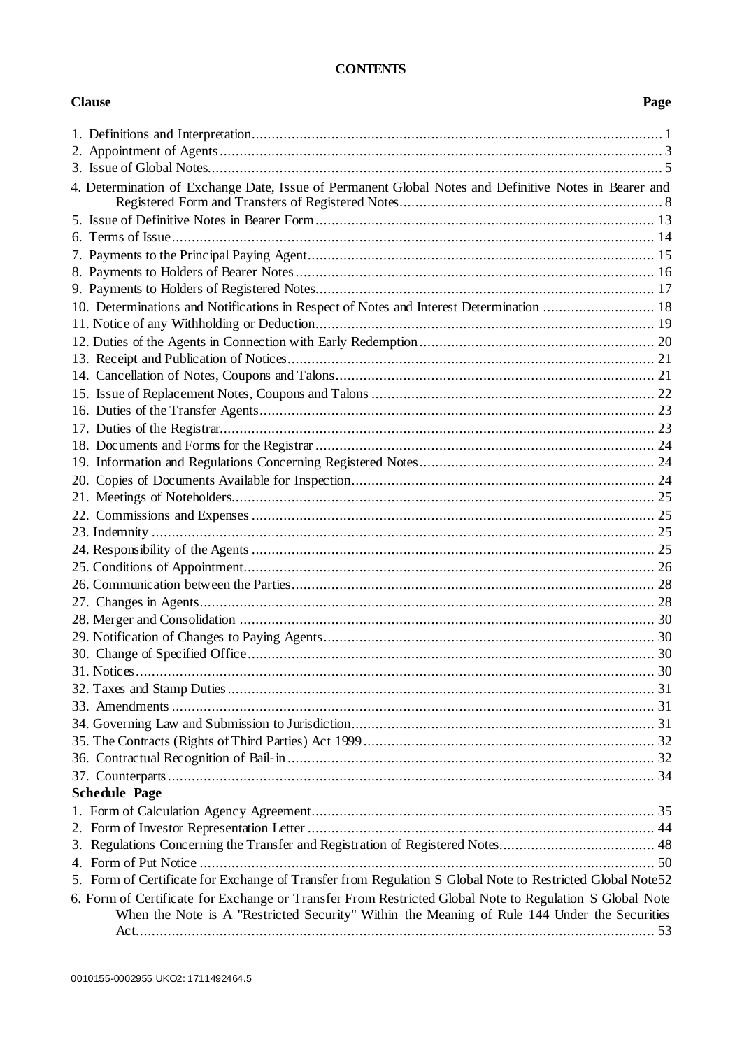# CONTENTS

| Clause | Page |
|---|---|
| 1. Definitions and Interpretation | 1 |
| 2. Appointment of Agents | 3 |
| 3. Issue of Global Notes | 5 |
| 4. Determination of Exchange Date, Issue of Permanent Global Notes and Definitive Notes in Bearer and Registered Form and Transfers of Registered Notes | 8 |
| 5. Issue of Definitive Notes in Bearer Form | 13 |
| 6. Terms of Issue | 14 |
| 7. Payments to the Principal Paying Agent | 15 |
| 8. Payments to Holders of Bearer Notes | 16 |
| 9. Payments to Holders of Registered Notes | 17 |
| 10. Determinations and Notifications in Respect of Notes and Interest Determination | 18 |
| 11. Notice of any Withholding or Deduction | 19 |
| 12. Duties of the Agents in Connection with Early Redemption | 20 |
| 13. Receipt and Publication of Notices | 21 |
| 14. Cancellation of Notes, Coupons and Talons | 21 |
| 15. Issue of Replacement Notes, Coupons and Talons | 22 |
| 16. Duties of the Transfer Agents | 23 |
| 17. Duties of the Registrar | 23 |
| 18. Documents and Forms for the Registrar | 24 |
| 19. Information and Regulations Concerning Registered Notes | 24 |
| 20. Copies of Documents Available for Inspection | 24 |
| 21. Meetings of Noteholders | 25 |
| 22. Commissions and Expenses | 25 |
| 23. Indemnity | 25 |
| 24. Responsibility of the Agents | 25 |
| 25. Conditions of Appointment | 26 |
| 26. Communication between the Parties | 28 |
| 27. Changes in Agents | 28 |
| 28. Merger and Consolidation | 30 |
| 29. Notification of Changes to Paying Agents | 30 |
| 30. Change of Specified Office | 30 |
| 31. Notices | 30 |
| 32. Taxes and Stamp Duties | 31 |
| 33. Amendments | 31 |
| 34. Governing Law and Submission to Jurisdiction | 31 |
| 35. The Contracts (Rights of Third Parties) Act 1999 | 32 |
| 36. Contractual Recognition of Bail-in | 32 |
| 37. Counterparts | 34 |

| Schedule | Page |
|---|---|
| 1. Form of Calculation Agency Agreement | 35 |
| 2. Form of Investor Representation Letter | 44 |
| 3. Regulations Concerning the Transfer and Registration of Registered Notes | 48 |
| 4. Form of Put Notice | 50 |
| 5. Form of Certificate for Exchange of Transfer from Regulation S Global Note to Restricted Global Note | 52 |
| 6. Form of Certificate for Exchange or Transfer From Restricted Global Note to Regulation S Global Note When the Note is A "Restricted Security" Within the Meaning of Rule 144 Under the Securities Act | 53 |

0010155-0002955 UKO2: 1711492464.5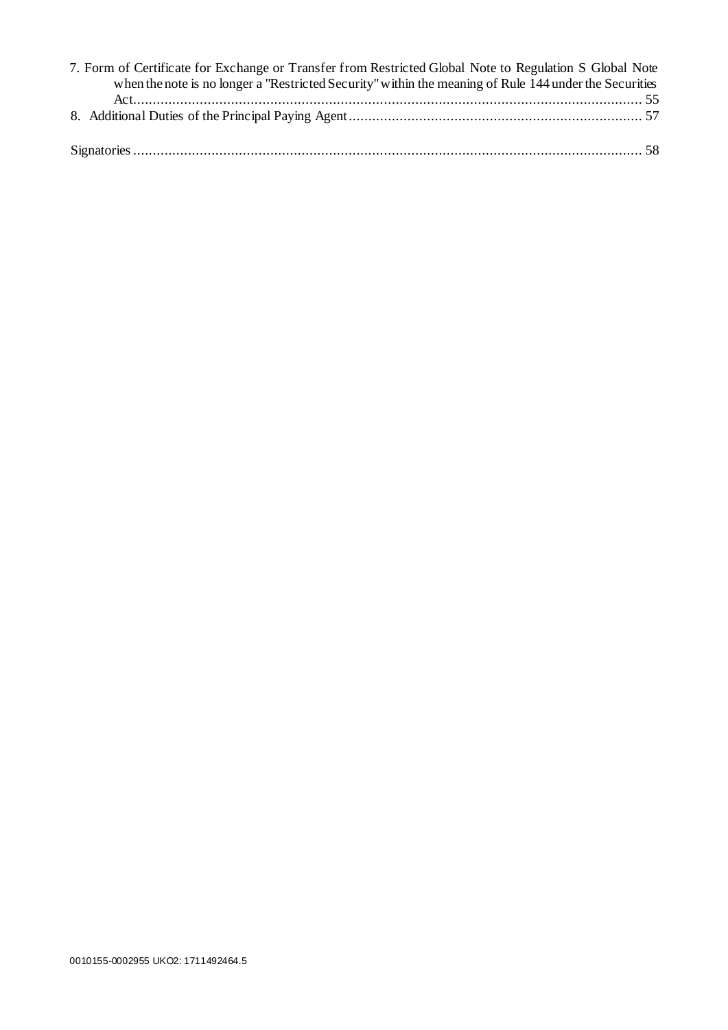7. Form of Certificate for Exchange or Transfer from Restricted Global Note to Regulation S Global Note when the note is no longer a "Restricted Security" within the meaning of Rule 144 under the Securities Act.................................................................................................................................. 55

8. Additional Duties of the Principal Paying Agent........................................................................... 57

Signatories.................................................................................................................................. 58

0010155-0002955 UKO2: 1711492464.5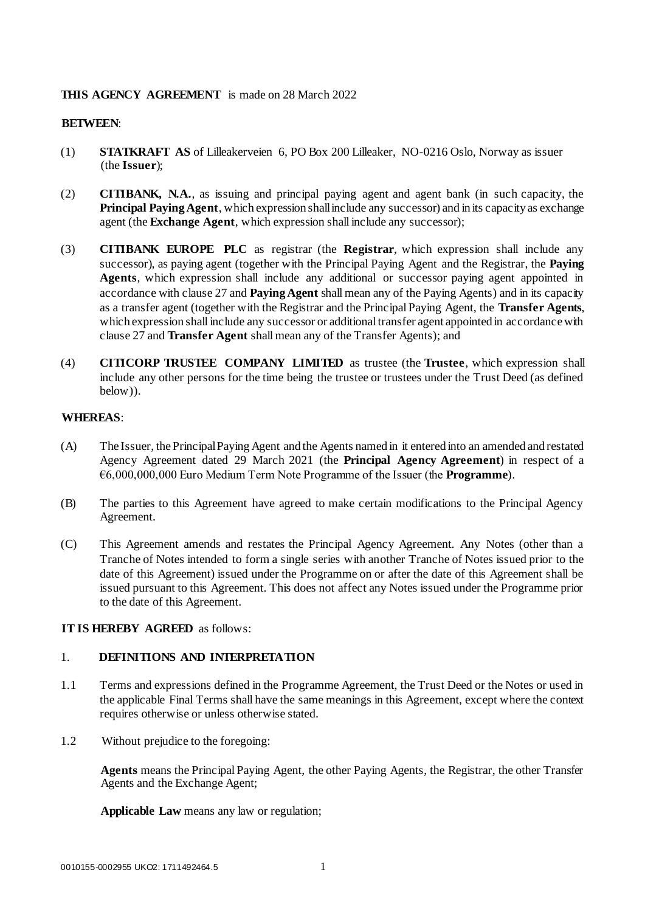**THIS AGENCY AGREEMENT** is made on 28 March 2022

**BETWEEN**:

(1) **STATKRAFT AS** of Lilleakerveien 6, PO Box 200 Lilleaker, NO-0216 Oslo, Norway as issuer (the **Issuer**);

(2) **CITIBANK, N.A.**, as issuing and principal paying agent and agent bank (in such capacity, the **Principal Paying Agent**, which expression shall include any successor) and in its capacity as exchange agent (the **Exchange Agent**, which expression shall include any successor);

(3) **CITIBANK EUROPE PLC** as registrar (the **Registrar**, which expression shall include any successor), as paying agent (together with the Principal Paying Agent and the Registrar, the **Paying Agents**, which expression shall include any additional or successor paying agent appointed in accordance with clause 27 and **Paying Agent** shall mean any of the Paying Agents) and in its capacity as a transfer agent (together with the Registrar and the Principal Paying Agent, the **Transfer Agents**, which expression shall include any successor or additional transfer agent appointed in accordance with clause 27 and **Transfer Agent** shall mean any of the Transfer Agents); and

(4) **CITICORP TRUSTEE COMPANY LIMITED** as trustee (the **Trustee**, which expression shall include any other persons for the time being the trustee or trustees under the Trust Deed (as defined below)).

**WHEREAS**:

(A) The Issuer, the Principal Paying Agent and the Agents named in it entered into an amended and restated Agency Agreement dated 29 March 2021 (the **Principal Agency Agreement**) in respect of a €6,000,000,000 Euro Medium Term Note Programme of the Issuer (the **Programme**).

(B) The parties to this Agreement have agreed to make certain modifications to the Principal Agency Agreement.

(C) This Agreement amends and restates the Principal Agency Agreement. Any Notes (other than a Tranche of Notes intended to form a single series with another Tranche of Notes issued prior to the date of this Agreement) issued under the Programme on or after the date of this Agreement shall be issued pursuant to this Agreement. This does not affect any Notes issued under the Programme prior to the date of this Agreement.

**IT IS HEREBY AGREED** as follows:

## 1. DEFINITIONS AND INTERPRETATION

1.1 Terms and expressions defined in the Programme Agreement, the Trust Deed or the Notes or used in the applicable Final Terms shall have the same meanings in this Agreement, except where the context requires otherwise or unless otherwise stated.

1.2 Without prejudice to the foregoing:

**Agents** means the Principal Paying Agent, the other Paying Agents, the Registrar, the other Transfer Agents and the Exchange Agent;

**Applicable Law** means any law or regulation;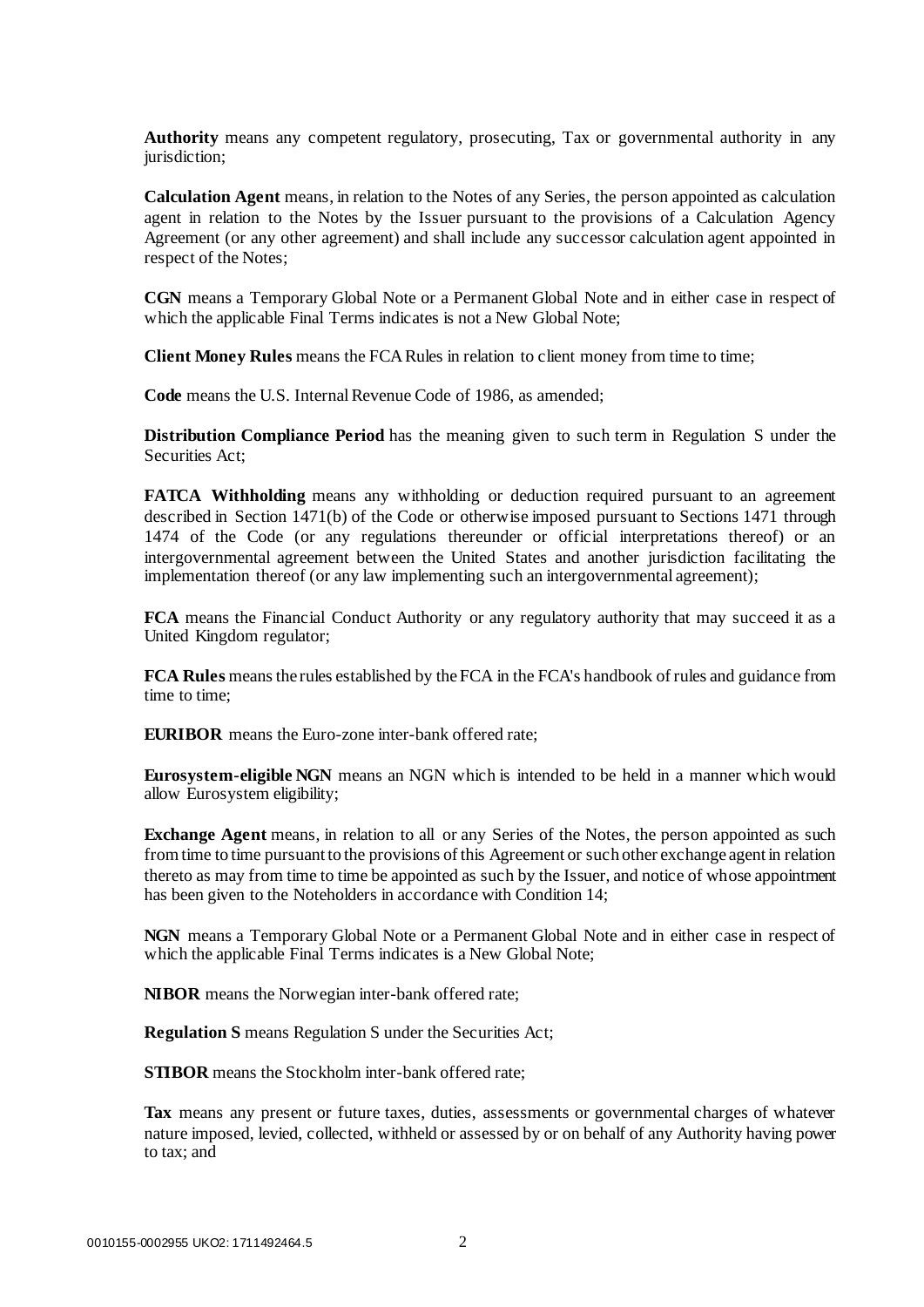**Authority** means any competent regulatory, prosecuting, Tax or governmental authority in any jurisdiction;

**Calculation Agent** means, in relation to the Notes of any Series, the person appointed as calculation agent in relation to the Notes by the Issuer pursuant to the provisions of a Calculation Agency Agreement (or any other agreement) and shall include any successor calculation agent appointed in respect of the Notes;

**CGN** means a Temporary Global Note or a Permanent Global Note and in either case in respect of which the applicable Final Terms indicates is not a New Global Note;

**Client Money Rules** means the FCA Rules in relation to client money from time to time;

**Code** means the U.S. Internal Revenue Code of 1986, as amended;

**Distribution Compliance Period** has the meaning given to such term in Regulation S under the Securities Act;

**FATCA Withholding** means any withholding or deduction required pursuant to an agreement described in Section 1471(b) of the Code or otherwise imposed pursuant to Sections 1471 through 1474 of the Code (or any regulations thereunder or official interpretations thereof) or an intergovernmental agreement between the United States and another jurisdiction facilitating the implementation thereof (or any law implementing such an intergovernmental agreement);

**FCA** means the Financial Conduct Authority or any regulatory authority that may succeed it as a United Kingdom regulator;

**FCA Rules** means the rules established by the FCA in the FCA's handbook of rules and guidance from time to time;

**EURIBOR** means the Euro-zone inter-bank offered rate;

**Eurosystem-eligible NGN** means an NGN which is intended to be held in a manner which would allow Eurosystem eligibility;

**Exchange Agent** means, in relation to all or any Series of the Notes, the person appointed as such from time to time pursuant to the provisions of this Agreement or such other exchange agent in relation thereto as may from time to time be appointed as such by the Issuer, and notice of whose appointment has been given to the Noteholders in accordance with Condition 14;

**NGN** means a Temporary Global Note or a Permanent Global Note and in either case in respect of which the applicable Final Terms indicates is a New Global Note;

**NIBOR** means the Norwegian inter-bank offered rate;

**Regulation S** means Regulation S under the Securities Act;

**STIBOR** means the Stockholm inter-bank offered rate;

**Tax** means any present or future taxes, duties, assessments or governmental charges of whatever nature imposed, levied, collected, withheld or assessed by or on behalf of any Authority having power to tax; and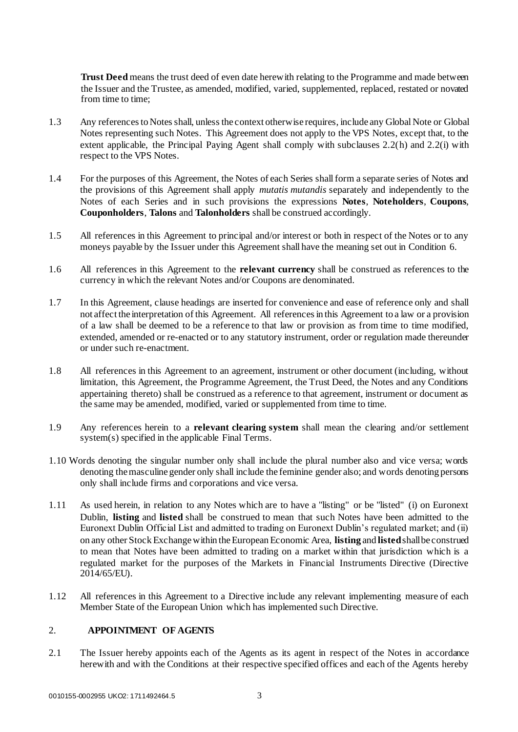**Trust Deed** means the trust deed of even date herewith relating to the Programme and made between the Issuer and the Trustee, as amended, modified, varied, supplemented, replaced, restated or novated from time to time;

1.3 Any references to Notes shall, unless the context otherwise requires, include any Global Note or Global Notes representing such Notes. This Agreement does not apply to the VPS Notes, except that, to the extent applicable, the Principal Paying Agent shall comply with subclauses 2.2(h) and 2.2(i) with respect to the VPS Notes.

1.4 For the purposes of this Agreement, the Notes of each Series shall form a separate series of Notes and the provisions of this Agreement shall apply *mutatis mutandis* separately and independently to the Notes of each Series and in such provisions the expressions **Notes**, **Noteholders**, **Coupons**, **Couponholders**, **Talons** and **Talonholders** shall be construed accordingly.

1.5 All references in this Agreement to principal and/or interest or both in respect of the Notes or to any moneys payable by the Issuer under this Agreement shall have the meaning set out in Condition 6.

1.6 All references in this Agreement to the **relevant currency** shall be construed as references to the currency in which the relevant Notes and/or Coupons are denominated.

1.7 In this Agreement, clause headings are inserted for convenience and ease of reference only and shall not affect the interpretation of this Agreement. All references in this Agreement to a law or a provision of a law shall be deemed to be a reference to that law or provision as from time to time modified, extended, amended or re-enacted or to any statutory instrument, order or regulation made thereunder or under such re-enactment.

1.8 All references in this Agreement to an agreement, instrument or other document (including, without limitation, this Agreement, the Programme Agreement, the Trust Deed, the Notes and any Conditions appertaining thereto) shall be construed as a reference to that agreement, instrument or document as the same may be amended, modified, varied or supplemented from time to time.

1.9 Any references herein to a **relevant clearing system** shall mean the clearing and/or settlement system(s) specified in the applicable Final Terms.

1.10 Words denoting the singular number only shall include the plural number also and vice versa; words denoting the masculine gender only shall include the feminine gender also; and words denoting persons only shall include firms and corporations and vice versa.

1.11 As used herein, in relation to any Notes which are to have a "listing" or be "listed" (i) on Euronext Dublin, **listing** and **listed** shall be construed to mean that such Notes have been admitted to the Euronext Dublin Official List and admitted to trading on Euronext Dublin's regulated market; and (ii) on any other Stock Exchange within the European Economic Area, **listing** and **listed** shall be construed to mean that Notes have been admitted to trading on a market within that jurisdiction which is a regulated market for the purposes of the Markets in Financial Instruments Directive (Directive 2014/65/EU).

1.12 All references in this Agreement to a Directive include any relevant implementing measure of each Member State of the European Union which has implemented such Directive.

## 2. APPOINTMENT OF AGENTS

2.1 The Issuer hereby appoints each of the Agents as its agent in respect of the Notes in accordance herewith and with the Conditions at their respective specified offices and each of the Agents hereby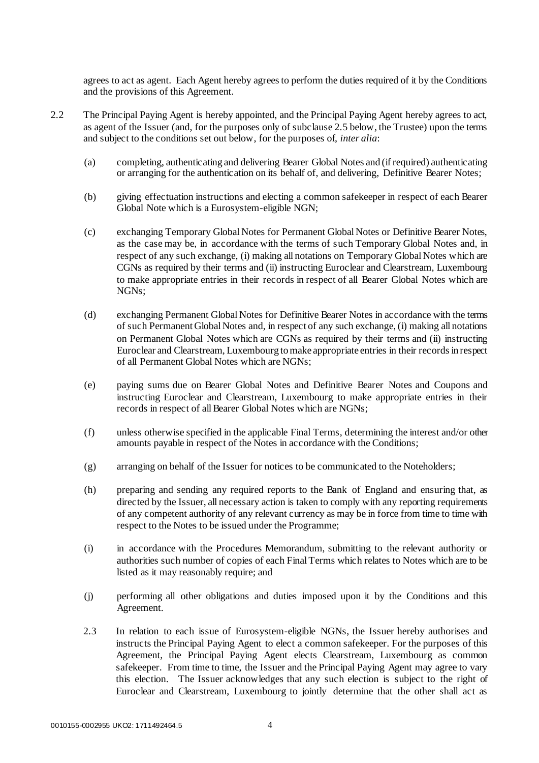agrees to act as agent. Each Agent hereby agrees to perform the duties required of it by the Conditions and the provisions of this Agreement.

2.2 The Principal Paying Agent is hereby appointed, and the Principal Paying Agent hereby agrees to act, as agent of the Issuer (and, for the purposes only of subclause 2.5 below, the Trustee) upon the terms and subject to the conditions set out below, for the purposes of, *inter alia*:

(a) completing, authenticating and delivering Bearer Global Notes and (if required) authenticating or arranging for the authentication on its behalf of, and delivering, Definitive Bearer Notes;

(b) giving effectuation instructions and electing a common safekeeper in respect of each Bearer Global Note which is a Eurosystem-eligible NGN;

(c) exchanging Temporary Global Notes for Permanent Global Notes or Definitive Bearer Notes, as the case may be, in accordance with the terms of such Temporary Global Notes and, in respect of any such exchange, (i) making all notations on Temporary Global Notes which are CGNs as required by their terms and (ii) instructing Euroclear and Clearstream, Luxembourg to make appropriate entries in their records in respect of all Bearer Global Notes which are NGNs;

(d) exchanging Permanent Global Notes for Definitive Bearer Notes in accordance with the terms of such Permanent Global Notes and, in respect of any such exchange, (i) making all notations on Permanent Global Notes which are CGNs as required by their terms and (ii) instructing Euroclear and Clearstream, Luxembourg to make appropriate entries in their records in respect of all Permanent Global Notes which are NGNs;

(e) paying sums due on Bearer Global Notes and Definitive Bearer Notes and Coupons and instructing Euroclear and Clearstream, Luxembourg to make appropriate entries in their records in respect of all Bearer Global Notes which are NGNs;

(f) unless otherwise specified in the applicable Final Terms, determining the interest and/or other amounts payable in respect of the Notes in accordance with the Conditions;

(g) arranging on behalf of the Issuer for notices to be communicated to the Noteholders;

(h) preparing and sending any required reports to the Bank of England and ensuring that, as directed by the Issuer, all necessary action is taken to comply with any reporting requirements of any competent authority of any relevant currency as may be in force from time to time with respect to the Notes to be issued under the Programme;

(i) in accordance with the Procedures Memorandum, submitting to the relevant authority or authorities such number of copies of each Final Terms which relates to Notes which are to be listed as it may reasonably require; and

(j) performing all other obligations and duties imposed upon it by the Conditions and this Agreement.

2.3 In relation to each issue of Eurosystem-eligible NGNs, the Issuer hereby authorises and instructs the Principal Paying Agent to elect a common safekeeper. For the purposes of this Agreement, the Principal Paying Agent elects Clearstream, Luxembourg as common safekeeper. From time to time, the Issuer and the Principal Paying Agent may agree to vary this election. The Issuer acknowledges that any such election is subject to the right of Euroclear and Clearstream, Luxembourg to jointly determine that the other shall act as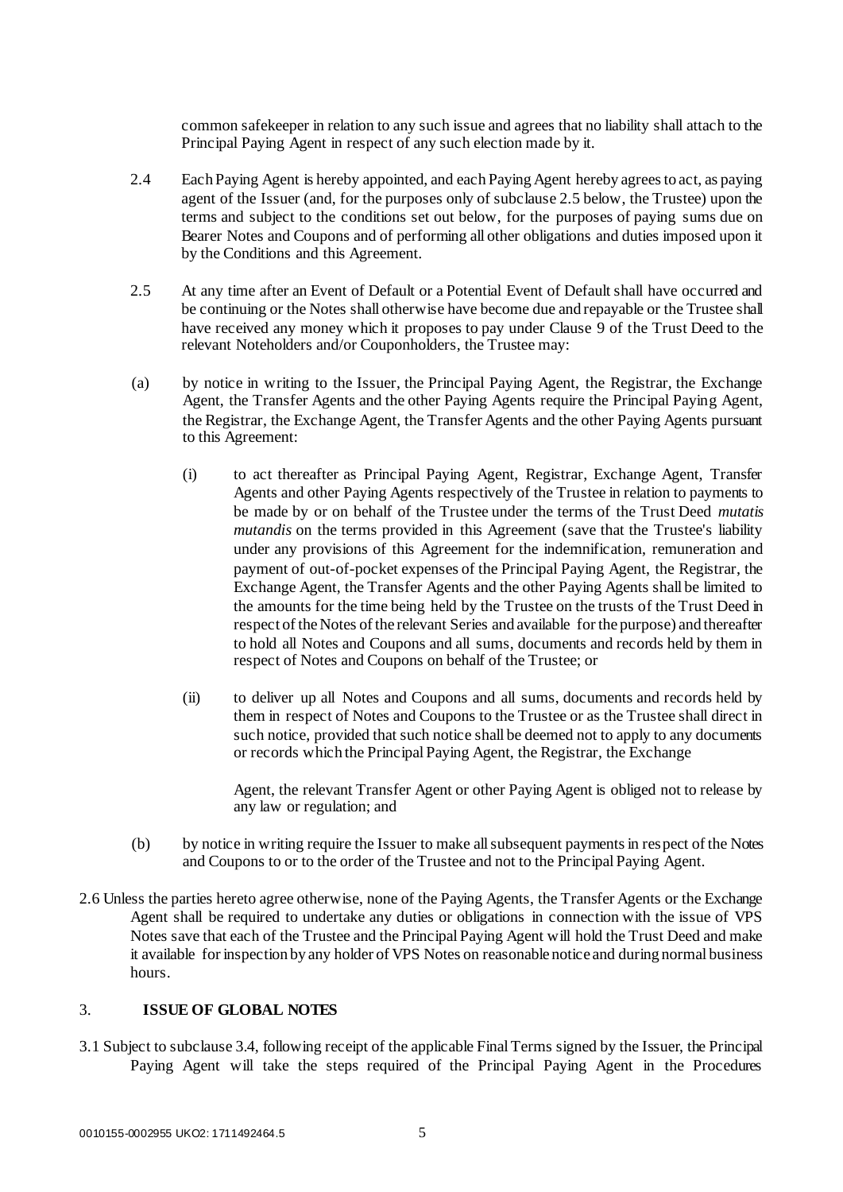common safekeeper in relation to any such issue and agrees that no liability shall attach to the Principal Paying Agent in respect of any such election made by it.

2.4 Each Paying Agent is hereby appointed, and each Paying Agent hereby agrees to act, as paying agent of the Issuer (and, for the purposes only of subclause 2.5 below, the Trustee) upon the terms and subject to the conditions set out below, for the purposes of paying sums due on Bearer Notes and Coupons and of performing all other obligations and duties imposed upon it by the Conditions and this Agreement.

2.5 At any time after an Event of Default or a Potential Event of Default shall have occurred and be continuing or the Notes shall otherwise have become due and repayable or the Trustee shall have received any money which it proposes to pay under Clause 9 of the Trust Deed to the relevant Noteholders and/or Couponholders, the Trustee may:

(a) by notice in writing to the Issuer, the Principal Paying Agent, the Registrar, the Exchange Agent, the Transfer Agents and the other Paying Agents require the Principal Paying Agent, the Registrar, the Exchange Agent, the Transfer Agents and the other Paying Agents pursuant to this Agreement:

   (i) to act thereafter as Principal Paying Agent, Registrar, Exchange Agent, Transfer Agents and other Paying Agents respectively of the Trustee in relation to payments to be made by or on behalf of the Trustee under the terms of the Trust Deed *mutatis mutandis* on the terms provided in this Agreement (save that the Trustee's liability under any provisions of this Agreement for the indemnification, remuneration and payment of out-of-pocket expenses of the Principal Paying Agent, the Registrar, the Exchange Agent, the Transfer Agents and the other Paying Agents shall be limited to the amounts for the time being held by the Trustee on the trusts of the Trust Deed in respect of the Notes of the relevant Series and available for the purpose) and thereafter to hold all Notes and Coupons and all sums, documents and records held by them in respect of Notes and Coupons on behalf of the Trustee; or

   (ii) to deliver up all Notes and Coupons and all sums, documents and records held by them in respect of Notes and Coupons to the Trustee or as the Trustee shall direct in such notice, provided that such notice shall be deemed not to apply to any documents or records which the Principal Paying Agent, the Registrar, the Exchange Agent, the relevant Transfer Agent or other Paying Agent is obliged not to release by any law or regulation; and

(b) by notice in writing require the Issuer to make all subsequent payments in respect of the Notes and Coupons to or to the order of the Trustee and not to the Principal Paying Agent.

2.6 Unless the parties hereto agree otherwise, none of the Paying Agents, the Transfer Agents or the Exchange Agent shall be required to undertake any duties or obligations in connection with the issue of VPS Notes save that each of the Trustee and the Principal Paying Agent will hold the Trust Deed and make it available for inspection by any holder of VPS Notes on reasonable notice and during normal business hours.

## 3. ISSUE OF GLOBAL NOTES

3.1 Subject to subclause 3.4, following receipt of the applicable Final Terms signed by the Issuer, the Principal Paying Agent will take the steps required of the Principal Paying Agent in the Procedures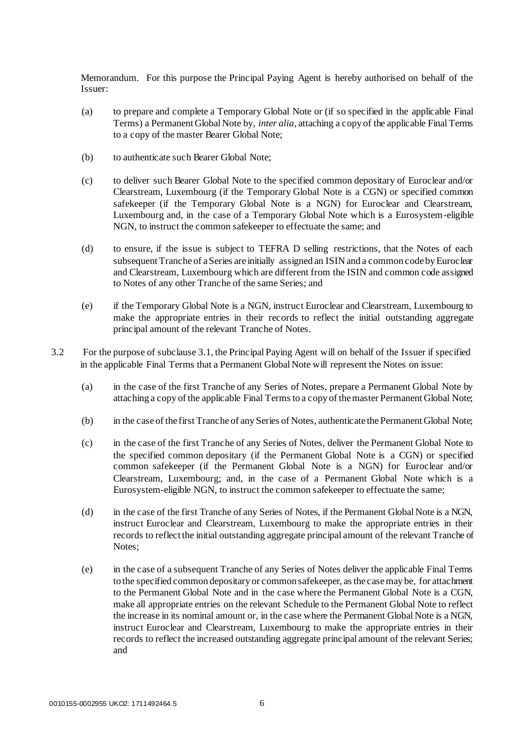Memorandum. For this purpose the Principal Paying Agent is hereby authorised on behalf of the Issuer:

(a) to prepare and complete a Temporary Global Note or (if so specified in the applicable Final Terms) a Permanent Global Note by, *inter alia*, attaching a copy of the applicable Final Terms to a copy of the master Bearer Global Note;

(b) to authenticate such Bearer Global Note;

(c) to deliver such Bearer Global Note to the specified common depositary of Euroclear and/or Clearstream, Luxembourg (if the Temporary Global Note is a CGN) or specified common safekeeper (if the Temporary Global Note is a NGN) for Euroclear and Clearstream, Luxembourg and, in the case of a Temporary Global Note which is a Eurosystem-eligible NGN, to instruct the common safekeeper to effectuate the same; and

(d) to ensure, if the issue is subject to TEFRA D selling restrictions, that the Notes of each subsequent Tranche of a Series are initially assigned an ISIN and a common code by Euroclear and Clearstream, Luxembourg which are different from the ISIN and common code assigned to Notes of any other Tranche of the same Series; and

(e) if the Temporary Global Note is a NGN, instruct Euroclear and Clearstream, Luxembourg to make the appropriate entries in their records to reflect the initial outstanding aggregate principal amount of the relevant Tranche of Notes.

3.2 For the purpose of subclause 3.1, the Principal Paying Agent will on behalf of the Issuer if specified in the applicable Final Terms that a Permanent Global Note will represent the Notes on issue:

(a) in the case of the first Tranche of any Series of Notes, prepare a Permanent Global Note by attaching a copy of the applicable Final Terms to a copy of the master Permanent Global Note;

(b) in the case of the first Tranche of any Series of Notes, authenticate the Permanent Global Note;

(c) in the case of the first Tranche of any Series of Notes, deliver the Permanent Global Note to the specified common depositary (if the Permanent Global Note is a CGN) or specified common safekeeper (if the Permanent Global Note is a NGN) for Euroclear and/or Clearstream, Luxembourg; and, in the case of a Permanent Global Note which is a Eurosystem-eligible NGN, to instruct the common safekeeper to effectuate the same;

(d) in the case of the first Tranche of any Series of Notes, if the Permanent Global Note is a NGN, instruct Euroclear and Clearstream, Luxembourg to make the appropriate entries in their records to reflect the initial outstanding aggregate principal amount of the relevant Tranche of Notes;

(e) in the case of a subsequent Tranche of any Series of Notes deliver the applicable Final Terms to the specified common depositary or common safekeeper, as the case may be, for attachment to the Permanent Global Note and in the case where the Permanent Global Note is a CGN, make all appropriate entries on the relevant Schedule to the Permanent Global Note to reflect the increase in its nominal amount or, in the case where the Permanent Global Note is a NGN, instruct Euroclear and Clearstream, Luxembourg to make the appropriate entries in their records to reflect the increased outstanding aggregate principal amount of the relevant Series; and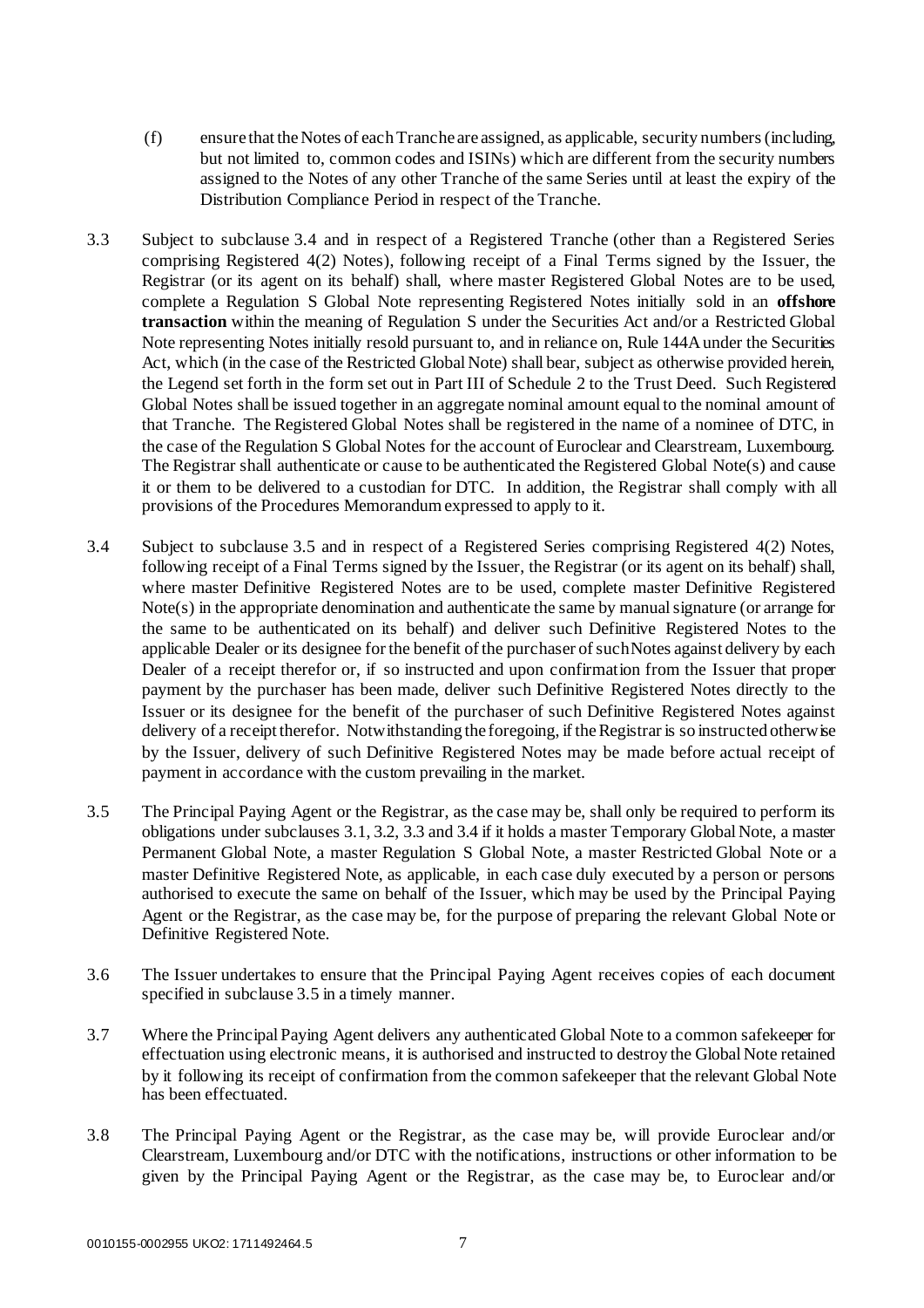(f) ensure that the Notes of each Tranche are assigned, as applicable, security numbers (including, but not limited to, common codes and ISINs) which are different from the security numbers assigned to the Notes of any other Tranche of the same Series until at least the expiry of the Distribution Compliance Period in respect of the Tranche.

3.3 Subject to subclause 3.4 and in respect of a Registered Tranche (other than a Registered Series comprising Registered 4(2) Notes), following receipt of a Final Terms signed by the Issuer, the Registrar (or its agent on its behalf) shall, where master Registered Global Notes are to be used, complete a Regulation S Global Note representing Registered Notes initially sold in an **offshore transaction** within the meaning of Regulation S under the Securities Act and/or a Restricted Global Note representing Notes initially resold pursuant to, and in reliance on, Rule 144A under the Securities Act, which (in the case of the Restricted Global Note) shall bear, subject as otherwise provided herein, the Legend set forth in the form set out in Part III of Schedule 2 to the Trust Deed. Such Registered Global Notes shall be issued together in an aggregate nominal amount equal to the nominal amount of that Tranche. The Registered Global Notes shall be registered in the name of a nominee of DTC, in the case of the Regulation S Global Notes for the account of Euroclear and Clearstream, Luxembourg. The Registrar shall authenticate or cause to be authenticated the Registered Global Note(s) and cause it or them to be delivered to a custodian for DTC. In addition, the Registrar shall comply with all provisions of the Procedures Memorandum expressed to apply to it.

3.4 Subject to subclause 3.5 and in respect of a Registered Series comprising Registered 4(2) Notes, following receipt of a Final Terms signed by the Issuer, the Registrar (or its agent on its behalf) shall, where master Definitive Registered Notes are to be used, complete master Definitive Registered Note(s) in the appropriate denomination and authenticate the same by manual signature (or arrange for the same to be authenticated on its behalf) and deliver such Definitive Registered Notes to the applicable Dealer or its designee for the benefit of the purchaser of such Notes against delivery by each Dealer of a receipt therefor or, if so instructed and upon confirmation from the Issuer that proper payment by the purchaser has been made, deliver such Definitive Registered Notes directly to the Issuer or its designee for the benefit of the purchaser of such Definitive Registered Notes against delivery of a receipt therefor. Notwithstanding the foregoing, if the Registrar is so instructed otherwise by the Issuer, delivery of such Definitive Registered Notes may be made before actual receipt of payment in accordance with the custom prevailing in the market.

3.5 The Principal Paying Agent or the Registrar, as the case may be, shall only be required to perform its obligations under subclauses 3.1, 3.2, 3.3 and 3.4 if it holds a master Temporary Global Note, a master Permanent Global Note, a master Regulation S Global Note, a master Restricted Global Note or a master Definitive Registered Note, as applicable, in each case duly executed by a person or persons authorised to execute the same on behalf of the Issuer, which may be used by the Principal Paying Agent or the Registrar, as the case may be, for the purpose of preparing the relevant Global Note or Definitive Registered Note.

3.6 The Issuer undertakes to ensure that the Principal Paying Agent receives copies of each document specified in subclause 3.5 in a timely manner.

3.7 Where the Principal Paying Agent delivers any authenticated Global Note to a common safekeeper for effectuation using electronic means, it is authorised and instructed to destroy the Global Note retained by it following its receipt of confirmation from the common safekeeper that the relevant Global Note has been effectuated.

3.8 The Principal Paying Agent or the Registrar, as the case may be, will provide Euroclear and/or Clearstream, Luxembourg and/or DTC with the notifications, instructions or other information to be given by the Principal Paying Agent or the Registrar, as the case may be, to Euroclear and/or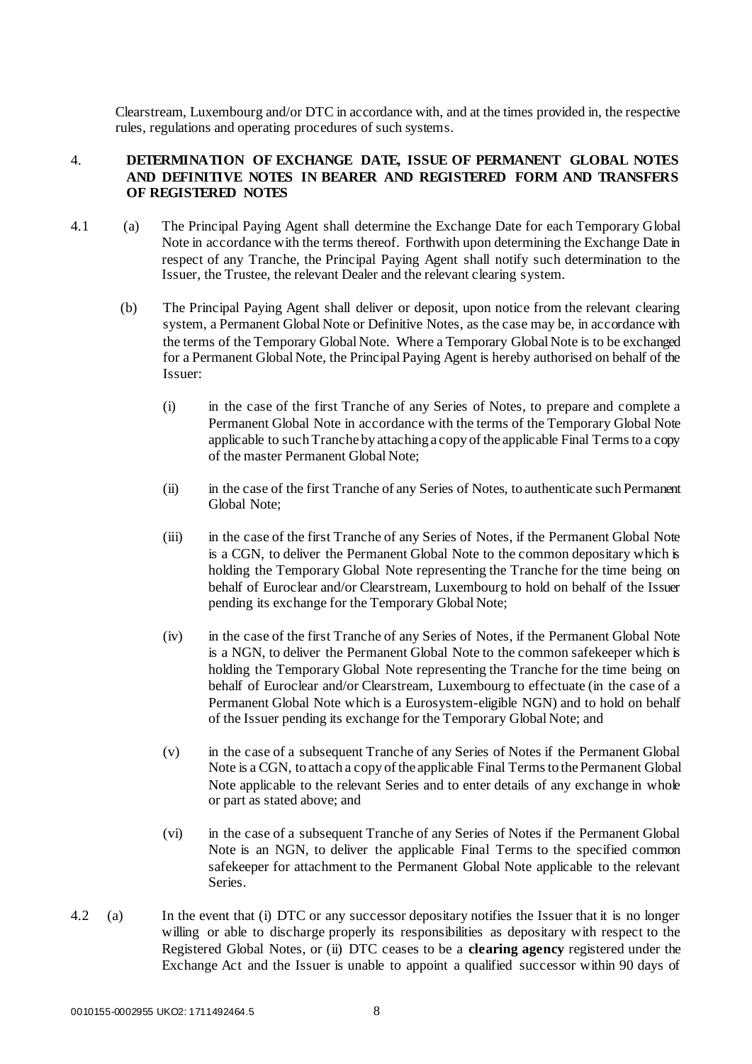Clearstream, Luxembourg and/or DTC in accordance with, and at the times provided in, the respective rules, regulations and operating procedures of such systems.

## 4. DETERMINATION OF EXCHANGE DATE, ISSUE OF PERMANENT GLOBAL NOTES AND DEFINITIVE NOTES IN BEARER AND REGISTERED FORM AND TRANSFERS OF REGISTERED NOTES

4.1 (a) The Principal Paying Agent shall determine the Exchange Date for each Temporary Global Note in accordance with the terms thereof. Forthwith upon determining the Exchange Date in respect of any Tranche, the Principal Paying Agent shall notify such determination to the Issuer, the Trustee, the relevant Dealer and the relevant clearing system.

(b) The Principal Paying Agent shall deliver or deposit, upon notice from the relevant clearing system, a Permanent Global Note or Definitive Notes, as the case may be, in accordance with the terms of the Temporary Global Note. Where a Temporary Global Note is to be exchanged for a Permanent Global Note, the Principal Paying Agent is hereby authorised on behalf of the Issuer:

(i) in the case of the first Tranche of any Series of Notes, to prepare and complete a Permanent Global Note in accordance with the terms of the Temporary Global Note applicable to such Tranche by attaching a copy of the applicable Final Terms to a copy of the master Permanent Global Note;

(ii) in the case of the first Tranche of any Series of Notes, to authenticate such Permanent Global Note;

(iii) in the case of the first Tranche of any Series of Notes, if the Permanent Global Note is a CGN, to deliver the Permanent Global Note to the common depositary which is holding the Temporary Global Note representing the Tranche for the time being on behalf of Euroclear and/or Clearstream, Luxembourg to hold on behalf of the Issuer pending its exchange for the Temporary Global Note;

(iv) in the case of the first Tranche of any Series of Notes, if the Permanent Global Note is a NGN, to deliver the Permanent Global Note to the common safekeeper which is holding the Temporary Global Note representing the Tranche for the time being on behalf of Euroclear and/or Clearstream, Luxembourg to effectuate (in the case of a Permanent Global Note which is a Eurosystem-eligible NGN) and to hold on behalf of the Issuer pending its exchange for the Temporary Global Note; and

(v) in the case of a subsequent Tranche of any Series of Notes if the Permanent Global Note is a CGN, to attach a copy of the applicable Final Terms to the Permanent Global Note applicable to the relevant Series and to enter details of any exchange in whole or part as stated above; and

(vi) in the case of a subsequent Tranche of any Series of Notes if the Permanent Global Note is an NGN, to deliver the applicable Final Terms to the specified common safekeeper for attachment to the Permanent Global Note applicable to the relevant Series.

4.2 (a) In the event that (i) DTC or any successor depositary notifies the Issuer that it is no longer willing or able to discharge properly its responsibilities as depositary with respect to the Registered Global Notes, or (ii) DTC ceases to be a **clearing agency** registered under the Exchange Act and the Issuer is unable to appoint a qualified successor within 90 days of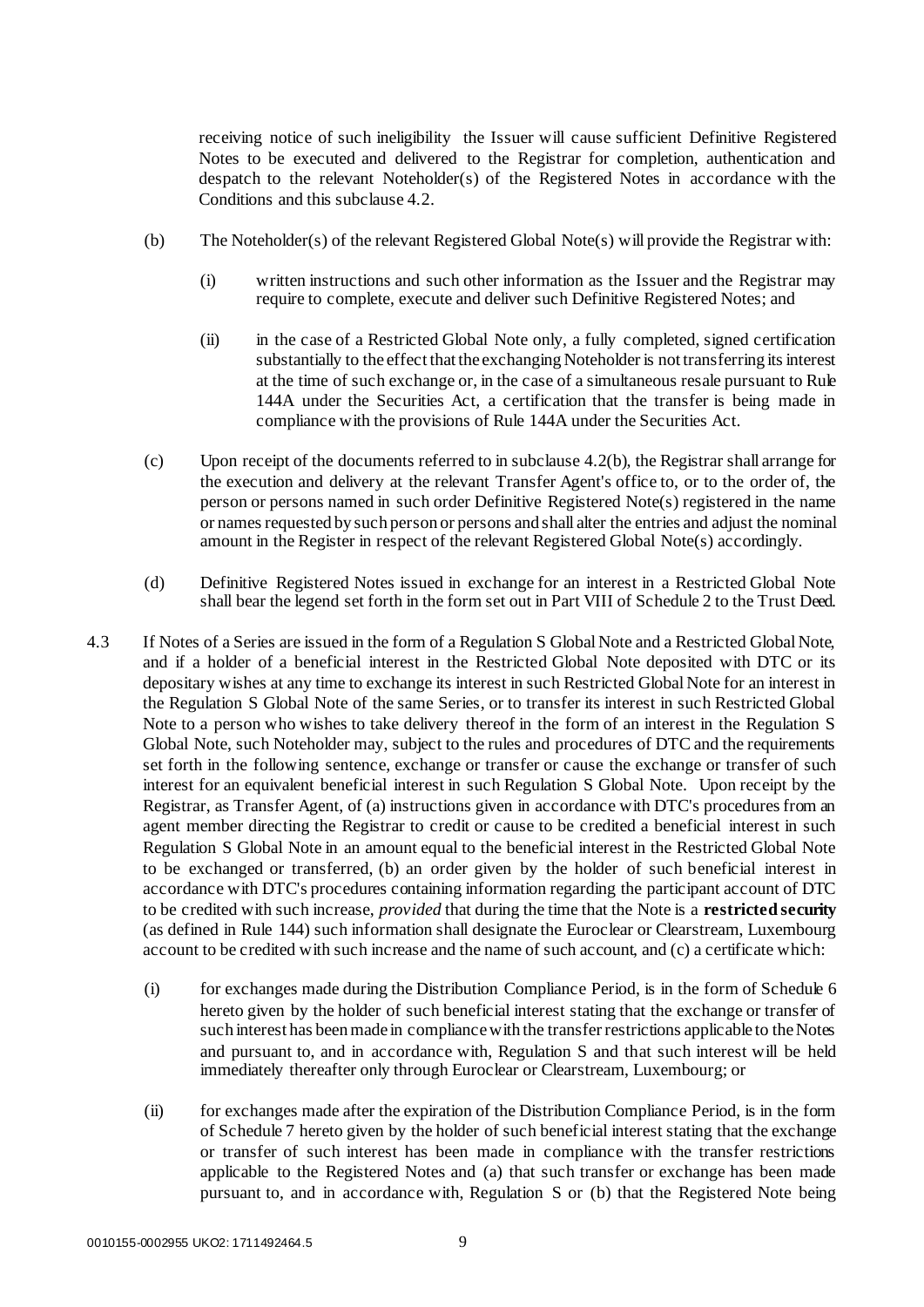receiving notice of such ineligibility the Issuer will cause sufficient Definitive Registered Notes to be executed and delivered to the Registrar for completion, authentication and despatch to the relevant Noteholder(s) of the Registered Notes in accordance with the Conditions and this subclause 4.2.

(b) The Noteholder(s) of the relevant Registered Global Note(s) will provide the Registrar with:

(i) written instructions and such other information as the Issuer and the Registrar may require to complete, execute and deliver such Definitive Registered Notes; and

(ii) in the case of a Restricted Global Note only, a fully completed, signed certification substantially to the effect that the exchanging Noteholder is not transferring its interest at the time of such exchange or, in the case of a simultaneous resale pursuant to Rule 144A under the Securities Act, a certification that the transfer is being made in compliance with the provisions of Rule 144A under the Securities Act.

(c) Upon receipt of the documents referred to in subclause 4.2(b), the Registrar shall arrange for the execution and delivery at the relevant Transfer Agent's office to, or to the order of, the person or persons named in such order Definitive Registered Note(s) registered in the name or names requested by such person or persons and shall alter the entries and adjust the nominal amount in the Register in respect of the relevant Registered Global Note(s) accordingly.

(d) Definitive Registered Notes issued in exchange for an interest in a Restricted Global Note shall bear the legend set forth in the form set out in Part VIII of Schedule 2 to the Trust Deed.

4.3 If Notes of a Series are issued in the form of a Regulation S Global Note and a Restricted Global Note, and if a holder of a beneficial interest in the Restricted Global Note deposited with DTC or its depositary wishes at any time to exchange its interest in such Restricted Global Note for an interest in the Regulation S Global Note of the same Series, or to transfer its interest in such Restricted Global Note to a person who wishes to take delivery thereof in the form of an interest in the Regulation S Global Note, such Noteholder may, subject to the rules and procedures of DTC and the requirements set forth in the following sentence, exchange or transfer or cause the exchange or transfer of such interest for an equivalent beneficial interest in such Regulation S Global Note. Upon receipt by the Registrar, as Transfer Agent, of (a) instructions given in accordance with DTC's procedures from an agent member directing the Registrar to credit or cause to be credited a beneficial interest in such Regulation S Global Note in an amount equal to the beneficial interest in the Restricted Global Note to be exchanged or transferred, (b) an order given by the holder of such beneficial interest in accordance with DTC's procedures containing information regarding the participant account of DTC to be credited with such increase, *provided* that during the time that the Note is a **restricted security** (as defined in Rule 144) such information shall designate the Euroclear or Clearstream, Luxembourg account to be credited with such increase and the name of such account, and (c) a certificate which:

(i) for exchanges made during the Distribution Compliance Period, is in the form of Schedule 6 hereto given by the holder of such beneficial interest stating that the exchange or transfer of such interest has been made in compliance with the transfer restrictions applicable to the Notes and pursuant to, and in accordance with, Regulation S and that such interest will be held immediately thereafter only through Euroclear or Clearstream, Luxembourg; or

(ii) for exchanges made after the expiration of the Distribution Compliance Period, is in the form of Schedule 7 hereto given by the holder of such beneficial interest stating that the exchange or transfer of such interest has been made in compliance with the transfer restrictions applicable to the Registered Notes and (a) that such transfer or exchange has been made pursuant to, and in accordance with, Regulation S or (b) that the Registered Note being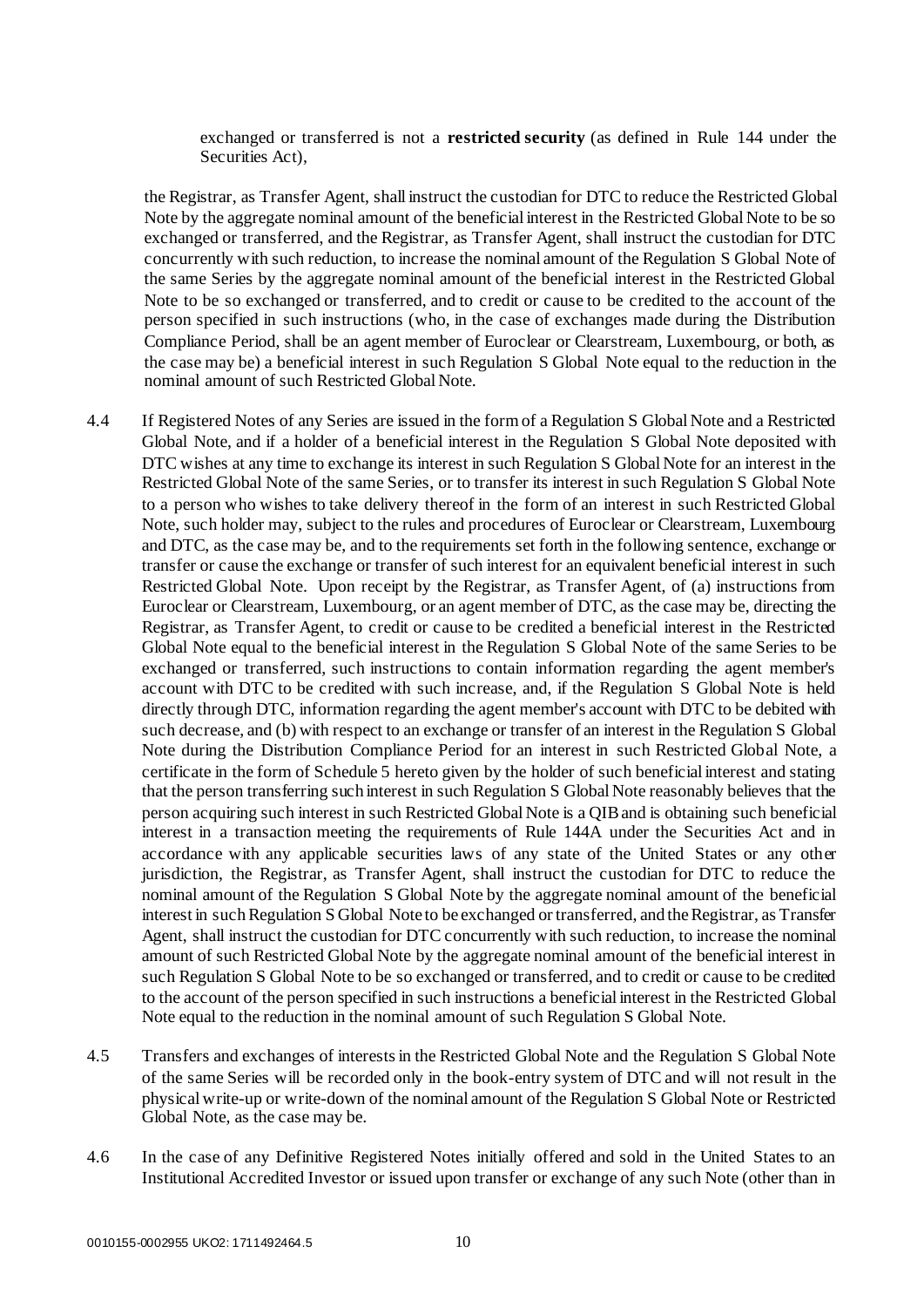exchanged or transferred is not a **restricted security** (as defined in Rule 144 under the Securities Act),

the Registrar, as Transfer Agent, shall instruct the custodian for DTC to reduce the Restricted Global Note by the aggregate nominal amount of the beneficial interest in the Restricted Global Note to be so exchanged or transferred, and the Registrar, as Transfer Agent, shall instruct the custodian for DTC concurrently with such reduction, to increase the nominal amount of the Regulation S Global Note of the same Series by the aggregate nominal amount of the beneficial interest in the Restricted Global Note to be so exchanged or transferred, and to credit or cause to be credited to the account of the person specified in such instructions (who, in the case of exchanges made during the Distribution Compliance Period, shall be an agent member of Euroclear or Clearstream, Luxembourg, or both, as the case may be) a beneficial interest in such Regulation S Global Note equal to the reduction in the nominal amount of such Restricted Global Note.

4.4 If Registered Notes of any Series are issued in the form of a Regulation S Global Note and a Restricted Global Note, and if a holder of a beneficial interest in the Regulation S Global Note deposited with DTC wishes at any time to exchange its interest in such Regulation S Global Note for an interest in the Restricted Global Note of the same Series, or to transfer its interest in such Regulation S Global Note to a person who wishes to take delivery thereof in the form of an interest in such Restricted Global Note, such holder may, subject to the rules and procedures of Euroclear or Clearstream, Luxembourg and DTC, as the case may be, and to the requirements set forth in the following sentence, exchange or transfer or cause the exchange or transfer of such interest for an equivalent beneficial interest in such Restricted Global Note. Upon receipt by the Registrar, as Transfer Agent, of (a) instructions from Euroclear or Clearstream, Luxembourg, or an agent member of DTC, as the case may be, directing the Registrar, as Transfer Agent, to credit or cause to be credited a beneficial interest in the Restricted Global Note equal to the beneficial interest in the Regulation S Global Note of the same Series to be exchanged or transferred, such instructions to contain information regarding the agent member's account with DTC to be credited with such increase, and, if the Regulation S Global Note is held directly through DTC, information regarding the agent member's account with DTC to be debited with such decrease, and (b) with respect to an exchange or transfer of an interest in the Regulation S Global Note during the Distribution Compliance Period for an interest in such Restricted Global Note, a certificate in the form of Schedule 5 hereto given by the holder of such beneficial interest and stating that the person transferring such interest in such Regulation S Global Note reasonably believes that the person acquiring such interest in such Restricted Global Note is a QIB and is obtaining such beneficial interest in a transaction meeting the requirements of Rule 144A under the Securities Act and in accordance with any applicable securities laws of any state of the United States or any other jurisdiction, the Registrar, as Transfer Agent, shall instruct the custodian for DTC to reduce the nominal amount of the Regulation S Global Note by the aggregate nominal amount of the beneficial interest in such Regulation S Global Note to be exchanged or transferred, and the Registrar, as Transfer Agent, shall instruct the custodian for DTC concurrently with such reduction, to increase the nominal amount of such Restricted Global Note by the aggregate nominal amount of the beneficial interest in such Regulation S Global Note to be so exchanged or transferred, and to credit or cause to be credited to the account of the person specified in such instructions a beneficial interest in the Restricted Global Note equal to the reduction in the nominal amount of such Regulation S Global Note.

4.5 Transfers and exchanges of interests in the Restricted Global Note and the Regulation S Global Note of the same Series will be recorded only in the book-entry system of DTC and will not result in the physical write-up or write-down of the nominal amount of the Regulation S Global Note or Restricted Global Note, as the case may be.

4.6 In the case of any Definitive Registered Notes initially offered and sold in the United States to an Institutional Accredited Investor or issued upon transfer or exchange of any such Note (other than in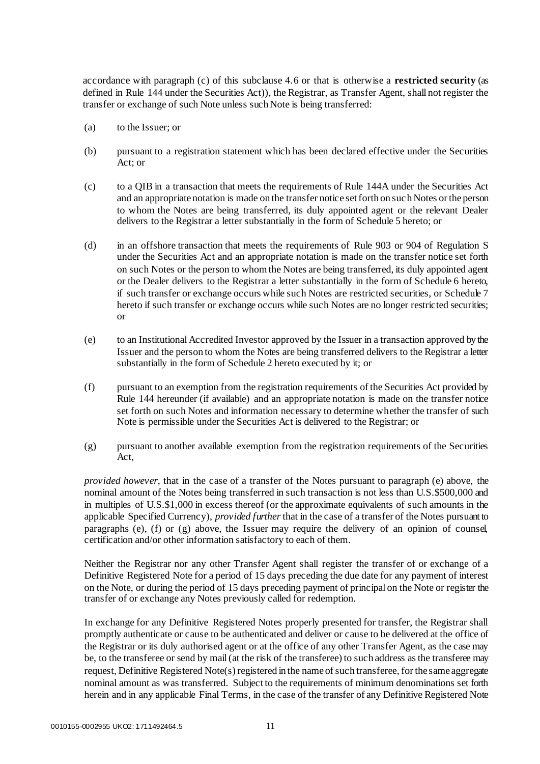accordance with paragraph (c) of this subclause 4.6 or that is otherwise a **restricted security** (as defined in Rule 144 under the Securities Act)), the Registrar, as Transfer Agent, shall not register the transfer or exchange of such Note unless such Note is being transferred:

(a) to the Issuer; or

(b) pursuant to a registration statement which has been declared effective under the Securities Act; or

(c) to a QIB in a transaction that meets the requirements of Rule 144A under the Securities Act and an appropriate notation is made on the transfer notice set forth on such Notes or the person to whom the Notes are being transferred, its duly appointed agent or the relevant Dealer delivers to the Registrar a letter substantially in the form of Schedule 5 hereto; or

(d) in an offshore transaction that meets the requirements of Rule 903 or 904 of Regulation S under the Securities Act and an appropriate notation is made on the transfer notice set forth on such Notes or the person to whom the Notes are being transferred, its duly appointed agent or the Dealer delivers to the Registrar a letter substantially in the form of Schedule 6 hereto, if such transfer or exchange occurs while such Notes are restricted securities, or Schedule 7 hereto if such transfer or exchange occurs while such Notes are no longer restricted securities; or

(e) to an Institutional Accredited Investor approved by the Issuer in a transaction approved by the Issuer and the person to whom the Notes are being transferred delivers to the Registrar a letter substantially in the form of Schedule 2 hereto executed by it; or

(f) pursuant to an exemption from the registration requirements of the Securities Act provided by Rule 144 hereunder (if available) and an appropriate notation is made on the transfer notice set forth on such Notes and information necessary to determine whether the transfer of such Note is permissible under the Securities Act is delivered to the Registrar; or

(g) pursuant to another available exemption from the registration requirements of the Securities Act,

*provided however*, that in the case of a transfer of the Notes pursuant to paragraph (e) above, the nominal amount of the Notes being transferred in such transaction is not less than U.S.$500,000 and in multiples of U.S.$1,000 in excess thereof (or the approximate equivalents of such amounts in the applicable Specified Currency), *provided further* that in the case of a transfer of the Notes pursuant to paragraphs (e), (f) or (g) above, the Issuer may require the delivery of an opinion of counsel, certification and/or other information satisfactory to each of them.

Neither the Registrar nor any other Transfer Agent shall register the transfer of or exchange of a Definitive Registered Note for a period of 15 days preceding the due date for any payment of interest on the Note, or during the period of 15 days preceding payment of principal on the Note or register the transfer of or exchange any Notes previously called for redemption.

In exchange for any Definitive Registered Notes properly presented for transfer, the Registrar shall promptly authenticate or cause to be authenticated and deliver or cause to be delivered at the office of the Registrar or its duly authorised agent or at the office of any other Transfer Agent, as the case may be, to the transferee or send by mail (at the risk of the transferee) to such address as the transferee may request, Definitive Registered Note(s) registered in the name of such transferee, for the same aggregate nominal amount as was transferred. Subject to the requirements of minimum denominations set forth herein and in any applicable Final Terms, in the case of the transfer of any Definitive Registered Note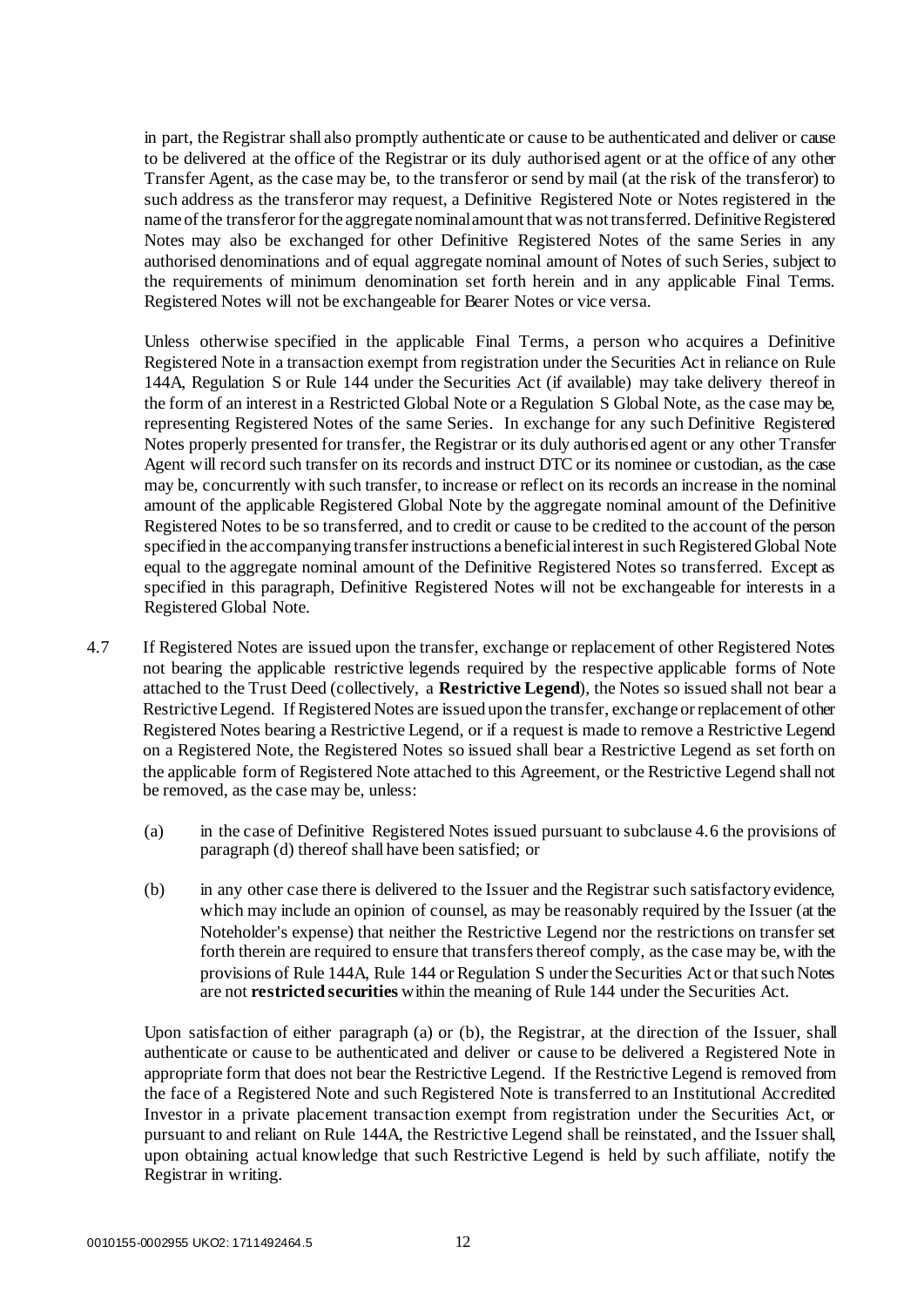in part, the Registrar shall also promptly authenticate or cause to be authenticated and deliver or cause to be delivered at the office of the Registrar or its duly authorised agent or at the office of any other Transfer Agent, as the case may be, to the transferor or send by mail (at the risk of the transferor) to such address as the transferor may request, a Definitive Registered Note or Notes registered in the name of the transferor for the aggregate nominal amount that was not transferred. Definitive Registered Notes may also be exchanged for other Definitive Registered Notes of the same Series in any authorised denominations and of equal aggregate nominal amount of Notes of such Series, subject to the requirements of minimum denomination set forth herein and in any applicable Final Terms. Registered Notes will not be exchangeable for Bearer Notes or vice versa.

Unless otherwise specified in the applicable Final Terms, a person who acquires a Definitive Registered Note in a transaction exempt from registration under the Securities Act in reliance on Rule 144A, Regulation S or Rule 144 under the Securities Act (if available) may take delivery thereof in the form of an interest in a Restricted Global Note or a Regulation S Global Note, as the case may be, representing Registered Notes of the same Series. In exchange for any such Definitive Registered Notes properly presented for transfer, the Registrar or its duly authorised agent or any other Transfer Agent will record such transfer on its records and instruct DTC or its nominee or custodian, as the case may be, concurrently with such transfer, to increase or reflect on its records an increase in the nominal amount of the applicable Registered Global Note by the aggregate nominal amount of the Definitive Registered Notes to be so transferred, and to credit or cause to be credited to the account of the person specified in the accompanying transfer instructions a beneficial interest in such Registered Global Note equal to the aggregate nominal amount of the Definitive Registered Notes so transferred. Except as specified in this paragraph, Definitive Registered Notes will not be exchangeable for interests in a Registered Global Note.

4.7 If Registered Notes are issued upon the transfer, exchange or replacement of other Registered Notes not bearing the applicable restrictive legends required by the respective applicable forms of Note attached to the Trust Deed (collectively, a **Restrictive Legend**), the Notes so issued shall not bear a Restrictive Legend. If Registered Notes are issued upon the transfer, exchange or replacement of other Registered Notes bearing a Restrictive Legend, or if a request is made to remove a Restrictive Legend on a Registered Note, the Registered Notes so issued shall bear a Restrictive Legend as set forth on the applicable form of Registered Note attached to this Agreement, or the Restrictive Legend shall not be removed, as the case may be, unless:

   (a) in the case of Definitive Registered Notes issued pursuant to subclause 4.6 the provisions of paragraph (d) thereof shall have been satisfied; or

   (b) in any other case there is delivered to the Issuer and the Registrar such satisfactory evidence, which may include an opinion of counsel, as may be reasonably required by the Issuer (at the Noteholder's expense) that neither the Restrictive Legend nor the restrictions on transfer set forth therein are required to ensure that transfers thereof comply, as the case may be, with the provisions of Rule 144A, Rule 144 or Regulation S under the Securities Act or that such Notes are not **restricted securities** within the meaning of Rule 144 under the Securities Act.

Upon satisfaction of either paragraph (a) or (b), the Registrar, at the direction of the Issuer, shall authenticate or cause to be authenticated and deliver or cause to be delivered a Registered Note in appropriate form that does not bear the Restrictive Legend. If the Restrictive Legend is removed from the face of a Registered Note and such Registered Note is transferred to an Institutional Accredited Investor in a private placement transaction exempt from registration under the Securities Act, or pursuant to and reliant on Rule 144A, the Restrictive Legend shall be reinstated, and the Issuer shall, upon obtaining actual knowledge that such Restrictive Legend is held by such affiliate, notify the Registrar in writing.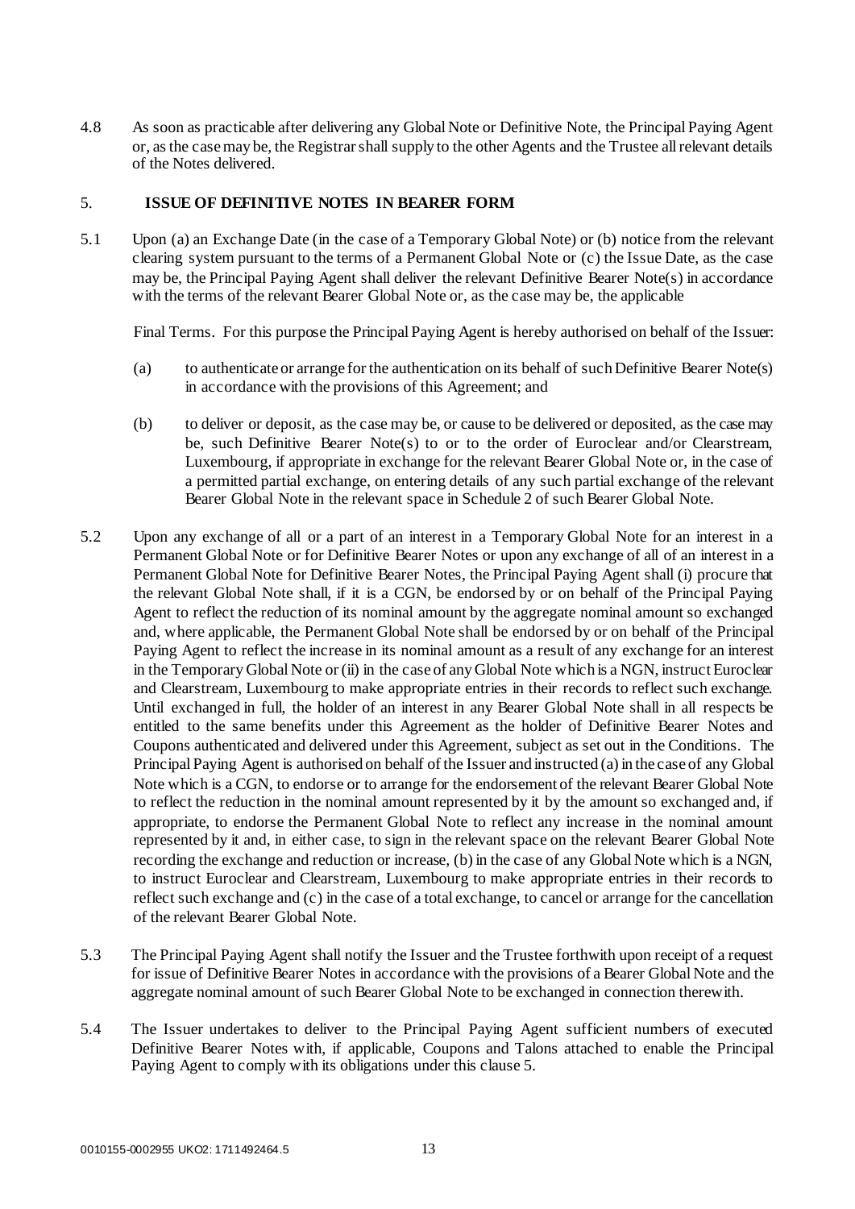4.8 As soon as practicable after delivering any Global Note or Definitive Note, the Principal Paying Agent or, as the case may be, the Registrar shall supply to the other Agents and the Trustee all relevant details of the Notes delivered.

## 5. ISSUE OF DEFINITIVE NOTES IN BEARER FORM

5.1 Upon (a) an Exchange Date (in the case of a Temporary Global Note) or (b) notice from the relevant clearing system pursuant to the terms of a Permanent Global Note or (c) the Issue Date, as the case may be, the Principal Paying Agent shall deliver the relevant Definitive Bearer Note(s) in accordance with the terms of the relevant Bearer Global Note or, as the case may be, the applicable

Final Terms. For this purpose the Principal Paying Agent is hereby authorised on behalf of the Issuer:

(a) to authenticate or arrange for the authentication on its behalf of such Definitive Bearer Note(s) in accordance with the provisions of this Agreement; and

(b) to deliver or deposit, as the case may be, or cause to be delivered or deposited, as the case may be, such Definitive Bearer Note(s) to or to the order of Euroclear and/or Clearstream, Luxembourg, if appropriate in exchange for the relevant Bearer Global Note or, in the case of a permitted partial exchange, on entering details of any such partial exchange of the relevant Bearer Global Note in the relevant space in Schedule 2 of such Bearer Global Note.

5.2 Upon any exchange of all or a part of an interest in a Temporary Global Note for an interest in a Permanent Global Note or for Definitive Bearer Notes or upon any exchange of all of an interest in a Permanent Global Note for Definitive Bearer Notes, the Principal Paying Agent shall (i) procure that the relevant Global Note shall, if it is a CGN, be endorsed by or on behalf of the Principal Paying Agent to reflect the reduction of its nominal amount by the aggregate nominal amount so exchanged and, where applicable, the Permanent Global Note shall be endorsed by or on behalf of the Principal Paying Agent to reflect the increase in its nominal amount as a result of any exchange for an interest in the Temporary Global Note or (ii) in the case of any Global Note which is a NGN, instruct Euroclear and Clearstream, Luxembourg to make appropriate entries in their records to reflect such exchange. Until exchanged in full, the holder of an interest in any Bearer Global Note shall in all respects be entitled to the same benefits under this Agreement as the holder of Definitive Bearer Notes and Coupons authenticated and delivered under this Agreement, subject as set out in the Conditions. The Principal Paying Agent is authorised on behalf of the Issuer and instructed (a) in the case of any Global Note which is a CGN, to endorse or to arrange for the endorsement of the relevant Bearer Global Note to reflect the reduction in the nominal amount represented by it by the amount so exchanged and, if appropriate, to endorse the Permanent Global Note to reflect any increase in the nominal amount represented by it and, in either case, to sign in the relevant space on the relevant Bearer Global Note recording the exchange and reduction or increase, (b) in the case of any Global Note which is a NGN, to instruct Euroclear and Clearstream, Luxembourg to make appropriate entries in their records to reflect such exchange and (c) in the case of a total exchange, to cancel or arrange for the cancellation of the relevant Bearer Global Note.

5.3 The Principal Paying Agent shall notify the Issuer and the Trustee forthwith upon receipt of a request for issue of Definitive Bearer Notes in accordance with the provisions of a Bearer Global Note and the aggregate nominal amount of such Bearer Global Note to be exchanged in connection therewith.

5.4 The Issuer undertakes to deliver to the Principal Paying Agent sufficient numbers of executed Definitive Bearer Notes with, if applicable, Coupons and Talons attached to enable the Principal Paying Agent to comply with its obligations under this clause 5.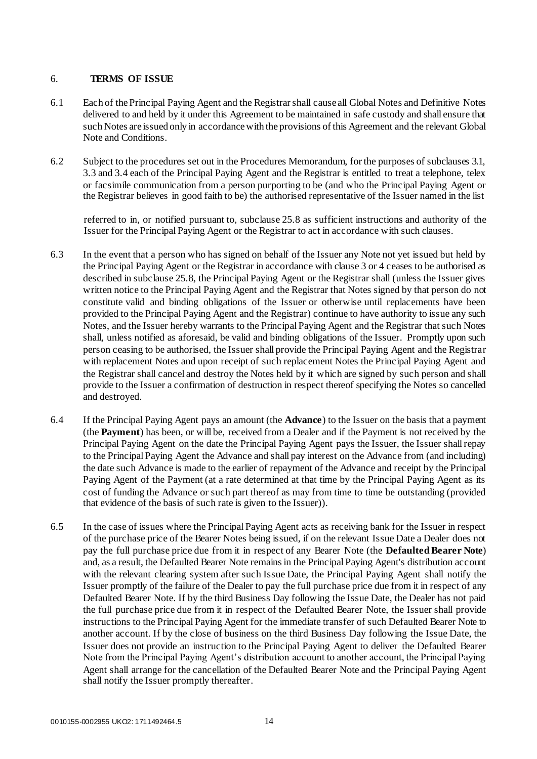## 6. TERMS OF ISSUE

6.1 Each of the Principal Paying Agent and the Registrar shall cause all Global Notes and Definitive Notes delivered to and held by it under this Agreement to be maintained in safe custody and shall ensure that such Notes are issued only in accordance with the provisions of this Agreement and the relevant Global Note and Conditions.

6.2 Subject to the procedures set out in the Procedures Memorandum, for the purposes of subclauses 3.1, 3.3 and 3.4 each of the Principal Paying Agent and the Registrar is entitled to treat a telephone, telex or facsimile communication from a person purporting to be (and who the Principal Paying Agent or the Registrar believes in good faith to be) the authorised representative of the Issuer named in the list referred to in, or notified pursuant to, subclause 25.8 as sufficient instructions and authority of the Issuer for the Principal Paying Agent or the Registrar to act in accordance with such clauses.

6.3 In the event that a person who has signed on behalf of the Issuer any Note not yet issued but held by the Principal Paying Agent or the Registrar in accordance with clause 3 or 4 ceases to be authorised as described in subclause 25.8, the Principal Paying Agent or the Registrar shall (unless the Issuer gives written notice to the Principal Paying Agent and the Registrar that Notes signed by that person do not constitute valid and binding obligations of the Issuer or otherwise until replacements have been provided to the Principal Paying Agent and the Registrar) continue to have authority to issue any such Notes, and the Issuer hereby warrants to the Principal Paying Agent and the Registrar that such Notes shall, unless notified as aforesaid, be valid and binding obligations of the Issuer. Promptly upon such person ceasing to be authorised, the Issuer shall provide the Principal Paying Agent and the Registrar with replacement Notes and upon receipt of such replacement Notes the Principal Paying Agent and the Registrar shall cancel and destroy the Notes held by it which are signed by such person and shall provide to the Issuer a confirmation of destruction in respect thereof specifying the Notes so cancelled and destroyed.

6.4 If the Principal Paying Agent pays an amount (the **Advance**) to the Issuer on the basis that a payment (the **Payment**) has been, or will be, received from a Dealer and if the Payment is not received by the Principal Paying Agent on the date the Principal Paying Agent pays the Issuer, the Issuer shall repay to the Principal Paying Agent the Advance and shall pay interest on the Advance from (and including) the date such Advance is made to the earlier of repayment of the Advance and receipt by the Principal Paying Agent of the Payment (at a rate determined at that time by the Principal Paying Agent as its cost of funding the Advance or such part thereof as may from time to time be outstanding (provided that evidence of the basis of such rate is given to the Issuer)).

6.5 In the case of issues where the Principal Paying Agent acts as receiving bank for the Issuer in respect of the purchase price of the Bearer Notes being issued, if on the relevant Issue Date a Dealer does not pay the full purchase price due from it in respect of any Bearer Note (the **Defaulted Bearer Note**) and, as a result, the Defaulted Bearer Note remains in the Principal Paying Agent's distribution account with the relevant clearing system after such Issue Date, the Principal Paying Agent shall notify the Issuer promptly of the failure of the Dealer to pay the full purchase price due from it in respect of any Defaulted Bearer Note. If by the third Business Day following the Issue Date, the Dealer has not paid the full purchase price due from it in respect of the Defaulted Bearer Note, the Issuer shall provide instructions to the Principal Paying Agent for the immediate transfer of such Defaulted Bearer Note to another account. If by the close of business on the third Business Day following the Issue Date, the Issuer does not provide an instruction to the Principal Paying Agent to deliver the Defaulted Bearer Note from the Principal Paying Agent's distribution account to another account, the Principal Paying Agent shall arrange for the cancellation of the Defaulted Bearer Note and the Principal Paying Agent shall notify the Issuer promptly thereafter.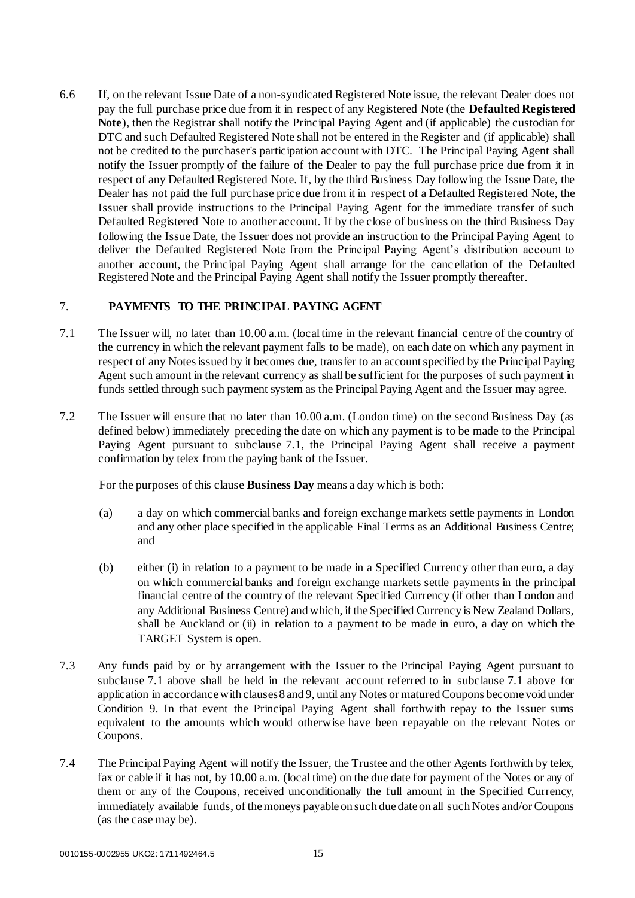6.6 If, on the relevant Issue Date of a non-syndicated Registered Note issue, the relevant Dealer does not pay the full purchase price due from it in respect of any Registered Note (the **Defaulted Registered Note**), then the Registrar shall notify the Principal Paying Agent and (if applicable) the custodian for DTC and such Defaulted Registered Note shall not be entered in the Register and (if applicable) shall not be credited to the purchaser's participation account with DTC. The Principal Paying Agent shall notify the Issuer promptly of the failure of the Dealer to pay the full purchase price due from it in respect of any Defaulted Registered Note. If, by the third Business Day following the Issue Date, the Dealer has not paid the full purchase price due from it in respect of a Defaulted Registered Note, the Issuer shall provide instructions to the Principal Paying Agent for the immediate transfer of such Defaulted Registered Note to another account. If by the close of business on the third Business Day following the Issue Date, the Issuer does not provide an instruction to the Principal Paying Agent to deliver the Defaulted Registered Note from the Principal Paying Agent's distribution account to another account, the Principal Paying Agent shall arrange for the cancellation of the Defaulted Registered Note and the Principal Paying Agent shall notify the Issuer promptly thereafter.

## 7. PAYMENTS TO THE PRINCIPAL PAYING AGENT

7.1 The Issuer will, no later than 10.00 a.m. (local time in the relevant financial centre of the country of the currency in which the relevant payment falls to be made), on each date on which any payment in respect of any Notes issued by it becomes due, transfer to an account specified by the Principal Paying Agent such amount in the relevant currency as shall be sufficient for the purposes of such payment in funds settled through such payment system as the Principal Paying Agent and the Issuer may agree.

7.2 The Issuer will ensure that no later than 10.00 a.m. (London time) on the second Business Day (as defined below) immediately preceding the date on which any payment is to be made to the Principal Paying Agent pursuant to subclause 7.1, the Principal Paying Agent shall receive a payment confirmation by telex from the paying bank of the Issuer.

For the purposes of this clause **Business Day** means a day which is both:

(a) a day on which commercial banks and foreign exchange markets settle payments in London and any other place specified in the applicable Final Terms as an Additional Business Centre; and

(b) either (i) in relation to a payment to be made in a Specified Currency other than euro, a day on which commercial banks and foreign exchange markets settle payments in the principal financial centre of the country of the relevant Specified Currency (if other than London and any Additional Business Centre) and which, if the Specified Currency is New Zealand Dollars, shall be Auckland or (ii) in relation to a payment to be made in euro, a day on which the TARGET System is open.

7.3 Any funds paid by or by arrangement with the Issuer to the Principal Paying Agent pursuant to subclause 7.1 above shall be held in the relevant account referred to in subclause 7.1 above for application in accordance with clauses 8 and 9, until any Notes or matured Coupons become void under Condition 9. In that event the Principal Paying Agent shall forthwith repay to the Issuer sums equivalent to the amounts which would otherwise have been repayable on the relevant Notes or Coupons.

7.4 The Principal Paying Agent will notify the Issuer, the Trustee and the other Agents forthwith by telex, fax or cable if it has not, by 10.00 a.m. (local time) on the due date for payment of the Notes or any of them or any of the Coupons, received unconditionally the full amount in the Specified Currency, immediately available funds, of the moneys payable on such due date on all such Notes and/or Coupons (as the case may be).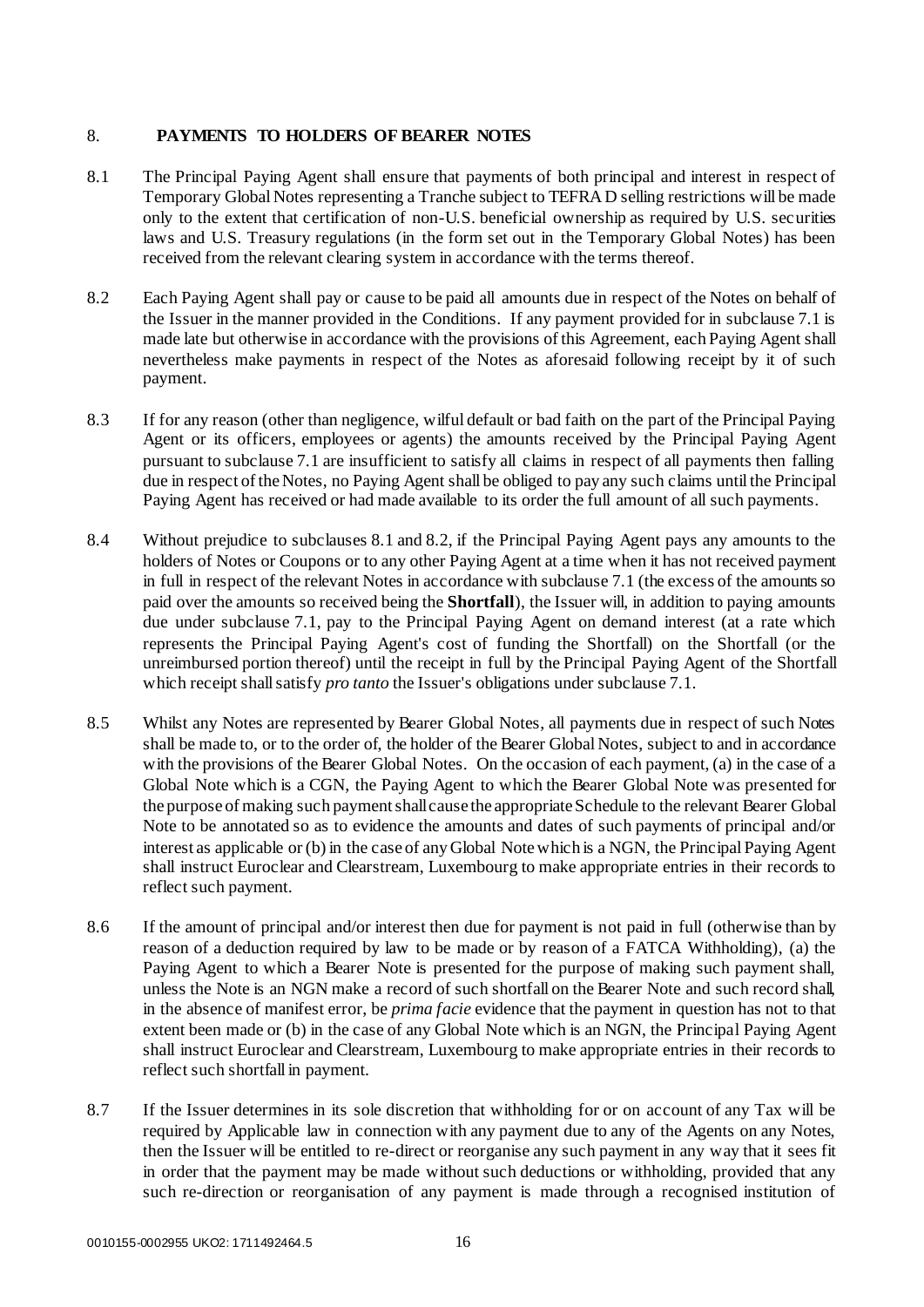## 8. PAYMENTS TO HOLDERS OF BEARER NOTES

8.1 The Principal Paying Agent shall ensure that payments of both principal and interest in respect of Temporary Global Notes representing a Tranche subject to TEFRA D selling restrictions will be made only to the extent that certification of non-U.S. beneficial ownership as required by U.S. securities laws and U.S. Treasury regulations (in the form set out in the Temporary Global Notes) has been received from the relevant clearing system in accordance with the terms thereof.

8.2 Each Paying Agent shall pay or cause to be paid all amounts due in respect of the Notes on behalf of the Issuer in the manner provided in the Conditions. If any payment provided for in subclause 7.1 is made late but otherwise in accordance with the provisions of this Agreement, each Paying Agent shall nevertheless make payments in respect of the Notes as aforesaid following receipt by it of such payment.

8.3 If for any reason (other than negligence, wilful default or bad faith on the part of the Principal Paying Agent or its officers, employees or agents) the amounts received by the Principal Paying Agent pursuant to subclause 7.1 are insufficient to satisfy all claims in respect of all payments then falling due in respect of the Notes, no Paying Agent shall be obliged to pay any such claims until the Principal Paying Agent has received or had made available to its order the full amount of all such payments.

8.4 Without prejudice to subclauses 8.1 and 8.2, if the Principal Paying Agent pays any amounts to the holders of Notes or Coupons or to any other Paying Agent at a time when it has not received payment in full in respect of the relevant Notes in accordance with subclause 7.1 (the excess of the amounts so paid over the amounts so received being the **Shortfall**), the Issuer will, in addition to paying amounts due under subclause 7.1, pay to the Principal Paying Agent on demand interest (at a rate which represents the Principal Paying Agent's cost of funding the Shortfall) on the Shortfall (or the unreimbursed portion thereof) until the receipt in full by the Principal Paying Agent of the Shortfall which receipt shall satisfy *pro tanto* the Issuer's obligations under subclause 7.1.

8.5 Whilst any Notes are represented by Bearer Global Notes, all payments due in respect of such Notes shall be made to, or to the order of, the holder of the Bearer Global Notes, subject to and in accordance with the provisions of the Bearer Global Notes. On the occasion of each payment, (a) in the case of a Global Note which is a CGN, the Paying Agent to which the Bearer Global Note was presented for the purpose of making such payment shall cause the appropriate Schedule to the relevant Bearer Global Note to be annotated so as to evidence the amounts and dates of such payments of principal and/or interest as applicable or (b) in the case of any Global Note which is a NGN, the Principal Paying Agent shall instruct Euroclear and Clearstream, Luxembourg to make appropriate entries in their records to reflect such payment.

8.6 If the amount of principal and/or interest then due for payment is not paid in full (otherwise than by reason of a deduction required by law to be made or by reason of a FATCA Withholding), (a) the Paying Agent to which a Bearer Note is presented for the purpose of making such payment shall, unless the Note is an NGN make a record of such shortfall on the Bearer Note and such record shall, in the absence of manifest error, be *prima facie* evidence that the payment in question has not to that extent been made or (b) in the case of any Global Note which is an NGN, the Principal Paying Agent shall instruct Euroclear and Clearstream, Luxembourg to make appropriate entries in their records to reflect such shortfall in payment.

8.7 If the Issuer determines in its sole discretion that withholding for or on account of any Tax will be required by Applicable law in connection with any payment due to any of the Agents on any Notes, then the Issuer will be entitled to re-direct or reorganise any such payment in any way that it sees fit in order that the payment may be made without such deductions or withholding, provided that any such re-direction or reorganisation of any payment is made through a recognised institution of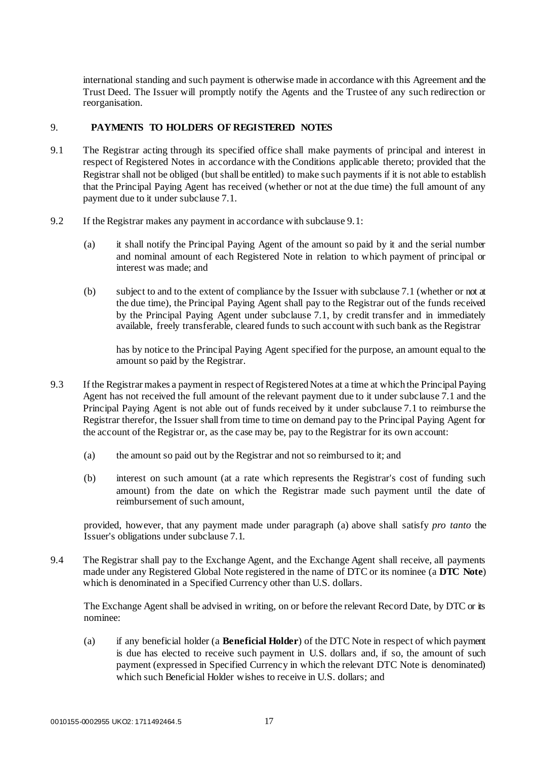international standing and such payment is otherwise made in accordance with this Agreement and the Trust Deed. The Issuer will promptly notify the Agents and the Trustee of any such redirection or reorganisation.

## 9. PAYMENTS TO HOLDERS OF REGISTERED NOTES

9.1 The Registrar acting through its specified office shall make payments of principal and interest in respect of Registered Notes in accordance with the Conditions applicable thereto; provided that the Registrar shall not be obliged (but shall be entitled) to make such payments if it is not able to establish that the Principal Paying Agent has received (whether or not at the due time) the full amount of any payment due to it under subclause 7.1.

9.2 If the Registrar makes any payment in accordance with subclause 9.1:

(a) it shall notify the Principal Paying Agent of the amount so paid by it and the serial number and nominal amount of each Registered Note in relation to which payment of principal or interest was made; and

(b) subject to and to the extent of compliance by the Issuer with subclause 7.1 (whether or not at the due time), the Principal Paying Agent shall pay to the Registrar out of the funds received by the Principal Paying Agent under subclause 7.1, by credit transfer and in immediately available, freely transferable, cleared funds to such account with such bank as the Registrar has by notice to the Principal Paying Agent specified for the purpose, an amount equal to the amount so paid by the Registrar.

9.3 If the Registrar makes a payment in respect of Registered Notes at a time at which the Principal Paying Agent has not received the full amount of the relevant payment due to it under subclause 7.1 and the Principal Paying Agent is not able out of funds received by it under subclause 7.1 to reimburse the Registrar therefor, the Issuer shall from time to time on demand pay to the Principal Paying Agent for the account of the Registrar or, as the case may be, pay to the Registrar for its own account:

(a) the amount so paid out by the Registrar and not so reimbursed to it; and

(b) interest on such amount (at a rate which represents the Registrar's cost of funding such amount) from the date on which the Registrar made such payment until the date of reimbursement of such amount,

provided, however, that any payment made under paragraph (a) above shall satisfy *pro tanto* the Issuer's obligations under subclause 7.1.

9.4 The Registrar shall pay to the Exchange Agent, and the Exchange Agent shall receive, all payments made under any Registered Global Note registered in the name of DTC or its nominee (a **DTC Note**) which is denominated in a Specified Currency other than U.S. dollars.

The Exchange Agent shall be advised in writing, on or before the relevant Record Date, by DTC or its nominee:

(a) if any beneficial holder (a **Beneficial Holder**) of the DTC Note in respect of which payment is due has elected to receive such payment in U.S. dollars and, if so, the amount of such payment (expressed in Specified Currency in which the relevant DTC Note is denominated) which such Beneficial Holder wishes to receive in U.S. dollars; and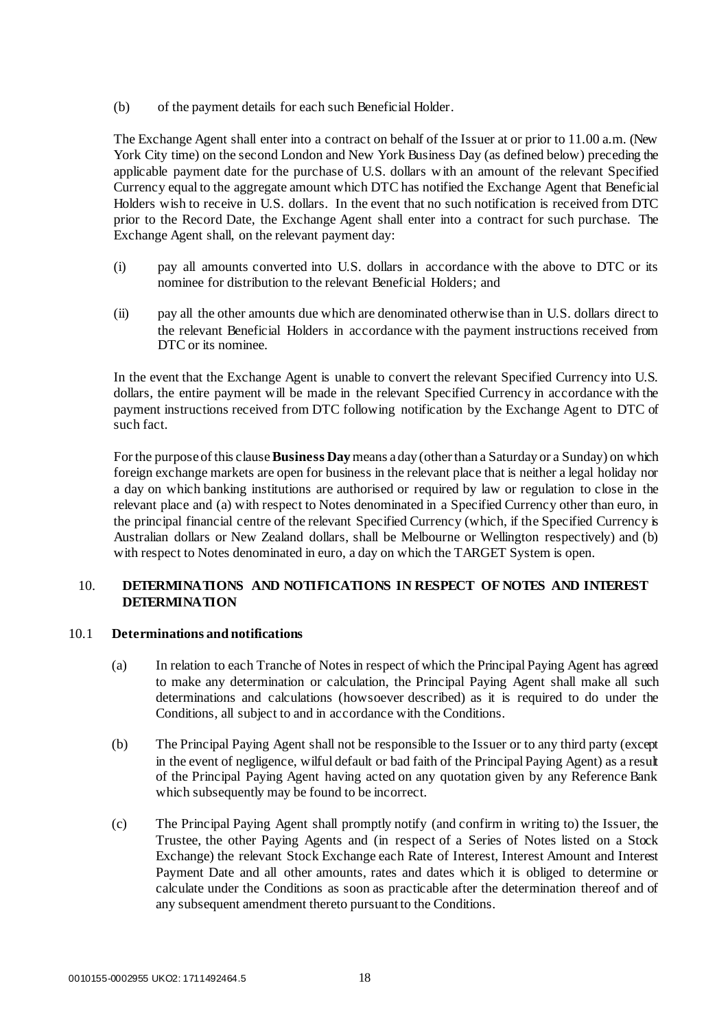(b) of the payment details for each such Beneficial Holder.

The Exchange Agent shall enter into a contract on behalf of the Issuer at or prior to 11.00 a.m. (New York City time) on the second London and New York Business Day (as defined below) preceding the applicable payment date for the purchase of U.S. dollars with an amount of the relevant Specified Currency equal to the aggregate amount which DTC has notified the Exchange Agent that Beneficial Holders wish to receive in U.S. dollars. In the event that no such notification is received from DTC prior to the Record Date, the Exchange Agent shall enter into a contract for such purchase. The Exchange Agent shall, on the relevant payment day:

(i) pay all amounts converted into U.S. dollars in accordance with the above to DTC or its nominee for distribution to the relevant Beneficial Holders; and

(ii) pay all the other amounts due which are denominated otherwise than in U.S. dollars direct to the relevant Beneficial Holders in accordance with the payment instructions received from DTC or its nominee.

In the event that the Exchange Agent is unable to convert the relevant Specified Currency into U.S. dollars, the entire payment will be made in the relevant Specified Currency in accordance with the payment instructions received from DTC following notification by the Exchange Agent to DTC of such fact.

For the purpose of this clause **Business Day** means a day (other than a Saturday or a Sunday) on which foreign exchange markets are open for business in the relevant place that is neither a legal holiday nor a day on which banking institutions are authorised or required by law or regulation to close in the relevant place and (a) with respect to Notes denominated in a Specified Currency other than euro, in the principal financial centre of the relevant Specified Currency (which, if the Specified Currency is Australian dollars or New Zealand dollars, shall be Melbourne or Wellington respectively) and (b) with respect to Notes denominated in euro, a day on which the TARGET System is open.

## 10. DETERMINATIONS AND NOTIFICATIONS IN RESPECT OF NOTES AND INTEREST DETERMINATION

### 10.1 Determinations and notifications

(a) In relation to each Tranche of Notes in respect of which the Principal Paying Agent has agreed to make any determination or calculation, the Principal Paying Agent shall make all such determinations and calculations (howsoever described) as it is required to do under the Conditions, all subject to and in accordance with the Conditions.

(b) The Principal Paying Agent shall not be responsible to the Issuer or to any third party (except in the event of negligence, wilful default or bad faith of the Principal Paying Agent) as a result of the Principal Paying Agent having acted on any quotation given by any Reference Bank which subsequently may be found to be incorrect.

(c) The Principal Paying Agent shall promptly notify (and confirm in writing to) the Issuer, the Trustee, the other Paying Agents and (in respect of a Series of Notes listed on a Stock Exchange) the relevant Stock Exchange each Rate of Interest, Interest Amount and Interest Payment Date and all other amounts, rates and dates which it is obliged to determine or calculate under the Conditions as soon as practicable after the determination thereof and of any subsequent amendment thereto pursuant to the Conditions.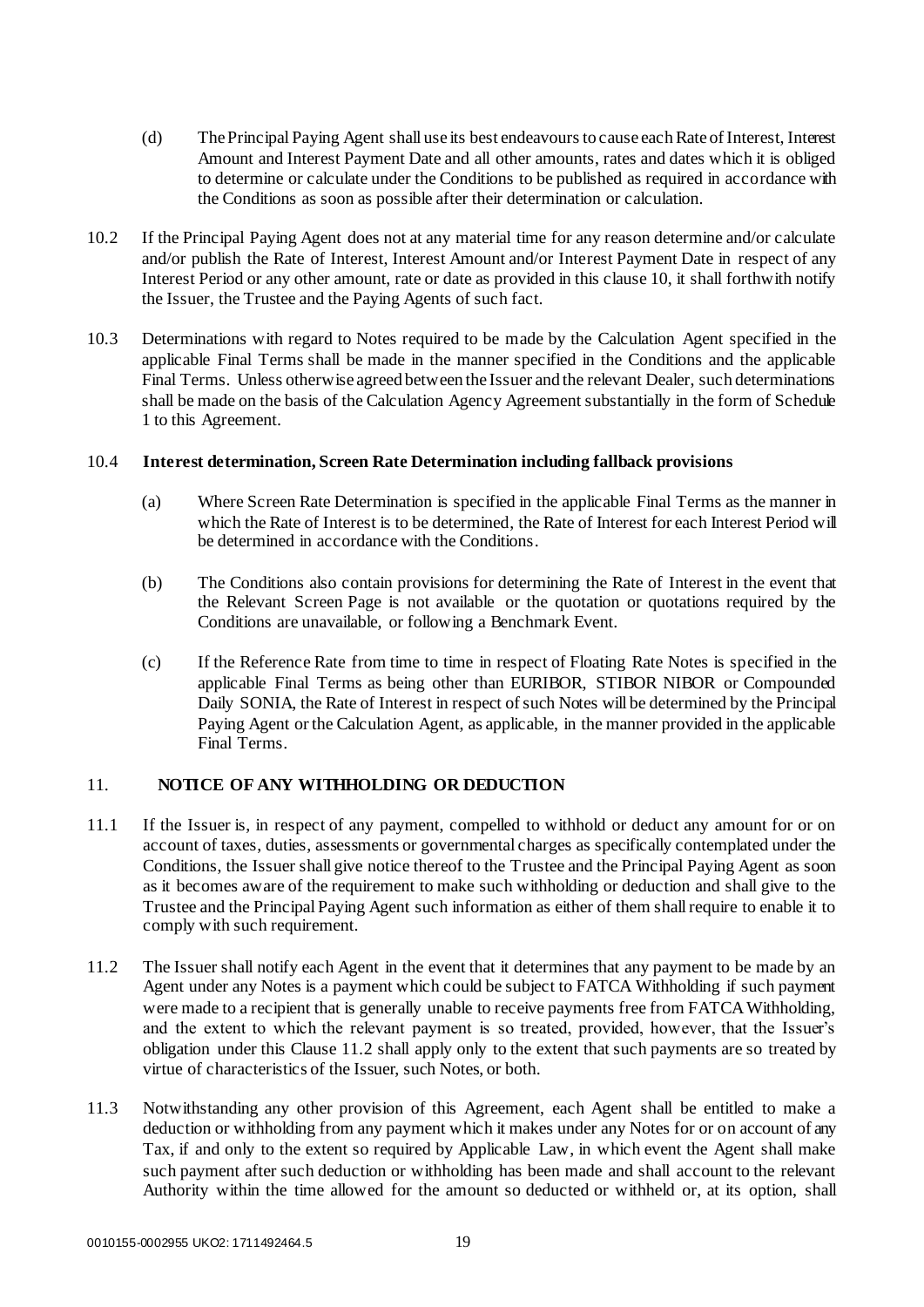(d) The Principal Paying Agent shall use its best endeavours to cause each Rate of Interest, Interest Amount and Interest Payment Date and all other amounts, rates and dates which it is obliged to determine or calculate under the Conditions to be published as required in accordance with the Conditions as soon as possible after their determination or calculation.

10.2 If the Principal Paying Agent does not at any material time for any reason determine and/or calculate and/or publish the Rate of Interest, Interest Amount and/or Interest Payment Date in respect of any Interest Period or any other amount, rate or date as provided in this clause 10, it shall forthwith notify the Issuer, the Trustee and the Paying Agents of such fact.

10.3 Determinations with regard to Notes required to be made by the Calculation Agent specified in the applicable Final Terms shall be made in the manner specified in the Conditions and the applicable Final Terms. Unless otherwise agreed between the Issuer and the relevant Dealer, such determinations shall be made on the basis of the Calculation Agency Agreement substantially in the form of Schedule 1 to this Agreement.

10.4 **Interest determination, Screen Rate Determination including fallback provisions**

(a) Where Screen Rate Determination is specified in the applicable Final Terms as the manner in which the Rate of Interest is to be determined, the Rate of Interest for each Interest Period will be determined in accordance with the Conditions.

(b) The Conditions also contain provisions for determining the Rate of Interest in the event that the Relevant Screen Page is not available or the quotation or quotations required by the Conditions are unavailable, or following a Benchmark Event.

(c) If the Reference Rate from time to time in respect of Floating Rate Notes is specified in the applicable Final Terms as being other than EURIBOR, STIBOR NIBOR or Compounded Daily SONIA, the Rate of Interest in respect of such Notes will be determined by the Principal Paying Agent or the Calculation Agent, as applicable, in the manner provided in the applicable Final Terms.

## 11. NOTICE OF ANY WITHHOLDING OR DEDUCTION

11.1 If the Issuer is, in respect of any payment, compelled to withhold or deduct any amount for or on account of taxes, duties, assessments or governmental charges as specifically contemplated under the Conditions, the Issuer shall give notice thereof to the Trustee and the Principal Paying Agent as soon as it becomes aware of the requirement to make such withholding or deduction and shall give to the Trustee and the Principal Paying Agent such information as either of them shall require to enable it to comply with such requirement.

11.2 The Issuer shall notify each Agent in the event that it determines that any payment to be made by an Agent under any Notes is a payment which could be subject to FATCA Withholding if such payment were made to a recipient that is generally unable to receive payments free from FATCA Withholding, and the extent to which the relevant payment is so treated, provided, however, that the Issuer's obligation under this Clause 11.2 shall apply only to the extent that such payments are so treated by virtue of characteristics of the Issuer, such Notes, or both.

11.3 Notwithstanding any other provision of this Agreement, each Agent shall be entitled to make a deduction or withholding from any payment which it makes under any Notes for or on account of any Tax, if and only to the extent so required by Applicable Law, in which event the Agent shall make such payment after such deduction or withholding has been made and shall account to the relevant Authority within the time allowed for the amount so deducted or withheld or, at its option, shall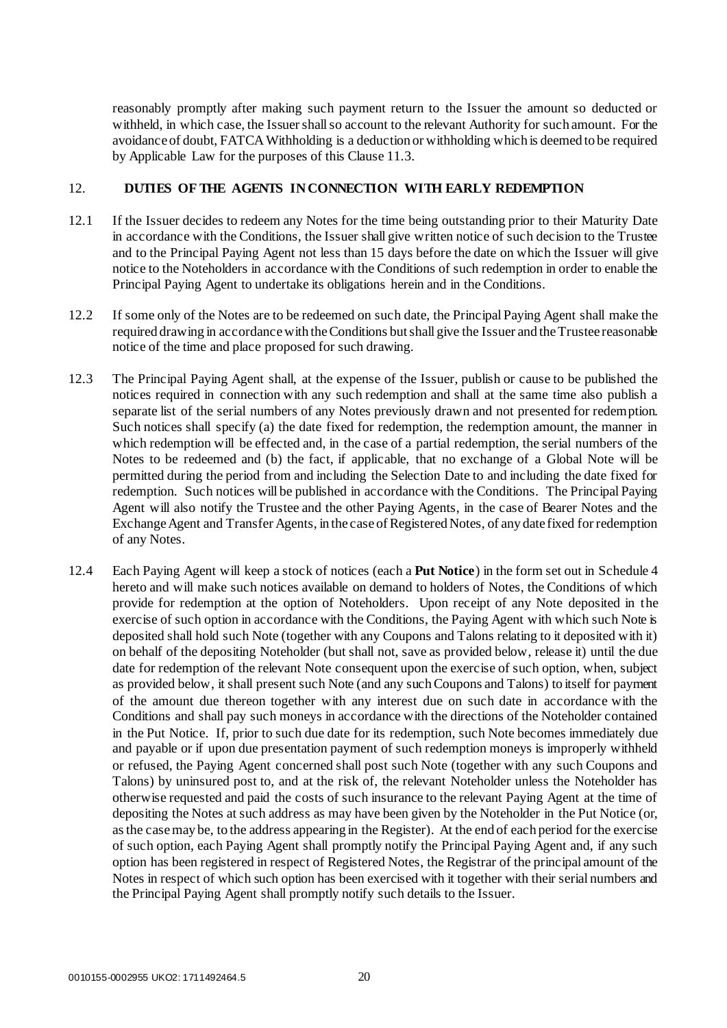reasonably promptly after making such payment return to the Issuer the amount so deducted or withheld, in which case, the Issuer shall so account to the relevant Authority for such amount. For the avoidance of doubt, FATCA Withholding is a deduction or withholding which is deemed to be required by Applicable Law for the purposes of this Clause 11.3.

## 12. DUTIES OF THE AGENTS IN CONNECTION WITH EARLY REDEMPTION

12.1 If the Issuer decides to redeem any Notes for the time being outstanding prior to their Maturity Date in accordance with the Conditions, the Issuer shall give written notice of such decision to the Trustee and to the Principal Paying Agent not less than 15 days before the date on which the Issuer will give notice to the Noteholders in accordance with the Conditions of such redemption in order to enable the Principal Paying Agent to undertake its obligations herein and in the Conditions.

12.2 If some only of the Notes are to be redeemed on such date, the Principal Paying Agent shall make the required drawing in accordance with the Conditions but shall give the Issuer and the Trustee reasonable notice of the time and place proposed for such drawing.

12.3 The Principal Paying Agent shall, at the expense of the Issuer, publish or cause to be published the notices required in connection with any such redemption and shall at the same time also publish a separate list of the serial numbers of any Notes previously drawn and not presented for redemption. Such notices shall specify (a) the date fixed for redemption, the redemption amount, the manner in which redemption will be effected and, in the case of a partial redemption, the serial numbers of the Notes to be redeemed and (b) the fact, if applicable, that no exchange of a Global Note will be permitted during the period from and including the Selection Date to and including the date fixed for redemption. Such notices will be published in accordance with the Conditions. The Principal Paying Agent will also notify the Trustee and the other Paying Agents, in the case of Bearer Notes and the Exchange Agent and Transfer Agents, in the case of Registered Notes, of any date fixed for redemption of any Notes.

12.4 Each Paying Agent will keep a stock of notices (each a **Put Notice**) in the form set out in Schedule 4 hereto and will make such notices available on demand to holders of Notes, the Conditions of which provide for redemption at the option of Noteholders. Upon receipt of any Note deposited in the exercise of such option in accordance with the Conditions, the Paying Agent with which such Note is deposited shall hold such Note (together with any Coupons and Talons relating to it deposited with it) on behalf of the depositing Noteholder (but shall not, save as provided below, release it) until the due date for redemption of the relevant Note consequent upon the exercise of such option, when, subject as provided below, it shall present such Note (and any such Coupons and Talons) to itself for payment of the amount due thereon together with any interest due on such date in accordance with the Conditions and shall pay such moneys in accordance with the directions of the Noteholder contained in the Put Notice. If, prior to such due date for its redemption, such Note becomes immediately due and payable or if upon due presentation payment of such redemption moneys is improperly withheld or refused, the Paying Agent concerned shall post such Note (together with any such Coupons and Talons) by uninsured post to, and at the risk of, the relevant Noteholder unless the Noteholder has otherwise requested and paid the costs of such insurance to the relevant Paying Agent at the time of depositing the Notes at such address as may have been given by the Noteholder in the Put Notice (or, as the case may be, to the address appearing in the Register). At the end of each period for the exercise of such option, each Paying Agent shall promptly notify the Principal Paying Agent and, if any such option has been registered in respect of Registered Notes, the Registrar of the principal amount of the Notes in respect of which such option has been exercised with it together with their serial numbers and the Principal Paying Agent shall promptly notify such details to the Issuer.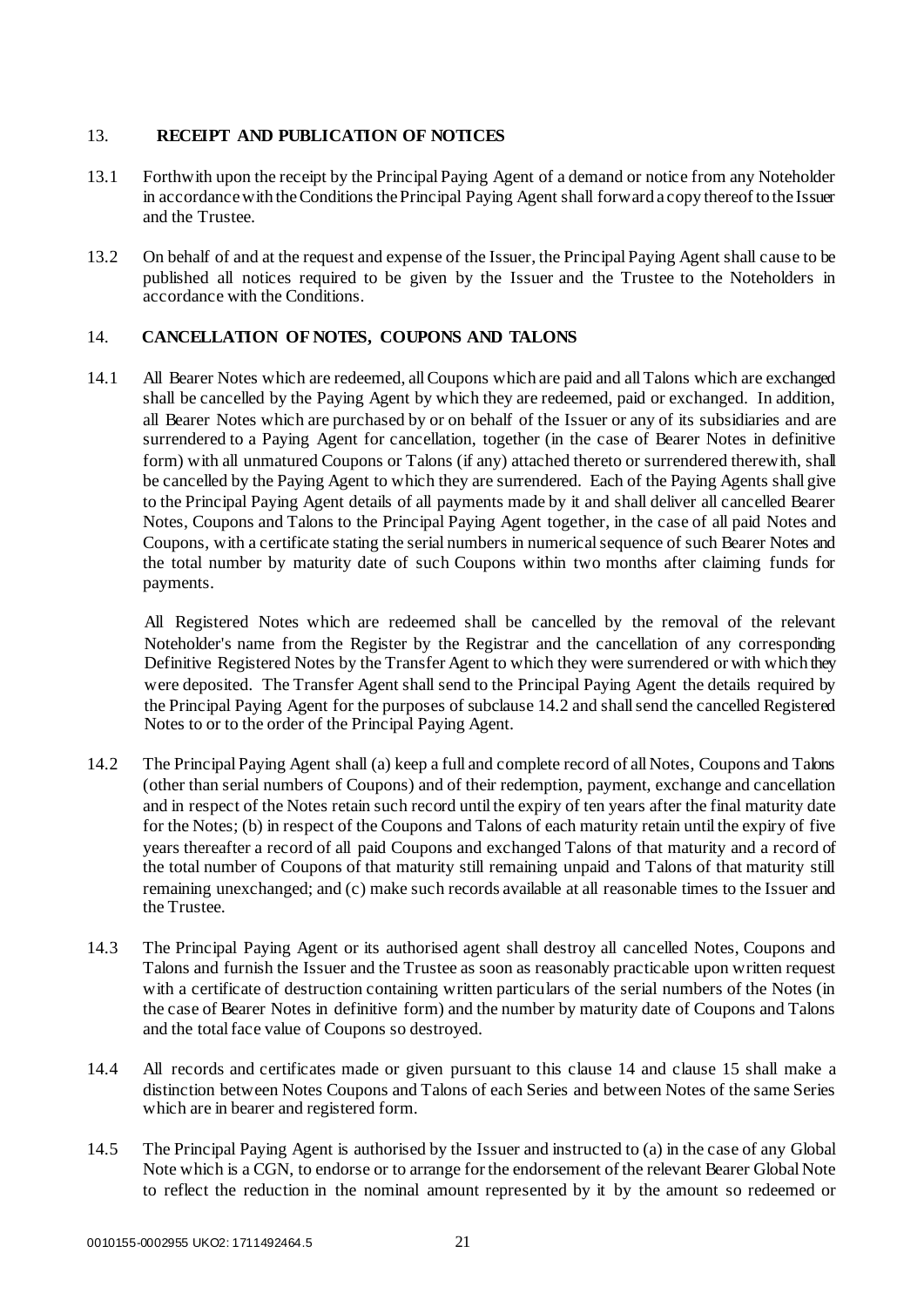## 13. RECEIPT AND PUBLICATION OF NOTICES

13.1 Forthwith upon the receipt by the Principal Paying Agent of a demand or notice from any Noteholder in accordance with the Conditions the Principal Paying Agent shall forward a copy thereof to the Issuer and the Trustee.

13.2 On behalf of and at the request and expense of the Issuer, the Principal Paying Agent shall cause to be published all notices required to be given by the Issuer and the Trustee to the Noteholders in accordance with the Conditions.

## 14. CANCELLATION OF NOTES, COUPONS AND TALONS

14.1 All Bearer Notes which are redeemed, all Coupons which are paid and all Talons which are exchanged shall be cancelled by the Paying Agent by which they are redeemed, paid or exchanged. In addition, all Bearer Notes which are purchased by or on behalf of the Issuer or any of its subsidiaries and are surrendered to a Paying Agent for cancellation, together (in the case of Bearer Notes in definitive form) with all unmatured Coupons or Talons (if any) attached thereto or surrendered therewith, shall be cancelled by the Paying Agent to which they are surrendered. Each of the Paying Agents shall give to the Principal Paying Agent details of all payments made by it and shall deliver all cancelled Bearer Notes, Coupons and Talons to the Principal Paying Agent together, in the case of all paid Notes and Coupons, with a certificate stating the serial numbers in numerical sequence of such Bearer Notes and the total number by maturity date of such Coupons within two months after claiming funds for payments.

All Registered Notes which are redeemed shall be cancelled by the removal of the relevant Noteholder's name from the Register by the Registrar and the cancellation of any corresponding Definitive Registered Notes by the Transfer Agent to which they were surrendered or with which they were deposited. The Transfer Agent shall send to the Principal Paying Agent the details required by the Principal Paying Agent for the purposes of subclause 14.2 and shall send the cancelled Registered Notes to or to the order of the Principal Paying Agent.

14.2 The Principal Paying Agent shall (a) keep a full and complete record of all Notes, Coupons and Talons (other than serial numbers of Coupons) and of their redemption, payment, exchange and cancellation and in respect of the Notes retain such record until the expiry of ten years after the final maturity date for the Notes; (b) in respect of the Coupons and Talons of each maturity retain until the expiry of five years thereafter a record of all paid Coupons and exchanged Talons of that maturity and a record of the total number of Coupons of that maturity still remaining unpaid and Talons of that maturity still remaining unexchanged; and (c) make such records available at all reasonable times to the Issuer and the Trustee.

14.3 The Principal Paying Agent or its authorised agent shall destroy all cancelled Notes, Coupons and Talons and furnish the Issuer and the Trustee as soon as reasonably practicable upon written request with a certificate of destruction containing written particulars of the serial numbers of the Notes (in the case of Bearer Notes in definitive form) and the number by maturity date of Coupons and Talons and the total face value of Coupons so destroyed.

14.4 All records and certificates made or given pursuant to this clause 14 and clause 15 shall make a distinction between Notes Coupons and Talons of each Series and between Notes of the same Series which are in bearer and registered form.

14.5 The Principal Paying Agent is authorised by the Issuer and instructed to (a) in the case of any Global Note which is a CGN, to endorse or to arrange for the endorsement of the relevant Bearer Global Note to reflect the reduction in the nominal amount represented by it by the amount so redeemed or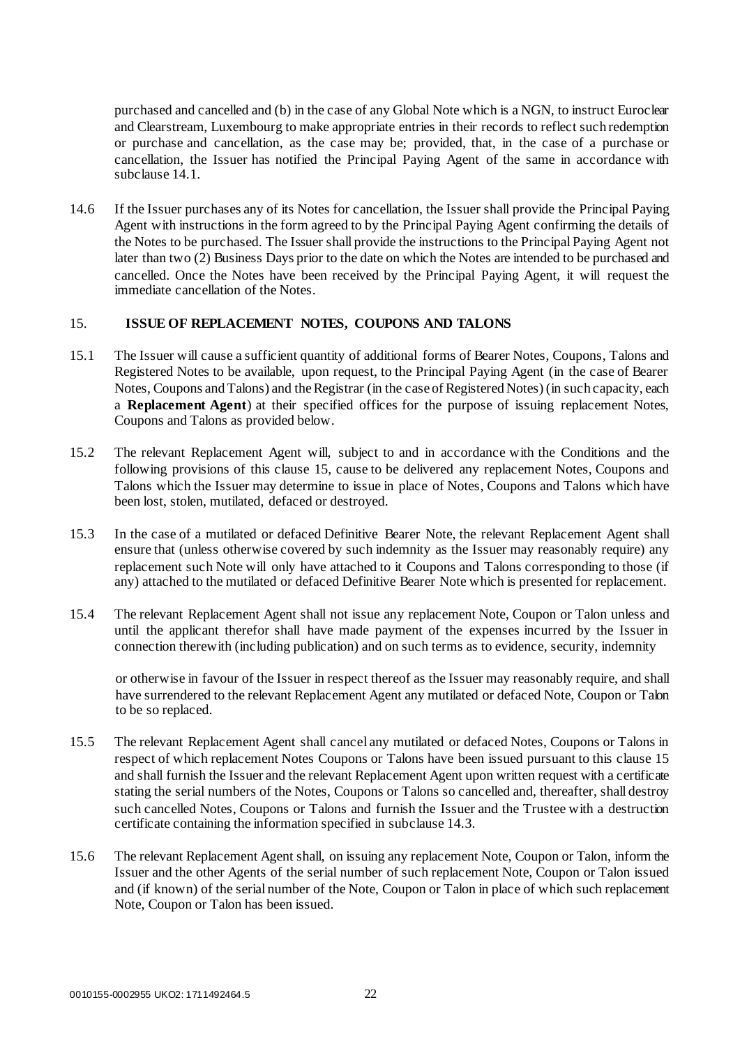purchased and cancelled and (b) in the case of any Global Note which is a NGN, to instruct Euroclear and Clearstream, Luxembourg to make appropriate entries in their records to reflect such redemption or purchase and cancellation, as the case may be; provided, that, in the case of a purchase or cancellation, the Issuer has notified the Principal Paying Agent of the same in accordance with subclause 14.1.

14.6 If the Issuer purchases any of its Notes for cancellation, the Issuer shall provide the Principal Paying Agent with instructions in the form agreed to by the Principal Paying Agent confirming the details of the Notes to be purchased. The Issuer shall provide the instructions to the Principal Paying Agent not later than two (2) Business Days prior to the date on which the Notes are intended to be purchased and cancelled. Once the Notes have been received by the Principal Paying Agent, it will request the immediate cancellation of the Notes.

## 15. ISSUE OF REPLACEMENT NOTES, COUPONS AND TALONS

15.1 The Issuer will cause a sufficient quantity of additional forms of Bearer Notes, Coupons, Talons and Registered Notes to be available, upon request, to the Principal Paying Agent (in the case of Bearer Notes, Coupons and Talons) and the Registrar (in the case of Registered Notes) (in such capacity, each a **Replacement Agent**) at their specified offices for the purpose of issuing replacement Notes, Coupons and Talons as provided below.

15.2 The relevant Replacement Agent will, subject to and in accordance with the Conditions and the following provisions of this clause 15, cause to be delivered any replacement Notes, Coupons and Talons which the Issuer may determine to issue in place of Notes, Coupons and Talons which have been lost, stolen, mutilated, defaced or destroyed.

15.3 In the case of a mutilated or defaced Definitive Bearer Note, the relevant Replacement Agent shall ensure that (unless otherwise covered by such indemnity as the Issuer may reasonably require) any replacement such Note will only have attached to it Coupons and Talons corresponding to those (if any) attached to the mutilated or defaced Definitive Bearer Note which is presented for replacement.

15.4 The relevant Replacement Agent shall not issue any replacement Note, Coupon or Talon unless and until the applicant therefor shall have made payment of the expenses incurred by the Issuer in connection therewith (including publication) and on such terms as to evidence, security, indemnity or otherwise in favour of the Issuer in respect thereof as the Issuer may reasonably require, and shall have surrendered to the relevant Replacement Agent any mutilated or defaced Note, Coupon or Talon to be so replaced.

15.5 The relevant Replacement Agent shall cancel any mutilated or defaced Notes, Coupons or Talons in respect of which replacement Notes Coupons or Talons have been issued pursuant to this clause 15 and shall furnish the Issuer and the relevant Replacement Agent upon written request with a certificate stating the serial numbers of the Notes, Coupons or Talons so cancelled and, thereafter, shall destroy such cancelled Notes, Coupons or Talons and furnish the Issuer and the Trustee with a destruction certificate containing the information specified in subclause 14.3.

15.6 The relevant Replacement Agent shall, on issuing any replacement Note, Coupon or Talon, inform the Issuer and the other Agents of the serial number of such replacement Note, Coupon or Talon issued and (if known) of the serial number of the Note, Coupon or Talon in place of which such replacement Note, Coupon or Talon has been issued.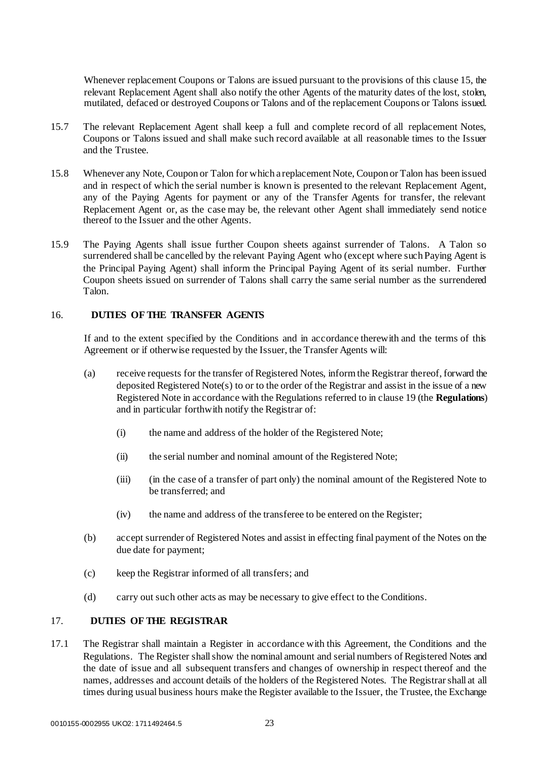Whenever replacement Coupons or Talons are issued pursuant to the provisions of this clause 15, the relevant Replacement Agent shall also notify the other Agents of the maturity dates of the lost, stolen, mutilated, defaced or destroyed Coupons or Talons and of the replacement Coupons or Talons issued.

15.7 The relevant Replacement Agent shall keep a full and complete record of all replacement Notes, Coupons or Talons issued and shall make such record available at all reasonable times to the Issuer and the Trustee.

15.8 Whenever any Note, Coupon or Talon for which a replacement Note, Coupon or Talon has been issued and in respect of which the serial number is known is presented to the relevant Replacement Agent, any of the Paying Agents for payment or any of the Transfer Agents for transfer, the relevant Replacement Agent or, as the case may be, the relevant other Agent shall immediately send notice thereof to the Issuer and the other Agents.

15.9 The Paying Agents shall issue further Coupon sheets against surrender of Talons. A Talon so surrendered shall be cancelled by the relevant Paying Agent who (except where such Paying Agent is the Principal Paying Agent) shall inform the Principal Paying Agent of its serial number. Further Coupon sheets issued on surrender of Talons shall carry the same serial number as the surrendered Talon.

## 16. DUTIES OF THE TRANSFER AGENTS

If and to the extent specified by the Conditions and in accordance therewith and the terms of this Agreement or if otherwise requested by the Issuer, the Transfer Agents will:

(a) receive requests for the transfer of Registered Notes, inform the Registrar thereof, forward the deposited Registered Note(s) to or to the order of the Registrar and assist in the issue of a new Registered Note in accordance with the Regulations referred to in clause 19 (the **Regulations**) and in particular forthwith notify the Registrar of:

   (i) the name and address of the holder of the Registered Note;

   (ii) the serial number and nominal amount of the Registered Note;

   (iii) (in the case of a transfer of part only) the nominal amount of the Registered Note to be transferred; and

   (iv) the name and address of the transferee to be entered on the Register;

(b) accept surrender of Registered Notes and assist in effecting final payment of the Notes on the due date for payment;

(c) keep the Registrar informed of all transfers; and

(d) carry out such other acts as may be necessary to give effect to the Conditions.

## 17. DUTIES OF THE REGISTRAR

17.1 The Registrar shall maintain a Register in accordance with this Agreement, the Conditions and the Regulations. The Register shall show the nominal amount and serial numbers of Registered Notes and the date of issue and all subsequent transfers and changes of ownership in respect thereof and the names, addresses and account details of the holders of the Registered Notes. The Registrar shall at all times during usual business hours make the Register available to the Issuer, the Trustee, the Exchange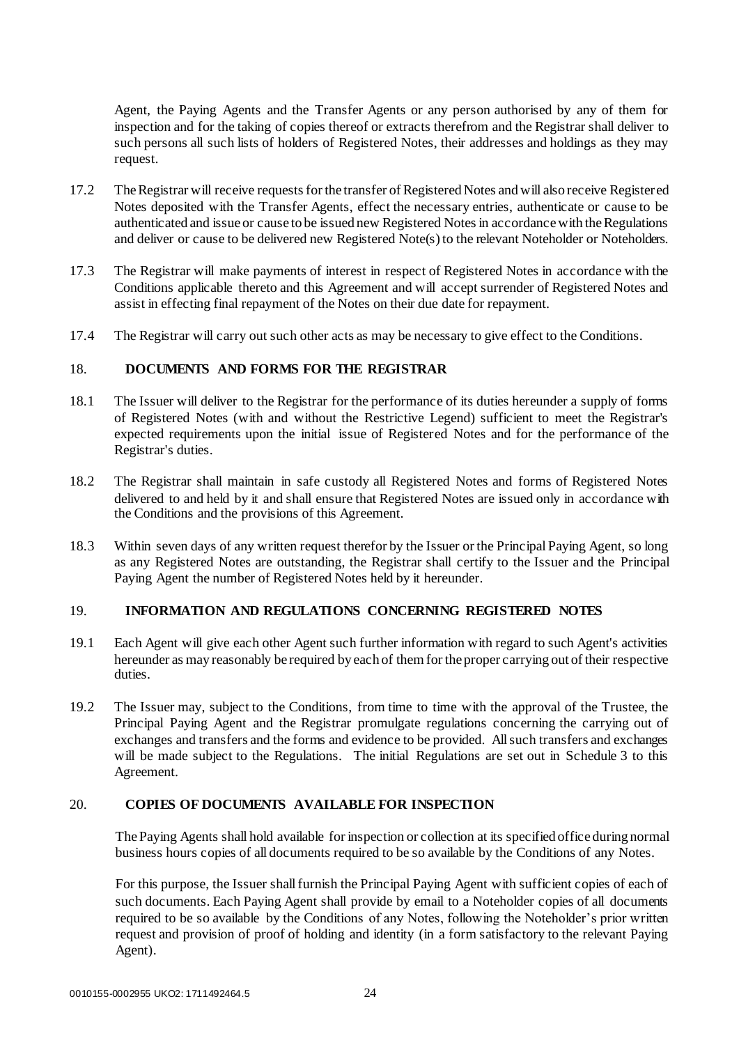Agent, the Paying Agents and the Transfer Agents or any person authorised by any of them for inspection and for the taking of copies thereof or extracts therefrom and the Registrar shall deliver to such persons all such lists of holders of Registered Notes, their addresses and holdings as they may request.

17.2 The Registrar will receive requests for the transfer of Registered Notes and will also receive Registered Notes deposited with the Transfer Agents, effect the necessary entries, authenticate or cause to be authenticated and issue or cause to be issued new Registered Notes in accordance with the Regulations and deliver or cause to be delivered new Registered Note(s) to the relevant Noteholder or Noteholders.

17.3 The Registrar will make payments of interest in respect of Registered Notes in accordance with the Conditions applicable thereto and this Agreement and will accept surrender of Registered Notes and assist in effecting final repayment of the Notes on their due date for repayment.

17.4 The Registrar will carry out such other acts as may be necessary to give effect to the Conditions.

## 18. DOCUMENTS AND FORMS FOR THE REGISTRAR

18.1 The Issuer will deliver to the Registrar for the performance of its duties hereunder a supply of forms of Registered Notes (with and without the Restrictive Legend) sufficient to meet the Registrar's expected requirements upon the initial issue of Registered Notes and for the performance of the Registrar's duties.

18.2 The Registrar shall maintain in safe custody all Registered Notes and forms of Registered Notes delivered to and held by it and shall ensure that Registered Notes are issued only in accordance with the Conditions and the provisions of this Agreement.

18.3 Within seven days of any written request therefor by the Issuer or the Principal Paying Agent, so long as any Registered Notes are outstanding, the Registrar shall certify to the Issuer and the Principal Paying Agent the number of Registered Notes held by it hereunder.

## 19. INFORMATION AND REGULATIONS CONCERNING REGISTERED NOTES

19.1 Each Agent will give each other Agent such further information with regard to such Agent's activities hereunder as may reasonably be required by each of them for the proper carrying out of their respective duties.

19.2 The Issuer may, subject to the Conditions, from time to time with the approval of the Trustee, the Principal Paying Agent and the Registrar promulgate regulations concerning the carrying out of exchanges and transfers and the forms and evidence to be provided. All such transfers and exchanges will be made subject to the Regulations. The initial Regulations are set out in Schedule 3 to this Agreement.

## 20. COPIES OF DOCUMENTS AVAILABLE FOR INSPECTION

The Paying Agents shall hold available for inspection or collection at its specified office during normal business hours copies of all documents required to be so available by the Conditions of any Notes.

For this purpose, the Issuer shall furnish the Principal Paying Agent with sufficient copies of each of such documents. Each Paying Agent shall provide by email to a Noteholder copies of all documents required to be so available by the Conditions of any Notes, following the Noteholder's prior written request and provision of proof of holding and identity (in a form satisfactory to the relevant Paying Agent).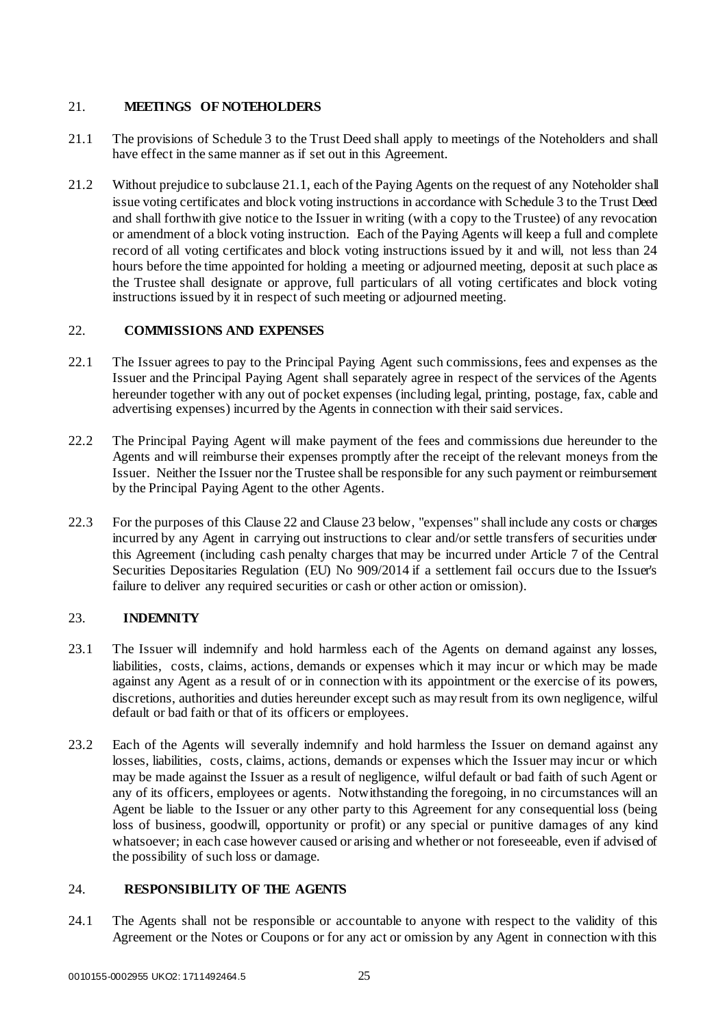## 21. MEETINGS OF NOTEHOLDERS

21.1 The provisions of Schedule 3 to the Trust Deed shall apply to meetings of the Noteholders and shall have effect in the same manner as if set out in this Agreement.

21.2 Without prejudice to subclause 21.1, each of the Paying Agents on the request of any Noteholder shall issue voting certificates and block voting instructions in accordance with Schedule 3 to the Trust Deed and shall forthwith give notice to the Issuer in writing (with a copy to the Trustee) of any revocation or amendment of a block voting instruction. Each of the Paying Agents will keep a full and complete record of all voting certificates and block voting instructions issued by it and will, not less than 24 hours before the time appointed for holding a meeting or adjourned meeting, deposit at such place as the Trustee shall designate or approve, full particulars of all voting certificates and block voting instructions issued by it in respect of such meeting or adjourned meeting.

## 22. COMMISSIONS AND EXPENSES

22.1 The Issuer agrees to pay to the Principal Paying Agent such commissions, fees and expenses as the Issuer and the Principal Paying Agent shall separately agree in respect of the services of the Agents hereunder together with any out of pocket expenses (including legal, printing, postage, fax, cable and advertising expenses) incurred by the Agents in connection with their said services.

22.2 The Principal Paying Agent will make payment of the fees and commissions due hereunder to the Agents and will reimburse their expenses promptly after the receipt of the relevant moneys from the Issuer. Neither the Issuer nor the Trustee shall be responsible for any such payment or reimbursement by the Principal Paying Agent to the other Agents.

22.3 For the purposes of this Clause 22 and Clause 23 below, "expenses" shall include any costs or charges incurred by any Agent in carrying out instructions to clear and/or settle transfers of securities under this Agreement (including cash penalty charges that may be incurred under Article 7 of the Central Securities Depositaries Regulation (EU) No 909/2014 if a settlement fail occurs due to the Issuer's failure to deliver any required securities or cash or other action or omission).

## 23. INDEMNITY

23.1 The Issuer will indemnify and hold harmless each of the Agents on demand against any losses, liabilities, costs, claims, actions, demands or expenses which it may incur or which may be made against any Agent as a result of or in connection with its appointment or the exercise of its powers, discretions, authorities and duties hereunder except such as may result from its own negligence, wilful default or bad faith or that of its officers or employees.

23.2 Each of the Agents will severally indemnify and hold harmless the Issuer on demand against any losses, liabilities, costs, claims, actions, demands or expenses which the Issuer may incur or which may be made against the Issuer as a result of negligence, wilful default or bad faith of such Agent or any of its officers, employees or agents. Notwithstanding the foregoing, in no circumstances will an Agent be liable to the Issuer or any other party to this Agreement for any consequential loss (being loss of business, goodwill, opportunity or profit) or any special or punitive damages of any kind whatsoever; in each case however caused or arising and whether or not foreseeable, even if advised of the possibility of such loss or damage.

## 24. RESPONSIBILITY OF THE AGENTS

24.1 The Agents shall not be responsible or accountable to anyone with respect to the validity of this Agreement or the Notes or Coupons or for any act or omission by any Agent in connection with this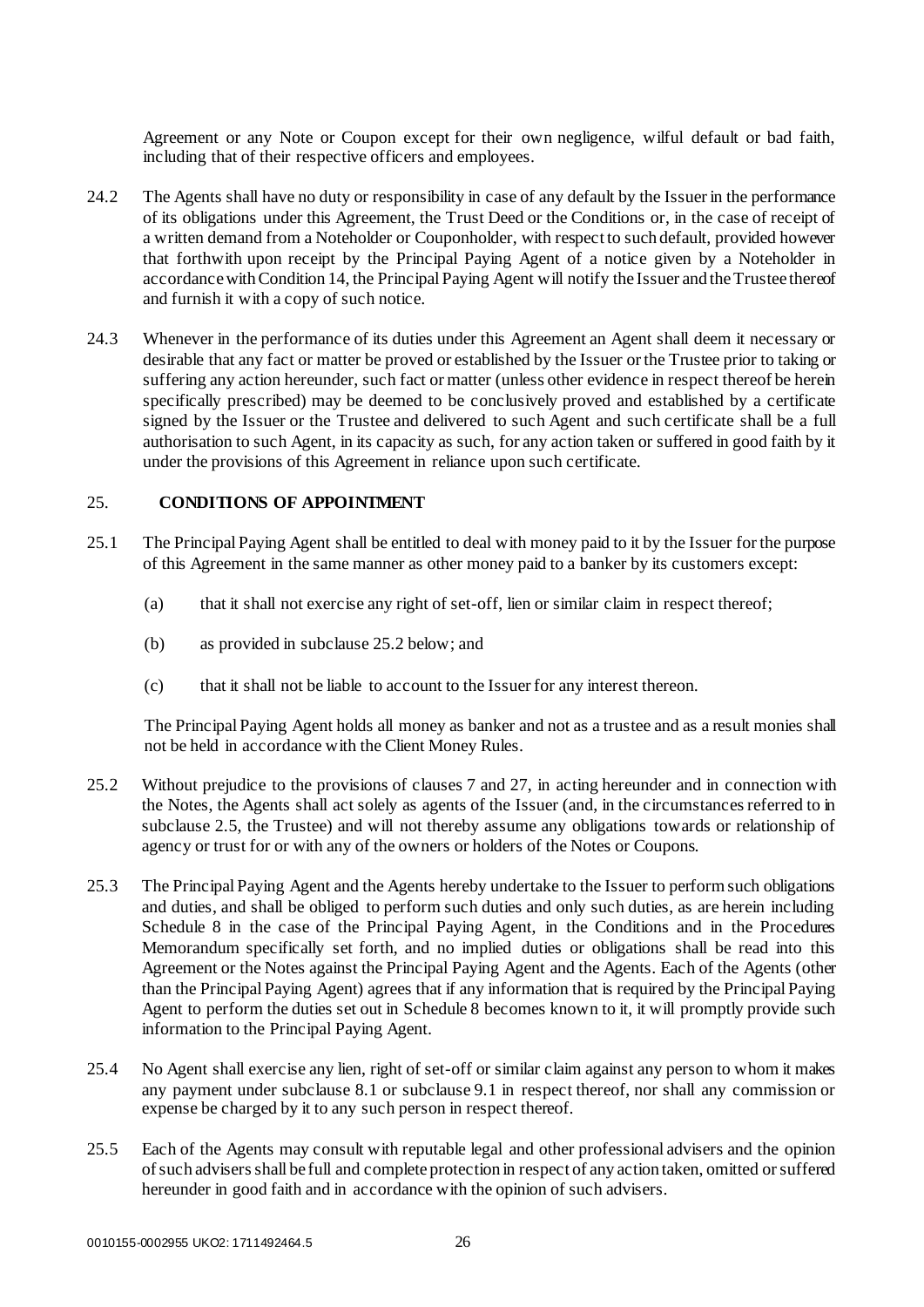Agreement or any Note or Coupon except for their own negligence, wilful default or bad faith, including that of their respective officers and employees.

24.2 The Agents shall have no duty or responsibility in case of any default by the Issuer in the performance of its obligations under this Agreement, the Trust Deed or the Conditions or, in the case of receipt of a written demand from a Noteholder or Couponholder, with respect to such default, provided however that forthwith upon receipt by the Principal Paying Agent of a notice given by a Noteholder in accordance with Condition 14, the Principal Paying Agent will notify the Issuer and the Trustee thereof and furnish it with a copy of such notice.

24.3 Whenever in the performance of its duties under this Agreement an Agent shall deem it necessary or desirable that any fact or matter be proved or established by the Issuer or the Trustee prior to taking or suffering any action hereunder, such fact or matter (unless other evidence in respect thereof be herein specifically prescribed) may be deemed to be conclusively proved and established by a certificate signed by the Issuer or the Trustee and delivered to such Agent and such certificate shall be a full authorisation to such Agent, in its capacity as such, for any action taken or suffered in good faith by it under the provisions of this Agreement in reliance upon such certificate.

## 25. CONDITIONS OF APPOINTMENT

25.1 The Principal Paying Agent shall be entitled to deal with money paid to it by the Issuer for the purpose of this Agreement in the same manner as other money paid to a banker by its customers except:

(a) that it shall not exercise any right of set-off, lien or similar claim in respect thereof;

(b) as provided in subclause 25.2 below; and

(c) that it shall not be liable to account to the Issuer for any interest thereon.

The Principal Paying Agent holds all money as banker and not as a trustee and as a result monies shall not be held in accordance with the Client Money Rules.

25.2 Without prejudice to the provisions of clauses 7 and 27, in acting hereunder and in connection with the Notes, the Agents shall act solely as agents of the Issuer (and, in the circumstances referred to in subclause 2.5, the Trustee) and will not thereby assume any obligations towards or relationship of agency or trust for or with any of the owners or holders of the Notes or Coupons.

25.3 The Principal Paying Agent and the Agents hereby undertake to the Issuer to perform such obligations and duties, and shall be obliged to perform such duties and only such duties, as are herein including Schedule 8 in the case of the Principal Paying Agent, in the Conditions and in the Procedures Memorandum specifically set forth, and no implied duties or obligations shall be read into this Agreement or the Notes against the Principal Paying Agent and the Agents. Each of the Agents (other than the Principal Paying Agent) agrees that if any information that is required by the Principal Paying Agent to perform the duties set out in Schedule 8 becomes known to it, it will promptly provide such information to the Principal Paying Agent.

25.4 No Agent shall exercise any lien, right of set-off or similar claim against any person to whom it makes any payment under subclause 8.1 or subclause 9.1 in respect thereof, nor shall any commission or expense be charged by it to any such person in respect thereof.

25.5 Each of the Agents may consult with reputable legal and other professional advisers and the opinion of such advisers shall be full and complete protection in respect of any action taken, omitted or suffered hereunder in good faith and in accordance with the opinion of such advisers.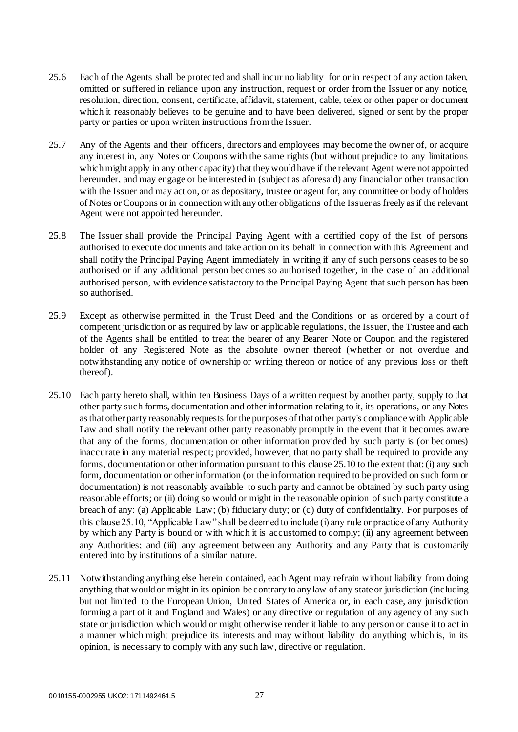25.6 Each of the Agents shall be protected and shall incur no liability for or in respect of any action taken, omitted or suffered in reliance upon any instruction, request or order from the Issuer or any notice, resolution, direction, consent, certificate, affidavit, statement, cable, telex or other paper or document which it reasonably believes to be genuine and to have been delivered, signed or sent by the proper party or parties or upon written instructions from the Issuer.

25.7 Any of the Agents and their officers, directors and employees may become the owner of, or acquire any interest in, any Notes or Coupons with the same rights (but without prejudice to any limitations which might apply in any other capacity) that they would have if the relevant Agent were not appointed hereunder, and may engage or be interested in (subject as aforesaid) any financial or other transaction with the Issuer and may act on, or as depositary, trustee or agent for, any committee or body of holders of Notes or Coupons or in connection with any other obligations of the Issuer as freely as if the relevant Agent were not appointed hereunder.

25.8 The Issuer shall provide the Principal Paying Agent with a certified copy of the list of persons authorised to execute documents and take action on its behalf in connection with this Agreement and shall notify the Principal Paying Agent immediately in writing if any of such persons ceases to be so authorised or if any additional person becomes so authorised together, in the case of an additional authorised person, with evidence satisfactory to the Principal Paying Agent that such person has been so authorised.

25.9 Except as otherwise permitted in the Trust Deed and the Conditions or as ordered by a court of competent jurisdiction or as required by law or applicable regulations, the Issuer, the Trustee and each of the Agents shall be entitled to treat the bearer of any Bearer Note or Coupon and the registered holder of any Registered Note as the absolute owner thereof (whether or not overdue and notwithstanding any notice of ownership or writing thereon or notice of any previous loss or theft thereof).

25.10 Each party hereto shall, within ten Business Days of a written request by another party, supply to that other party such forms, documentation and other information relating to it, its operations, or any Notes as that other party reasonably requests for the purposes of that other party's compliance with Applicable Law and shall notify the relevant other party reasonably promptly in the event that it becomes aware that any of the forms, documentation or other information provided by such party is (or becomes) inaccurate in any material respect; provided, however, that no party shall be required to provide any forms, documentation or other information pursuant to this clause 25.10 to the extent that: (i) any such form, documentation or other information (or the information required to be provided on such form or documentation) is not reasonably available to such party and cannot be obtained by such party using reasonable efforts; or (ii) doing so would or might in the reasonable opinion of such party constitute a breach of any: (a) Applicable Law; (b) fiduciary duty; or (c) duty of confidentiality. For purposes of this clause 25.10, "Applicable Law" shall be deemed to include (i) any rule or practice of any Authority by which any Party is bound or with which it is accustomed to comply; (ii) any agreement between any Authorities; and (iii) any agreement between any Authority and any Party that is customarily entered into by institutions of a similar nature.

25.11 Notwithstanding anything else herein contained, each Agent may refrain without liability from doing anything that would or might in its opinion be contrary to any law of any state or jurisdiction (including but not limited to the European Union, United States of America or, in each case, any jurisdiction forming a part of it and England and Wales) or any directive or regulation of any agency of any such state or jurisdiction which would or might otherwise render it liable to any person or cause it to act in a manner which might prejudice its interests and may without liability do anything which is, in its opinion, is necessary to comply with any such law, directive or regulation.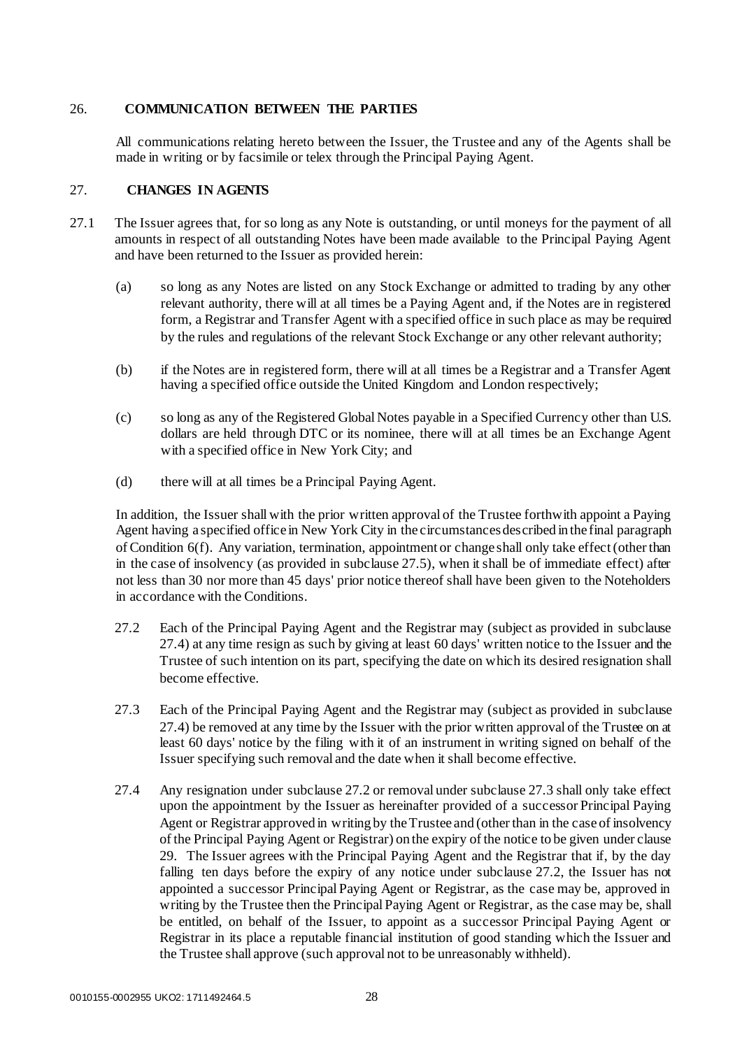## 26. COMMUNICATION BETWEEN THE PARTIES

All communications relating hereto between the Issuer, the Trustee and any of the Agents shall be made in writing or by facsimile or telex through the Principal Paying Agent.

## 27. CHANGES IN AGENTS

27.1 The Issuer agrees that, for so long as any Note is outstanding, or until moneys for the payment of all amounts in respect of all outstanding Notes have been made available to the Principal Paying Agent and have been returned to the Issuer as provided herein:

(a) so long as any Notes are listed on any Stock Exchange or admitted to trading by any other relevant authority, there will at all times be a Paying Agent and, if the Notes are in registered form, a Registrar and Transfer Agent with a specified office in such place as may be required by the rules and regulations of the relevant Stock Exchange or any other relevant authority;

(b) if the Notes are in registered form, there will at all times be a Registrar and a Transfer Agent having a specified office outside the United Kingdom and London respectively;

(c) so long as any of the Registered Global Notes payable in a Specified Currency other than U.S. dollars are held through DTC or its nominee, there will at all times be an Exchange Agent with a specified office in New York City; and

(d) there will at all times be a Principal Paying Agent.

In addition, the Issuer shall with the prior written approval of the Trustee forthwith appoint a Paying Agent having a specified office in New York City in the circumstances described in the final paragraph of Condition 6(f). Any variation, termination, appointment or change shall only take effect (other than in the case of insolvency (as provided in subclause 27.5), when it shall be of immediate effect) after not less than 30 nor more than 45 days' prior notice thereof shall have been given to the Noteholders in accordance with the Conditions.

27.2 Each of the Principal Paying Agent and the Registrar may (subject as provided in subclause 27.4) at any time resign as such by giving at least 60 days' written notice to the Issuer and the Trustee of such intention on its part, specifying the date on which its desired resignation shall become effective.

27.3 Each of the Principal Paying Agent and the Registrar may (subject as provided in subclause 27.4) be removed at any time by the Issuer with the prior written approval of the Trustee on at least 60 days' notice by the filing with it of an instrument in writing signed on behalf of the Issuer specifying such removal and the date when it shall become effective.

27.4 Any resignation under subclause 27.2 or removal under subclause 27.3 shall only take effect upon the appointment by the Issuer as hereinafter provided of a successor Principal Paying Agent or Registrar approved in writing by the Trustee and (other than in the case of insolvency of the Principal Paying Agent or Registrar) on the expiry of the notice to be given under clause 29. The Issuer agrees with the Principal Paying Agent and the Registrar that if, by the day falling ten days before the expiry of any notice under subclause 27.2, the Issuer has not appointed a successor Principal Paying Agent or Registrar, as the case may be, approved in writing by the Trustee then the Principal Paying Agent or Registrar, as the case may be, shall be entitled, on behalf of the Issuer, to appoint as a successor Principal Paying Agent or Registrar in its place a reputable financial institution of good standing which the Issuer and the Trustee shall approve (such approval not to be unreasonably withheld).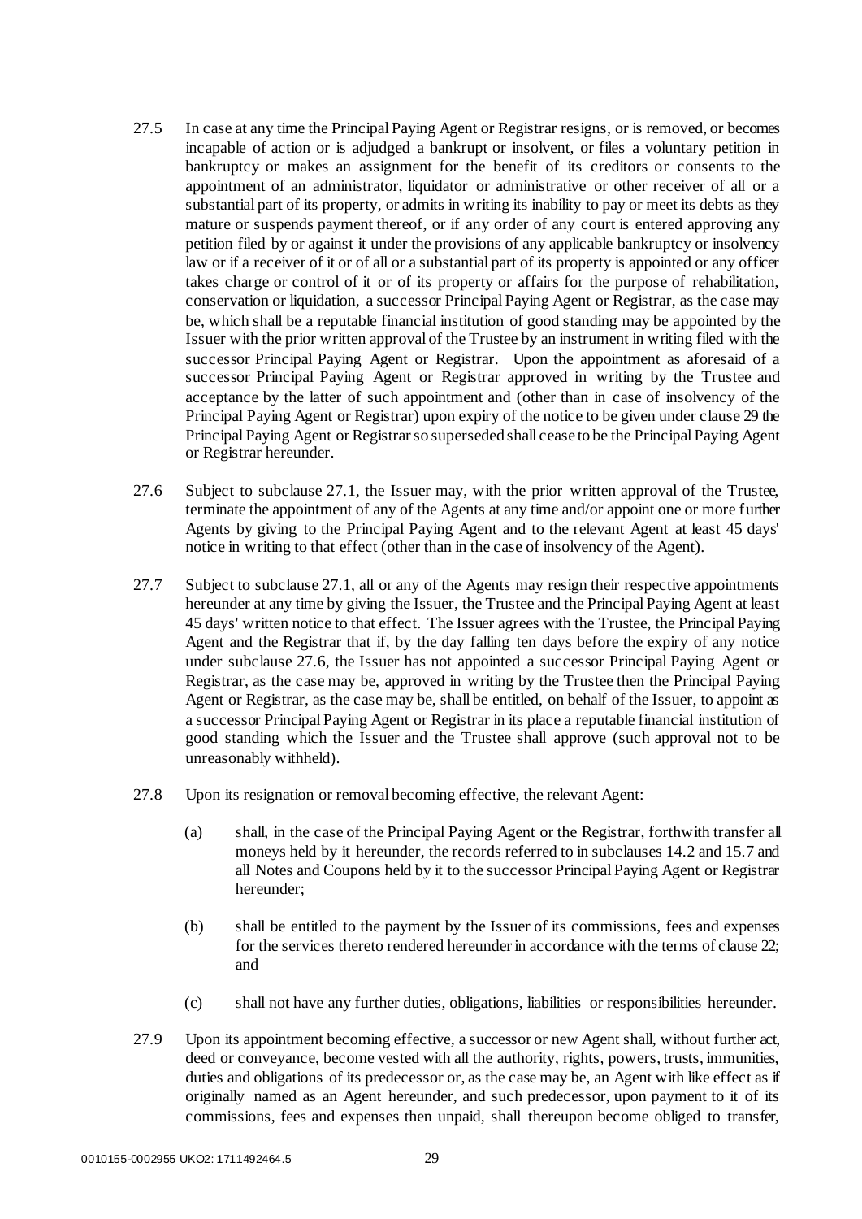27.5 In case at any time the Principal Paying Agent or Registrar resigns, or is removed, or becomes incapable of action or is adjudged a bankrupt or insolvent, or files a voluntary petition in bankruptcy or makes an assignment for the benefit of its creditors or consents to the appointment of an administrator, liquidator or administrative or other receiver of all or a substantial part of its property, or admits in writing its inability to pay or meet its debts as they mature or suspends payment thereof, or if any order of any court is entered approving any petition filed by or against it under the provisions of any applicable bankruptcy or insolvency law or if a receiver of it or of all or a substantial part of its property is appointed or any officer takes charge or control of it or of its property or affairs for the purpose of rehabilitation, conservation or liquidation, a successor Principal Paying Agent or Registrar, as the case may be, which shall be a reputable financial institution of good standing may be appointed by the Issuer with the prior written approval of the Trustee by an instrument in writing filed with the successor Principal Paying Agent or Registrar. Upon the appointment as aforesaid of a successor Principal Paying Agent or Registrar approved in writing by the Trustee and acceptance by the latter of such appointment and (other than in case of insolvency of the Principal Paying Agent or Registrar) upon expiry of the notice to be given under clause 29 the Principal Paying Agent or Registrar so superseded shall cease to be the Principal Paying Agent or Registrar hereunder.

27.6 Subject to subclause 27.1, the Issuer may, with the prior written approval of the Trustee, terminate the appointment of any of the Agents at any time and/or appoint one or more further Agents by giving to the Principal Paying Agent and to the relevant Agent at least 45 days' notice in writing to that effect (other than in the case of insolvency of the Agent).

27.7 Subject to subclause 27.1, all or any of the Agents may resign their respective appointments hereunder at any time by giving the Issuer, the Trustee and the Principal Paying Agent at least 45 days' written notice to that effect. The Issuer agrees with the Trustee, the Principal Paying Agent and the Registrar that if, by the day falling ten days before the expiry of any notice under subclause 27.6, the Issuer has not appointed a successor Principal Paying Agent or Registrar, as the case may be, approved in writing by the Trustee then the Principal Paying Agent or Registrar, as the case may be, shall be entitled, on behalf of the Issuer, to appoint as a successor Principal Paying Agent or Registrar in its place a reputable financial institution of good standing which the Issuer and the Trustee shall approve (such approval not to be unreasonably withheld).

27.8 Upon its resignation or removal becoming effective, the relevant Agent:

(a) shall, in the case of the Principal Paying Agent or the Registrar, forthwith transfer all moneys held by it hereunder, the records referred to in subclauses 14.2 and 15.7 and all Notes and Coupons held by it to the successor Principal Paying Agent or Registrar hereunder;

(b) shall be entitled to the payment by the Issuer of its commissions, fees and expenses for the services thereto rendered hereunder in accordance with the terms of clause 22; and

(c) shall not have any further duties, obligations, liabilities or responsibilities hereunder.

27.9 Upon its appointment becoming effective, a successor or new Agent shall, without further act, deed or conveyance, become vested with all the authority, rights, powers, trusts, immunities, duties and obligations of its predecessor or, as the case may be, an Agent with like effect as if originally named as an Agent hereunder, and such predecessor, upon payment to it of its commissions, fees and expenses then unpaid, shall thereupon become obliged to transfer,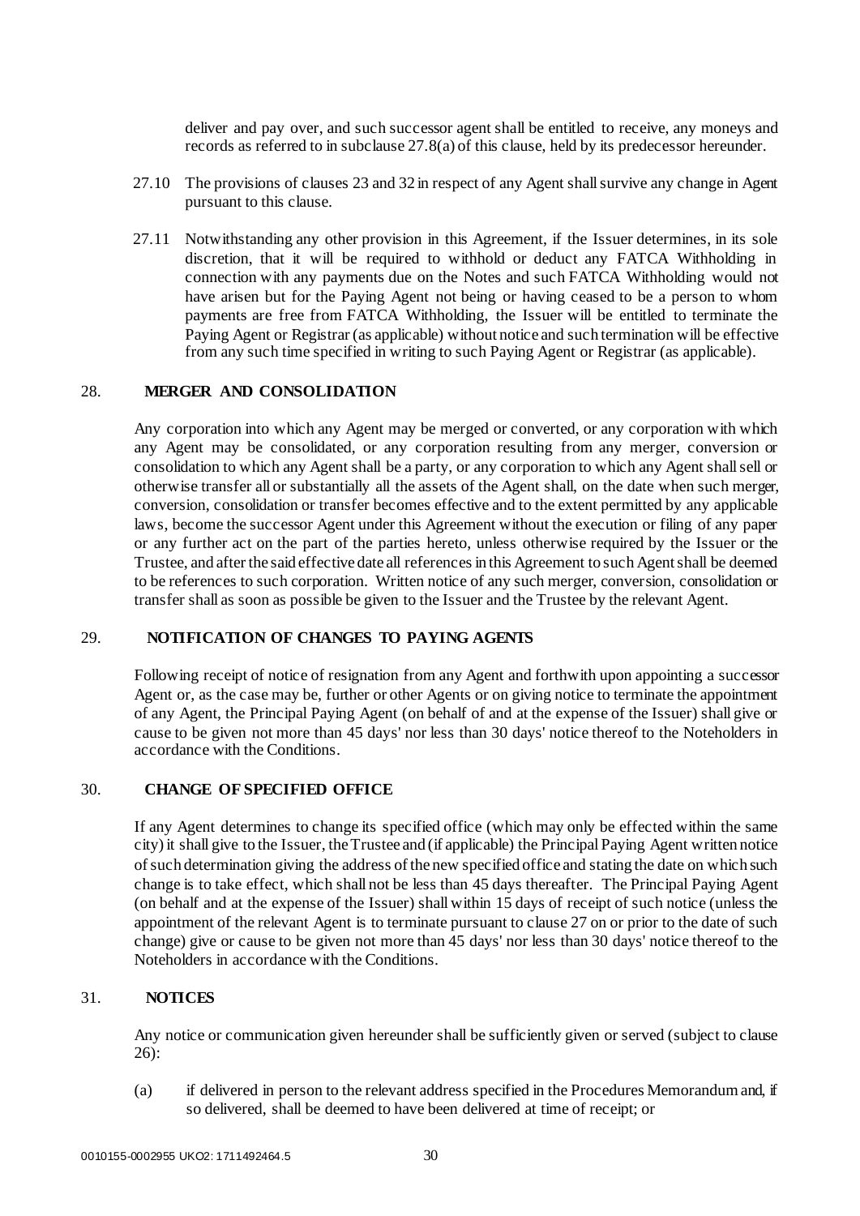deliver and pay over, and such successor agent shall be entitled to receive, any moneys and records as referred to in subclause 27.8(a) of this clause, held by its predecessor hereunder.

27.10 The provisions of clauses 23 and 32 in respect of any Agent shall survive any change in Agent pursuant to this clause.

27.11 Notwithstanding any other provision in this Agreement, if the Issuer determines, in its sole discretion, that it will be required to withhold or deduct any FATCA Withholding in connection with any payments due on the Notes and such FATCA Withholding would not have arisen but for the Paying Agent not being or having ceased to be a person to whom payments are free from FATCA Withholding, the Issuer will be entitled to terminate the Paying Agent or Registrar (as applicable) without notice and such termination will be effective from any such time specified in writing to such Paying Agent or Registrar (as applicable).

## 28. MERGER AND CONSOLIDATION

Any corporation into which any Agent may be merged or converted, or any corporation with which any Agent may be consolidated, or any corporation resulting from any merger, conversion or consolidation to which any Agent shall be a party, or any corporation to which any Agent shall sell or otherwise transfer all or substantially all the assets of the Agent shall, on the date when such merger, conversion, consolidation or transfer becomes effective and to the extent permitted by any applicable laws, become the successor Agent under this Agreement without the execution or filing of any paper or any further act on the part of the parties hereto, unless otherwise required by the Issuer or the Trustee, and after the said effective date all references in this Agreement to such Agent shall be deemed to be references to such corporation. Written notice of any such merger, conversion, consolidation or transfer shall as soon as possible be given to the Issuer and the Trustee by the relevant Agent.

## 29. NOTIFICATION OF CHANGES TO PAYING AGENTS

Following receipt of notice of resignation from any Agent and forthwith upon appointing a successor Agent or, as the case may be, further or other Agents or on giving notice to terminate the appointment of any Agent, the Principal Paying Agent (on behalf of and at the expense of the Issuer) shall give or cause to be given not more than 45 days' nor less than 30 days' notice thereof to the Noteholders in accordance with the Conditions.

## 30. CHANGE OF SPECIFIED OFFICE

If any Agent determines to change its specified office (which may only be effected within the same city) it shall give to the Issuer, the Trustee and (if applicable) the Principal Paying Agent written notice of such determination giving the address of the new specified office and stating the date on which such change is to take effect, which shall not be less than 45 days thereafter. The Principal Paying Agent (on behalf and at the expense of the Issuer) shall within 15 days of receipt of such notice (unless the appointment of the relevant Agent is to terminate pursuant to clause 27 on or prior to the date of such change) give or cause to be given not more than 45 days' nor less than 30 days' notice thereof to the Noteholders in accordance with the Conditions.

## 31. NOTICES

Any notice or communication given hereunder shall be sufficiently given or served (subject to clause 26):

(a) if delivered in person to the relevant address specified in the Procedures Memorandum and, if so delivered, shall be deemed to have been delivered at time of receipt; or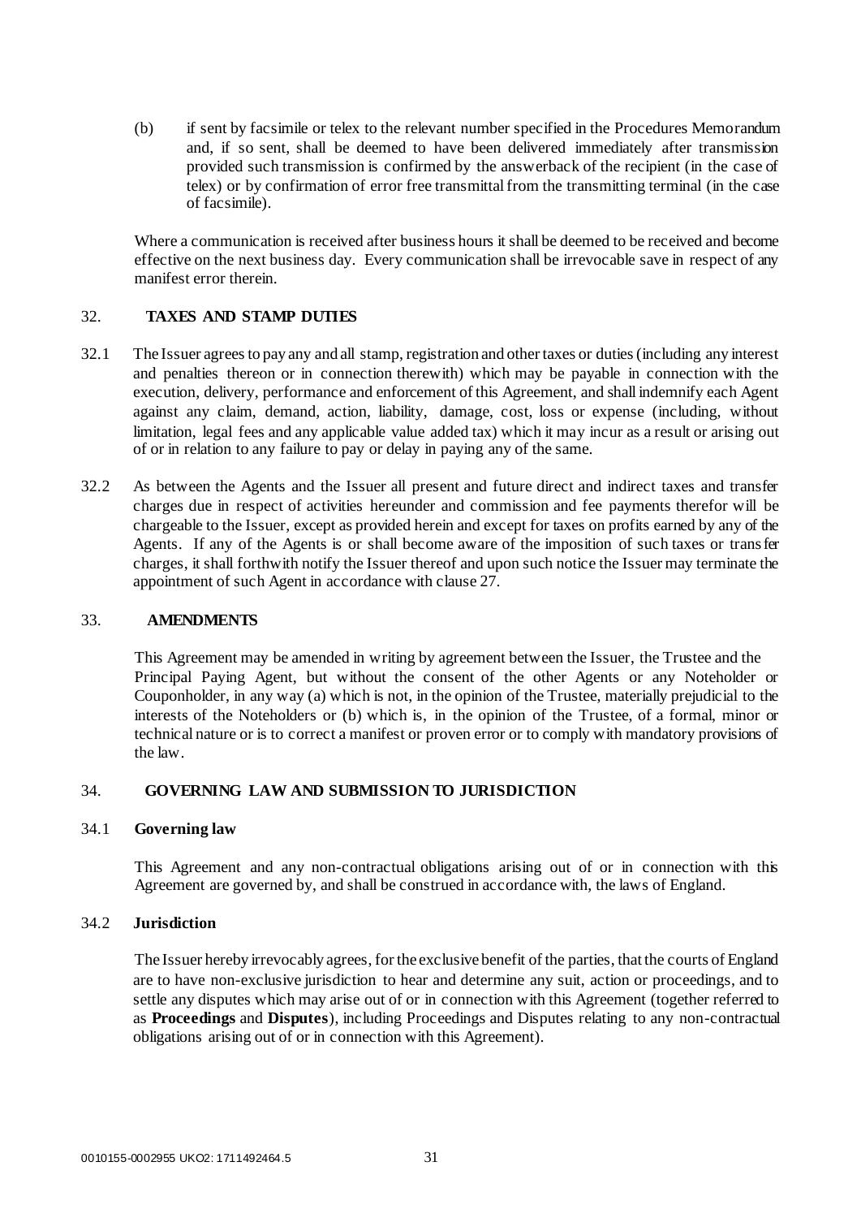(b) if sent by facsimile or telex to the relevant number specified in the Procedures Memorandum and, if so sent, shall be deemed to have been delivered immediately after transmission provided such transmission is confirmed by the answerback of the recipient (in the case of telex) or by confirmation of error free transmittal from the transmitting terminal (in the case of facsimile).

Where a communication is received after business hours it shall be deemed to be received and become effective on the next business day. Every communication shall be irrevocable save in respect of any manifest error therein.

## 32. TAXES AND STAMP DUTIES

32.1 The Issuer agrees to pay any and all stamp, registration and other taxes or duties (including any interest and penalties thereon or in connection therewith) which may be payable in connection with the execution, delivery, performance and enforcement of this Agreement, and shall indemnify each Agent against any claim, demand, action, liability, damage, cost, loss or expense (including, without limitation, legal fees and any applicable value added tax) which it may incur as a result or arising out of or in relation to any failure to pay or delay in paying any of the same.

32.2 As between the Agents and the Issuer all present and future direct and indirect taxes and transfer charges due in respect of activities hereunder and commission and fee payments therefor will be chargeable to the Issuer, except as provided herein and except for taxes on profits earned by any of the Agents. If any of the Agents is or shall become aware of the imposition of such taxes or transfer charges, it shall forthwith notify the Issuer thereof and upon such notice the Issuer may terminate the appointment of such Agent in accordance with clause 27.

## 33. AMENDMENTS

This Agreement may be amended in writing by agreement between the Issuer, the Trustee and the Principal Paying Agent, but without the consent of the other Agents or any Noteholder or Couponholder, in any way (a) which is not, in the opinion of the Trustee, materially prejudicial to the interests of the Noteholders or (b) which is, in the opinion of the Trustee, of a formal, minor or technical nature or is to correct a manifest or proven error or to comply with mandatory provisions of the law.

## 34. GOVERNING LAW AND SUBMISSION TO JURISDICTION

### 34.1 Governing law

This Agreement and any non-contractual obligations arising out of or in connection with this Agreement are governed by, and shall be construed in accordance with, the laws of England.

### 34.2 Jurisdiction

The Issuer hereby irrevocably agrees, for the exclusive benefit of the parties, that the courts of England are to have non-exclusive jurisdiction to hear and determine any suit, action or proceedings, and to settle any disputes which may arise out of or in connection with this Agreement (together referred to as **Proceedings** and **Disputes**), including Proceedings and Disputes relating to any non-contractual obligations arising out of or in connection with this Agreement).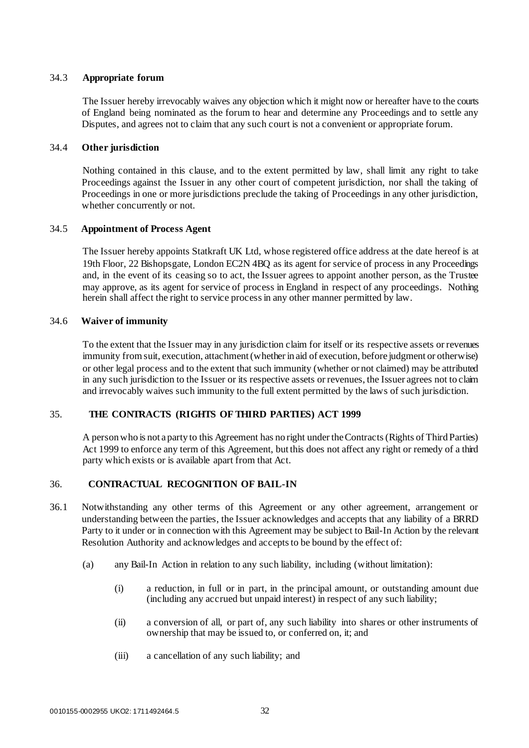### 34.3 **Appropriate forum**

The Issuer hereby irrevocably waives any objection which it might now or hereafter have to the courts of England being nominated as the forum to hear and determine any Proceedings and to settle any Disputes, and agrees not to claim that any such court is not a convenient or appropriate forum.

### 34.4 **Other jurisdiction**

Nothing contained in this clause, and to the extent permitted by law, shall limit any right to take Proceedings against the Issuer in any other court of competent jurisdiction, nor shall the taking of Proceedings in one or more jurisdictions preclude the taking of Proceedings in any other jurisdiction, whether concurrently or not.

### 34.5 **Appointment of Process Agent**

The Issuer hereby appoints Statkraft UK Ltd, whose registered office address at the date hereof is at 19th Floor, 22 Bishopsgate, London EC2N 4BQ as its agent for service of process in any Proceedings and, in the event of its ceasing so to act, the Issuer agrees to appoint another person, as the Trustee may approve, as its agent for service of process in England in respect of any proceedings. Nothing herein shall affect the right to service process in any other manner permitted by law.

### 34.6 **Waiver of immunity**

To the extent that the Issuer may in any jurisdiction claim for itself or its respective assets or revenues immunity from suit, execution, attachment (whether in aid of execution, before judgment or otherwise) or other legal process and to the extent that such immunity (whether or not claimed) may be attributed in any such jurisdiction to the Issuer or its respective assets or revenues, the Issuer agrees not to claim and irrevocably waives such immunity to the full extent permitted by the laws of such jurisdiction.

## 35. **THE CONTRACTS (RIGHTS OF THIRD PARTIES) ACT 1999**

A person who is not a party to this Agreement has no right under the Contracts (Rights of Third Parties) Act 1999 to enforce any term of this Agreement, but this does not affect any right or remedy of a third party which exists or is available apart from that Act.

## 36. **CONTRACTUAL RECOGNITION OF BAIL-IN**

36.1 Notwithstanding any other terms of this Agreement or any other agreement, arrangement or understanding between the parties, the Issuer acknowledges and accepts that any liability of a BRRD Party to it under or in connection with this Agreement may be subject to Bail-In Action by the relevant Resolution Authority and acknowledges and accepts to be bound by the effect of:

(a) any Bail-In Action in relation to any such liability, including (without limitation):

(i) a reduction, in full or in part, in the principal amount, or outstanding amount due (including any accrued but unpaid interest) in respect of any such liability;

(ii) a conversion of all, or part of, any such liability into shares or other instruments of ownership that may be issued to, or conferred on, it; and

(iii) a cancellation of any such liability; and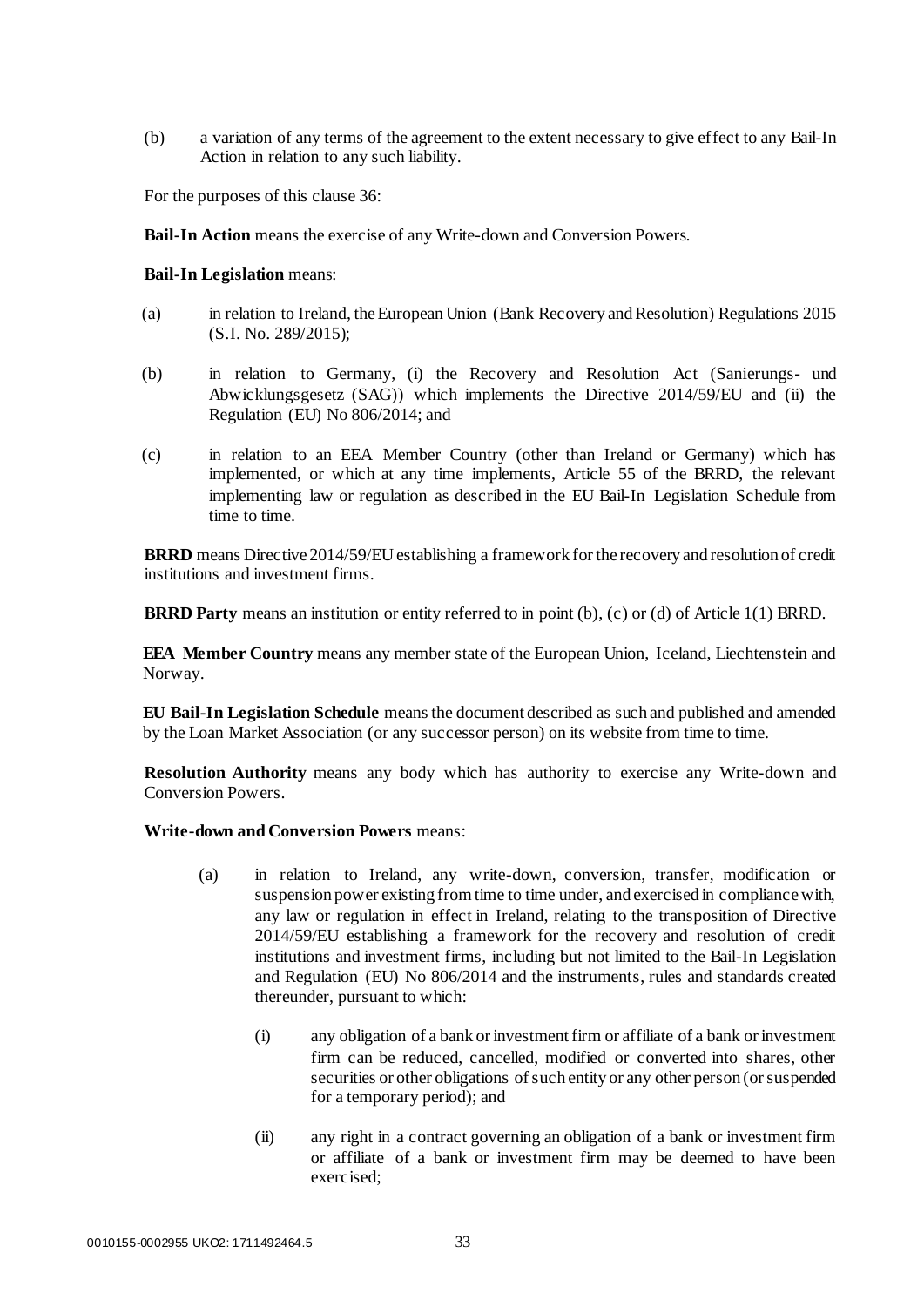(b) a variation of any terms of the agreement to the extent necessary to give effect to any Bail-In Action in relation to any such liability.

For the purposes of this clause 36:

**Bail-In Action** means the exercise of any Write-down and Conversion Powers.

**Bail-In Legislation** means:

(a) in relation to Ireland, the European Union (Bank Recovery and Resolution) Regulations 2015 (S.I. No. 289/2015);

(b) in relation to Germany, (i) the Recovery and Resolution Act (Sanierungs- und Abwicklungsgesetz (SAG)) which implements the Directive 2014/59/EU and (ii) the Regulation (EU) No 806/2014; and

(c) in relation to an EEA Member Country (other than Ireland or Germany) which has implemented, or which at any time implements, Article 55 of the BRRD, the relevant implementing law or regulation as described in the EU Bail-In Legislation Schedule from time to time.

**BRRD** means Directive 2014/59/EU establishing a framework for the recovery and resolution of credit institutions and investment firms.

**BRRD Party** means an institution or entity referred to in point (b), (c) or (d) of Article 1(1) BRRD.

**EEA Member Country** means any member state of the European Union, Iceland, Liechtenstein and Norway.

**EU Bail-In Legislation Schedule** means the document described as such and published and amended by the Loan Market Association (or any successor person) on its website from time to time.

**Resolution Authority** means any body which has authority to exercise any Write-down and Conversion Powers.

**Write-down and Conversion Powers** means:

(a) in relation to Ireland, any write-down, conversion, transfer, modification or suspension power existing from time to time under, and exercised in compliance with, any law or regulation in effect in Ireland, relating to the transposition of Directive 2014/59/EU establishing a framework for the recovery and resolution of credit institutions and investment firms, including but not limited to the Bail-In Legislation and Regulation (EU) No 806/2014 and the instruments, rules and standards created thereunder, pursuant to which:

    (i) any obligation of a bank or investment firm or affiliate of a bank or investment firm can be reduced, cancelled, modified or converted into shares, other securities or other obligations of such entity or any other person (or suspended for a temporary period); and

    (ii) any right in a contract governing an obligation of a bank or investment firm or affiliate of a bank or investment firm may be deemed to have been exercised;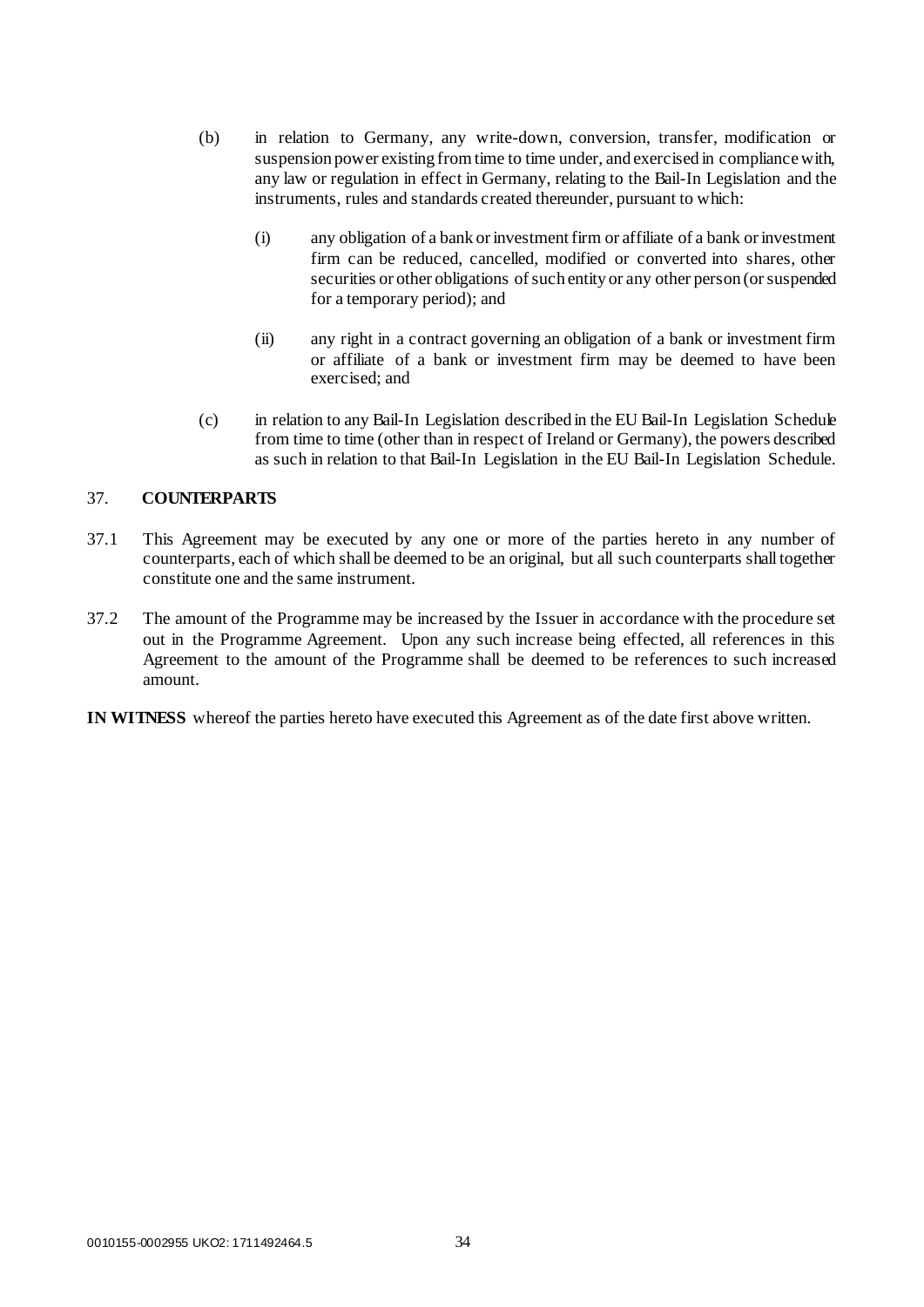(b) in relation to Germany, any write-down, conversion, transfer, modification or suspension power existing from time to time under, and exercised in compliance with, any law or regulation in effect in Germany, relating to the Bail-In Legislation and the instruments, rules and standards created thereunder, pursuant to which:

   (i) any obligation of a bank or investment firm or affiliate of a bank or investment firm can be reduced, cancelled, modified or converted into shares, other securities or other obligations of such entity or any other person (or suspended for a temporary period); and

   (ii) any right in a contract governing an obligation of a bank or investment firm or affiliate of a bank or investment firm may be deemed to have been exercised; and

(c) in relation to any Bail-In Legislation described in the EU Bail-In Legislation Schedule from time to time (other than in respect of Ireland or Germany), the powers described as such in relation to that Bail-In Legislation in the EU Bail-In Legislation Schedule.

## 37. COUNTERPARTS

37.1 This Agreement may be executed by any one or more of the parties hereto in any number of counterparts, each of which shall be deemed to be an original, but all such counterparts shall together constitute one and the same instrument.

37.2 The amount of the Programme may be increased by the Issuer in accordance with the procedure set out in the Programme Agreement. Upon any such increase being effected, all references in this Agreement to the amount of the Programme shall be deemed to be references to such increased amount.

**IN WITNESS** whereof the parties hereto have executed this Agreement as of the date first above written.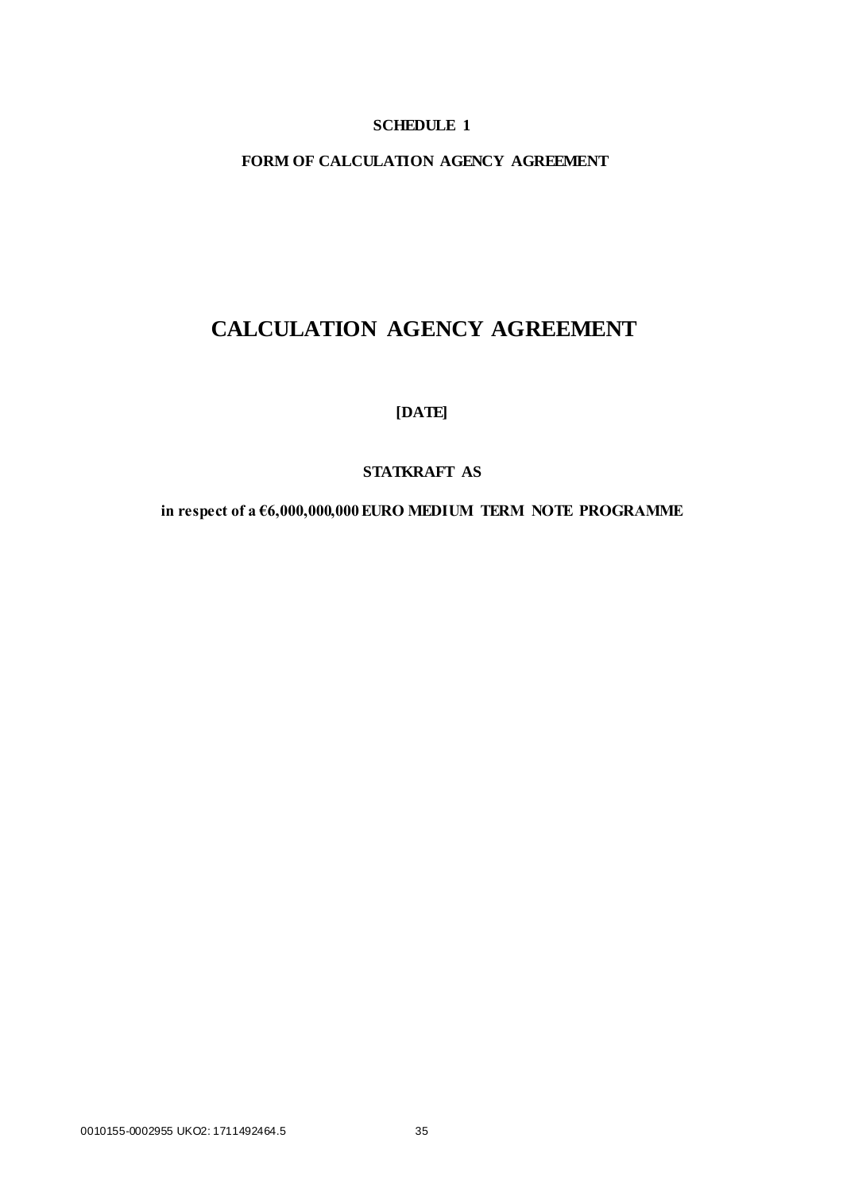**SCHEDULE 1**

**FORM OF CALCULATION AGENCY AGREEMENT**

# CALCULATION AGENCY AGREEMENT

**[DATE]**

**STATKRAFT AS**

**in respect of a €6,000,000,000 EURO MEDIUM TERM NOTE PROGRAMME**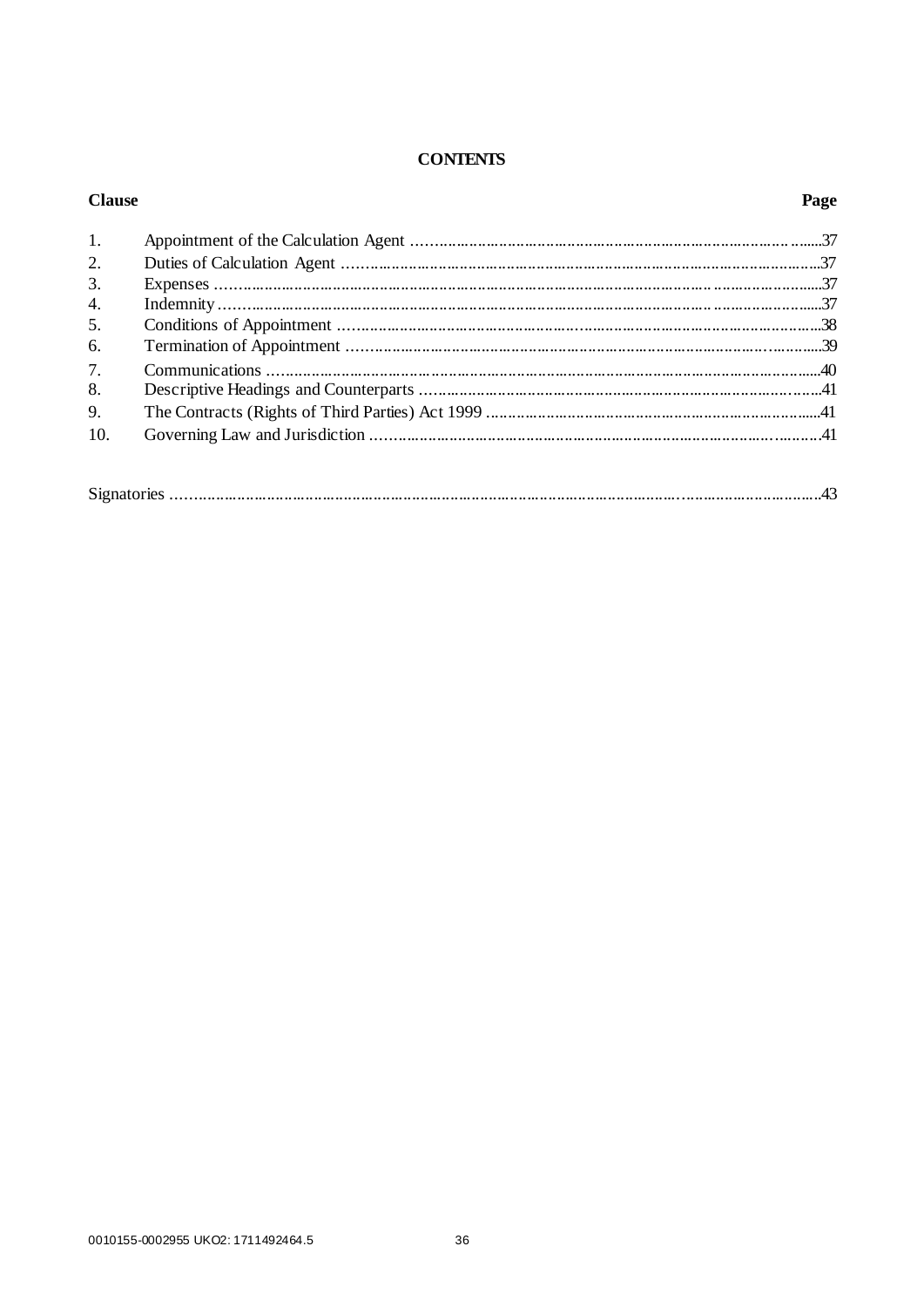**CONTENTS**

| Clause | | Page |
|---|---|---|
| 1. | Appointment of the Calculation Agent | 37 |
| 2. | Duties of Calculation Agent | 37 |
| 3. | Expenses | 37 |
| 4. | Indemnity | 37 |
| 5. | Conditions of Appointment | 38 |
| 6. | Termination of Appointment | 39 |
| 7. | Communications | 40 |
| 8. | Descriptive Headings and Counterparts | 41 |
| 9. | The Contracts (Rights of Third Parties) Act 1999 | 41 |
| 10. | Governing Law and Jurisdiction | 41 |
| | | |
| Signatories | | 43 |

0010155-0002955 UKO2: 1711492464.5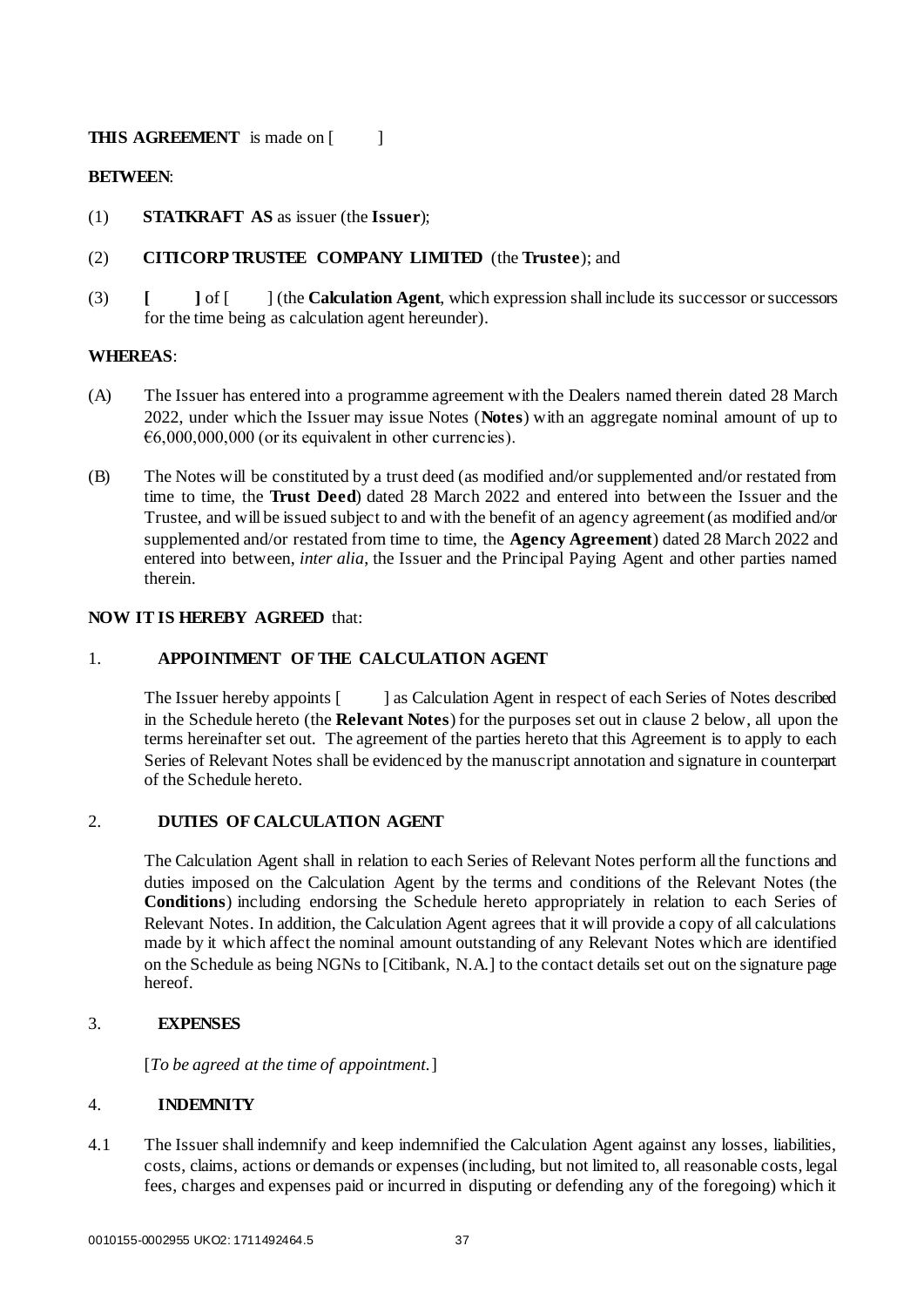**THIS AGREEMENT** is made on [ ]

**BETWEEN**:

(1) **STATKRAFT AS** as issuer (the **Issuer**);

(2) **CITICORP TRUSTEE COMPANY LIMITED** (the **Trustee**); and

(3) **[ ]** of [ ] (the **Calculation Agent**, which expression shall include its successor or successors for the time being as calculation agent hereunder).

**WHEREAS**:

(A) The Issuer has entered into a programme agreement with the Dealers named therein dated 28 March 2022, under which the Issuer may issue Notes (**Notes**) with an aggregate nominal amount of up to €6,000,000,000 (or its equivalent in other currencies).

(B) The Notes will be constituted by a trust deed (as modified and/or supplemented and/or restated from time to time, the **Trust Deed**) dated 28 March 2022 and entered into between the Issuer and the Trustee, and will be issued subject to and with the benefit of an agency agreement (as modified and/or supplemented and/or restated from time to time, the **Agency Agreement**) dated 28 March 2022 and entered into between, *inter alia*, the Issuer and the Principal Paying Agent and other parties named therein.

**NOW IT IS HEREBY AGREED** that:

## 1. APPOINTMENT OF THE CALCULATION AGENT

The Issuer hereby appoints [ ] as Calculation Agent in respect of each Series of Notes described in the Schedule hereto (the **Relevant Notes**) for the purposes set out in clause 2 below, all upon the terms hereinafter set out. The agreement of the parties hereto that this Agreement is to apply to each Series of Relevant Notes shall be evidenced by the manuscript annotation and signature in counterpart of the Schedule hereto.

## 2. DUTIES OF CALCULATION AGENT

The Calculation Agent shall in relation to each Series of Relevant Notes perform all the functions and duties imposed on the Calculation Agent by the terms and conditions of the Relevant Notes (the **Conditions**) including endorsing the Schedule hereto appropriately in relation to each Series of Relevant Notes. In addition, the Calculation Agent agrees that it will provide a copy of all calculations made by it which affect the nominal amount outstanding of any Relevant Notes which are identified on the Schedule as being NGNs to [Citibank, N.A.] to the contact details set out on the signature page hereof.

## 3. EXPENSES

[*To be agreed at the time of appointment.*]

## 4. INDEMNITY

4.1 The Issuer shall indemnify and keep indemnified the Calculation Agent against any losses, liabilities, costs, claims, actions or demands or expenses (including, but not limited to, all reasonable costs, legal fees, charges and expenses paid or incurred in disputing or defending any of the foregoing) which it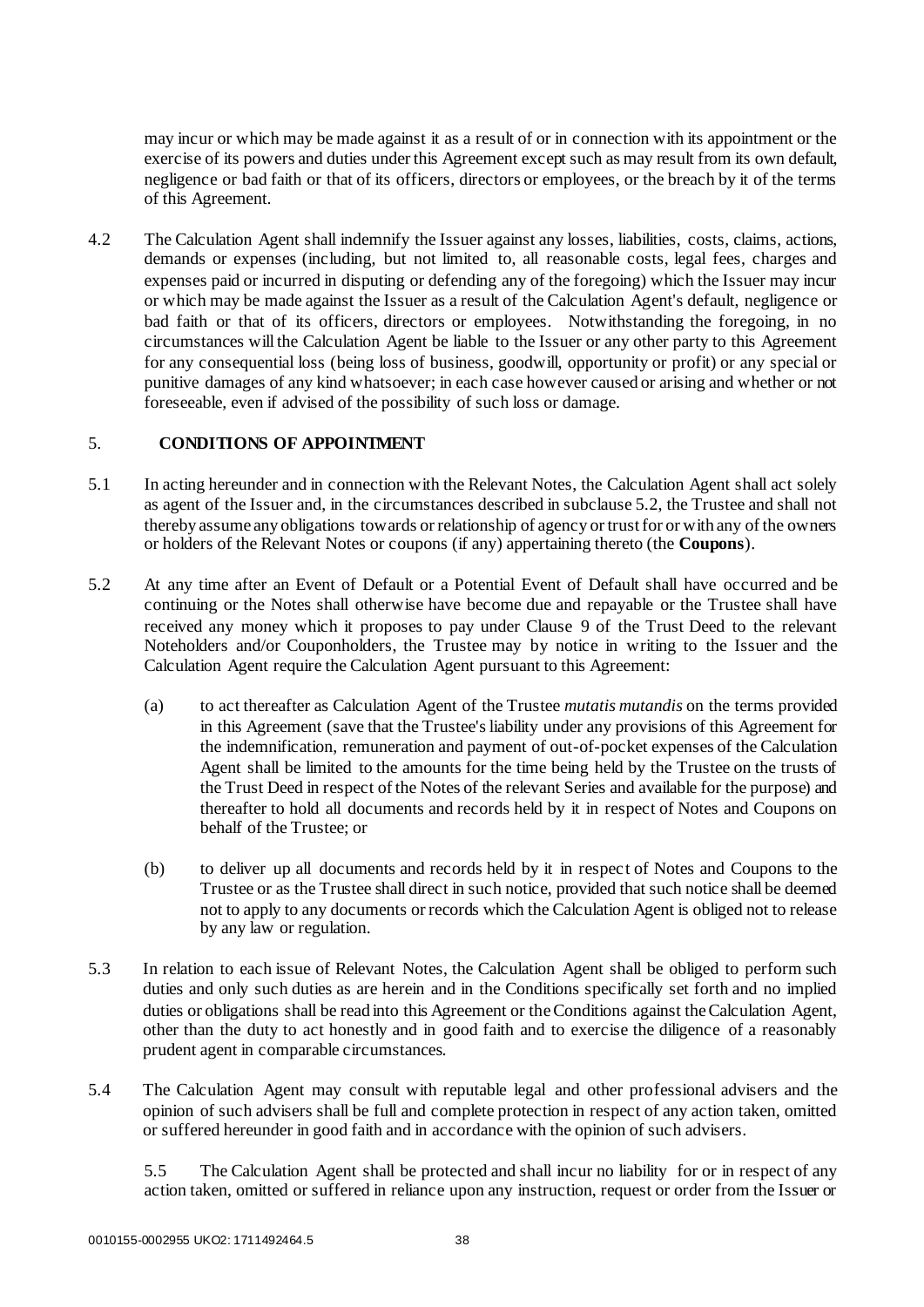may incur or which may be made against it as a result of or in connection with its appointment or the exercise of its powers and duties under this Agreement except such as may result from its own default, negligence or bad faith or that of its officers, directors or employees, or the breach by it of the terms of this Agreement.

4.2 The Calculation Agent shall indemnify the Issuer against any losses, liabilities, costs, claims, actions, demands or expenses (including, but not limited to, all reasonable costs, legal fees, charges and expenses paid or incurred in disputing or defending any of the foregoing) which the Issuer may incur or which may be made against the Issuer as a result of the Calculation Agent's default, negligence or bad faith or that of its officers, directors or employees. Notwithstanding the foregoing, in no circumstances will the Calculation Agent be liable to the Issuer or any other party to this Agreement for any consequential loss (being loss of business, goodwill, opportunity or profit) or any special or punitive damages of any kind whatsoever; in each case however caused or arising and whether or not foreseeable, even if advised of the possibility of such loss or damage.

## 5. CONDITIONS OF APPOINTMENT

5.1 In acting hereunder and in connection with the Relevant Notes, the Calculation Agent shall act solely as agent of the Issuer and, in the circumstances described in subclause 5.2, the Trustee and shall not thereby assume any obligations towards or relationship of agency or trust for or with any of the owners or holders of the Relevant Notes or coupons (if any) appertaining thereto (the **Coupons**).

5.2 At any time after an Event of Default or a Potential Event of Default shall have occurred and be continuing or the Notes shall otherwise have become due and repayable or the Trustee shall have received any money which it proposes to pay under Clause 9 of the Trust Deed to the relevant Noteholders and/or Couponholders, the Trustee may by notice in writing to the Issuer and the Calculation Agent require the Calculation Agent pursuant to this Agreement:

(a) to act thereafter as Calculation Agent of the Trustee *mutatis mutandis* on the terms provided in this Agreement (save that the Trustee's liability under any provisions of this Agreement for the indemnification, remuneration and payment of out-of-pocket expenses of the Calculation Agent shall be limited to the amounts for the time being held by the Trustee on the trusts of the Trust Deed in respect of the Notes of the relevant Series and available for the purpose) and thereafter to hold all documents and records held by it in respect of Notes and Coupons on behalf of the Trustee; or

(b) to deliver up all documents and records held by it in respect of Notes and Coupons to the Trustee or as the Trustee shall direct in such notice, provided that such notice shall be deemed not to apply to any documents or records which the Calculation Agent is obliged not to release by any law or regulation.

5.3 In relation to each issue of Relevant Notes, the Calculation Agent shall be obliged to perform such duties and only such duties as are herein and in the Conditions specifically set forth and no implied duties or obligations shall be read into this Agreement or the Conditions against the Calculation Agent, other than the duty to act honestly and in good faith and to exercise the diligence of a reasonably prudent agent in comparable circumstances.

5.4 The Calculation Agent may consult with reputable legal and other professional advisers and the opinion of such advisers shall be full and complete protection in respect of any action taken, omitted or suffered hereunder in good faith and in accordance with the opinion of such advisers.

5.5 The Calculation Agent shall be protected and shall incur no liability for or in respect of any action taken, omitted or suffered in reliance upon any instruction, request or order from the Issuer or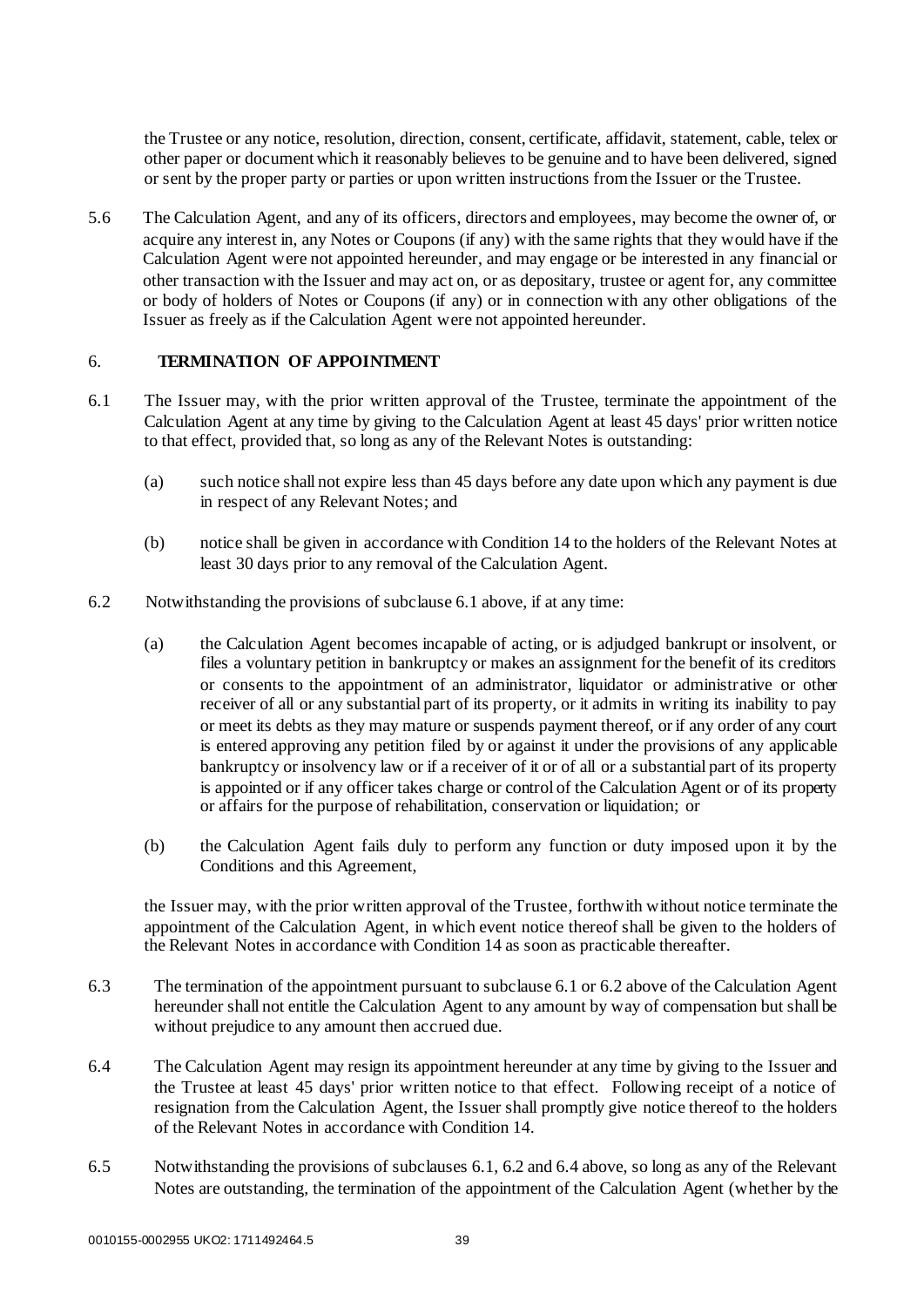the Trustee or any notice, resolution, direction, consent, certificate, affidavit, statement, cable, telex or other paper or document which it reasonably believes to be genuine and to have been delivered, signed or sent by the proper party or parties or upon written instructions from the Issuer or the Trustee.

5.6 The Calculation Agent, and any of its officers, directors and employees, may become the owner of, or acquire any interest in, any Notes or Coupons (if any) with the same rights that they would have if the Calculation Agent were not appointed hereunder, and may engage or be interested in any financial or other transaction with the Issuer and may act on, or as depositary, trustee or agent for, any committee or body of holders of Notes or Coupons (if any) or in connection with any other obligations of the Issuer as freely as if the Calculation Agent were not appointed hereunder.

## 6. TERMINATION OF APPOINTMENT

6.1 The Issuer may, with the prior written approval of the Trustee, terminate the appointment of the Calculation Agent at any time by giving to the Calculation Agent at least 45 days' prior written notice to that effect, provided that, so long as any of the Relevant Notes is outstanding:

(a) such notice shall not expire less than 45 days before any date upon which any payment is due in respect of any Relevant Notes; and

(b) notice shall be given in accordance with Condition 14 to the holders of the Relevant Notes at least 30 days prior to any removal of the Calculation Agent.

6.2 Notwithstanding the provisions of subclause 6.1 above, if at any time:

(a) the Calculation Agent becomes incapable of acting, or is adjudged bankrupt or insolvent, or files a voluntary petition in bankruptcy or makes an assignment for the benefit of its creditors or consents to the appointment of an administrator, liquidator or administrative or other receiver of all or any substantial part of its property, or it admits in writing its inability to pay or meet its debts as they may mature or suspends payment thereof, or if any order of any court is entered approving any petition filed by or against it under the provisions of any applicable bankruptcy or insolvency law or if a receiver of it or of all or a substantial part of its property is appointed or if any officer takes charge or control of the Calculation Agent or of its property or affairs for the purpose of rehabilitation, conservation or liquidation; or

(b) the Calculation Agent fails duly to perform any function or duty imposed upon it by the Conditions and this Agreement,

the Issuer may, with the prior written approval of the Trustee, forthwith without notice terminate the appointment of the Calculation Agent, in which event notice thereof shall be given to the holders of the Relevant Notes in accordance with Condition 14 as soon as practicable thereafter.

6.3 The termination of the appointment pursuant to subclause 6.1 or 6.2 above of the Calculation Agent hereunder shall not entitle the Calculation Agent to any amount by way of compensation but shall be without prejudice to any amount then accrued due.

6.4 The Calculation Agent may resign its appointment hereunder at any time by giving to the Issuer and the Trustee at least 45 days' prior written notice to that effect. Following receipt of a notice of resignation from the Calculation Agent, the Issuer shall promptly give notice thereof to the holders of the Relevant Notes in accordance with Condition 14.

6.5 Notwithstanding the provisions of subclauses 6.1, 6.2 and 6.4 above, so long as any of the Relevant Notes are outstanding, the termination of the appointment of the Calculation Agent (whether by the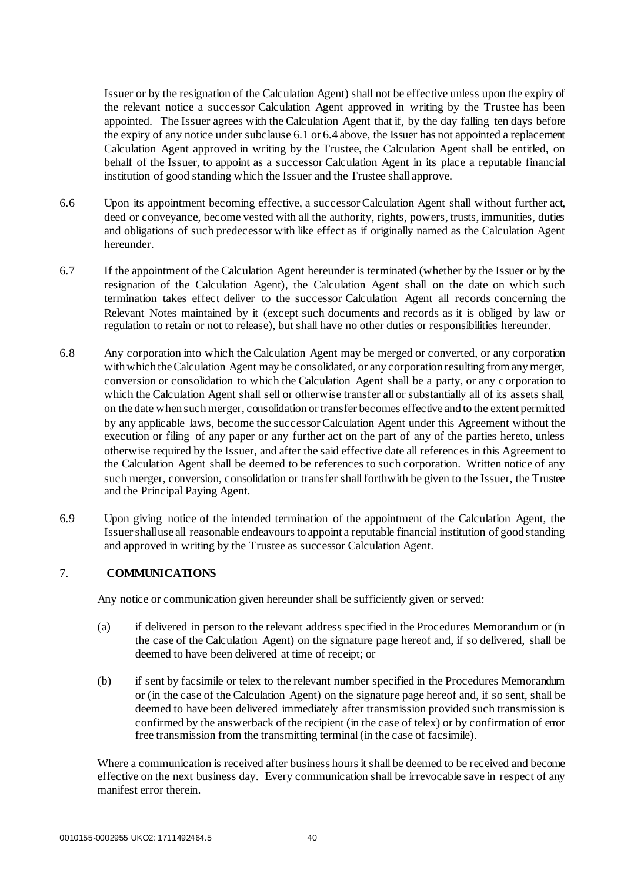Issuer or by the resignation of the Calculation Agent) shall not be effective unless upon the expiry of the relevant notice a successor Calculation Agent approved in writing by the Trustee has been appointed. The Issuer agrees with the Calculation Agent that if, by the day falling ten days before the expiry of any notice under subclause 6.1 or 6.4 above, the Issuer has not appointed a replacement Calculation Agent approved in writing by the Trustee, the Calculation Agent shall be entitled, on behalf of the Issuer, to appoint as a successor Calculation Agent in its place a reputable financial institution of good standing which the Issuer and the Trustee shall approve.

6.6 Upon its appointment becoming effective, a successor Calculation Agent shall without further act, deed or conveyance, become vested with all the authority, rights, powers, trusts, immunities, duties and obligations of such predecessor with like effect as if originally named as the Calculation Agent hereunder.

6.7 If the appointment of the Calculation Agent hereunder is terminated (whether by the Issuer or by the resignation of the Calculation Agent), the Calculation Agent shall on the date on which such termination takes effect deliver to the successor Calculation Agent all records concerning the Relevant Notes maintained by it (except such documents and records as it is obliged by law or regulation to retain or not to release), but shall have no other duties or responsibilities hereunder.

6.8 Any corporation into which the Calculation Agent may be merged or converted, or any corporation with which the Calculation Agent may be consolidated, or any corporation resulting from any merger, conversion or consolidation to which the Calculation Agent shall be a party, or any corporation to which the Calculation Agent shall sell or otherwise transfer all or substantially all of its assets shall, on the date when such merger, consolidation or transfer becomes effective and to the extent permitted by any applicable laws, become the successor Calculation Agent under this Agreement without the execution or filing of any paper or any further act on the part of any of the parties hereto, unless otherwise required by the Issuer, and after the said effective date all references in this Agreement to the Calculation Agent shall be deemed to be references to such corporation. Written notice of any such merger, conversion, consolidation or transfer shall forthwith be given to the Issuer, the Trustee and the Principal Paying Agent.

6.9 Upon giving notice of the intended termination of the appointment of the Calculation Agent, the Issuer shall use all reasonable endeavours to appoint a reputable financial institution of good standing and approved in writing by the Trustee as successor Calculation Agent.

## 7. COMMUNICATIONS

Any notice or communication given hereunder shall be sufficiently given or served:

(a) if delivered in person to the relevant address specified in the Procedures Memorandum or (in the case of the Calculation Agent) on the signature page hereof and, if so delivered, shall be deemed to have been delivered at time of receipt; or

(b) if sent by facsimile or telex to the relevant number specified in the Procedures Memorandum or (in the case of the Calculation Agent) on the signature page hereof and, if so sent, shall be deemed to have been delivered immediately after transmission provided such transmission is confirmed by the answerback of the recipient (in the case of telex) or by confirmation of error free transmission from the transmitting terminal (in the case of facsimile).

Where a communication is received after business hours it shall be deemed to be received and become effective on the next business day. Every communication shall be irrevocable save in respect of any manifest error therein.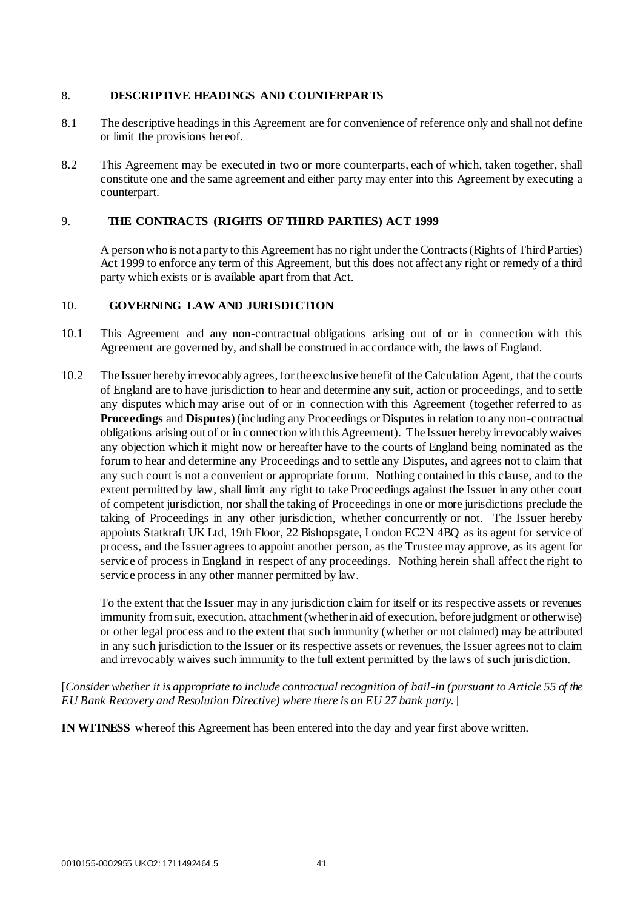## 8. DESCRIPTIVE HEADINGS AND COUNTERPARTS

8.1 The descriptive headings in this Agreement are for convenience of reference only and shall not define or limit the provisions hereof.

8.2 This Agreement may be executed in two or more counterparts, each of which, taken together, shall constitute one and the same agreement and either party may enter into this Agreement by executing a counterpart.

## 9. THE CONTRACTS (RIGHTS OF THIRD PARTIES) ACT 1999

A person who is not a party to this Agreement has no right under the Contracts (Rights of Third Parties) Act 1999 to enforce any term of this Agreement, but this does not affect any right or remedy of a third party which exists or is available apart from that Act.

## 10. GOVERNING LAW AND JURISDICTION

10.1 This Agreement and any non-contractual obligations arising out of or in connection with this Agreement are governed by, and shall be construed in accordance with, the laws of England.

10.2 The Issuer hereby irrevocably agrees, for the exclusive benefit of the Calculation Agent, that the courts of England are to have jurisdiction to hear and determine any suit, action or proceedings, and to settle any disputes which may arise out of or in connection with this Agreement (together referred to as **Proceedings** and **Disputes**) (including any Proceedings or Disputes in relation to any non-contractual obligations arising out of or in connection with this Agreement). The Issuer hereby irrevocably waives any objection which it might now or hereafter have to the courts of England being nominated as the forum to hear and determine any Proceedings and to settle any Disputes, and agrees not to claim that any such court is not a convenient or appropriate forum. Nothing contained in this clause, and to the extent permitted by law, shall limit any right to take Proceedings against the Issuer in any other court of competent jurisdiction, nor shall the taking of Proceedings in one or more jurisdictions preclude the taking of Proceedings in any other jurisdiction, whether concurrently or not. The Issuer hereby appoints Statkraft UK Ltd, 19th Floor, 22 Bishopsgate, London EC2N 4BQ as its agent for service of process, and the Issuer agrees to appoint another person, as the Trustee may approve, as its agent for service of process in England in respect of any proceedings. Nothing herein shall affect the right to service process in any other manner permitted by law.

To the extent that the Issuer may in any jurisdiction claim for itself or its respective assets or revenues immunity from suit, execution, attachment (whether in aid of execution, before judgment or otherwise) or other legal process and to the extent that such immunity (whether or not claimed) may be attributed in any such jurisdiction to the Issuer or its respective assets or revenues, the Issuer agrees not to claim and irrevocably waives such immunity to the full extent permitted by the laws of such jurisdiction.

[*Consider whether it is appropriate to include contractual recognition of bail-in (pursuant to Article 55 of the EU Bank Recovery and Resolution Directive) where there is an EU 27 bank party.*]

**IN WITNESS** whereof this Agreement has been entered into the day and year first above written.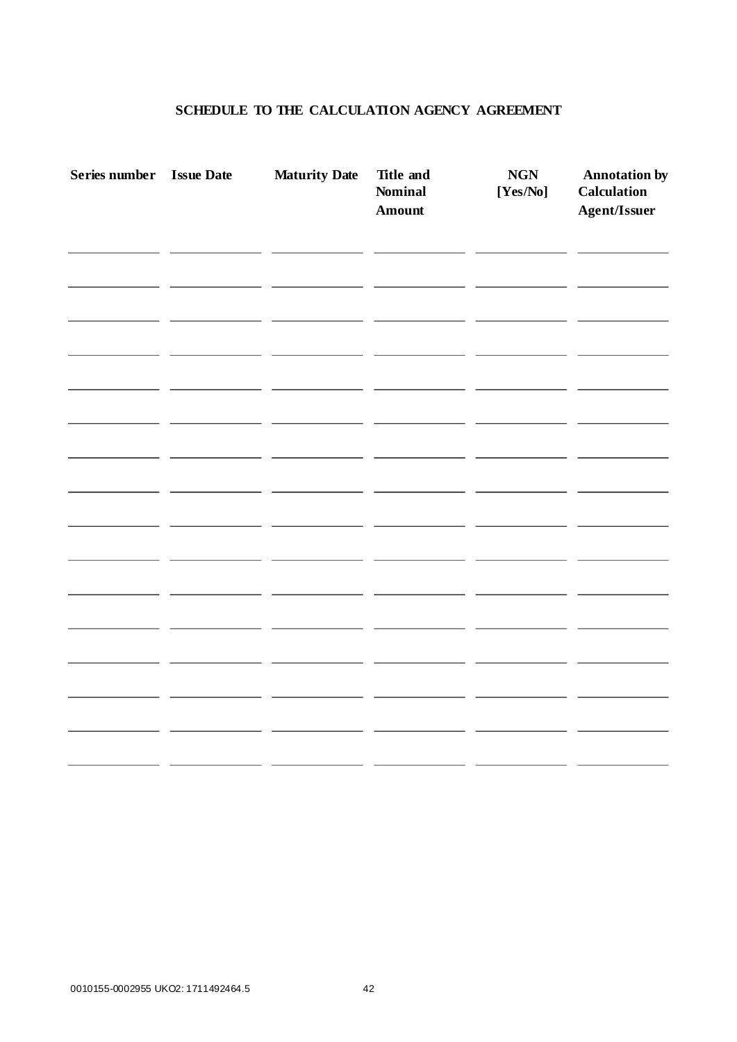## SCHEDULE TO THE CALCULATION AGENCY AGREEMENT

| Series number | Issue Date | Maturity Date | Title and Nominal Amount | NGN [Yes/No] | Annotation by Calculation Agent/Issuer |
|---|---|---|---|---|---|
| | | | | | |
| | | | | | |
| | | | | | |
| | | | | | |
| | | | | | |
| | | | | | |
| | | | | | |
| | | | | | |
| | | | | | |
| | | | | | |
| | | | | | |
| | | | | | |
| | | | | | |
| | | | | | |
| | | | | | |
| | | | | | |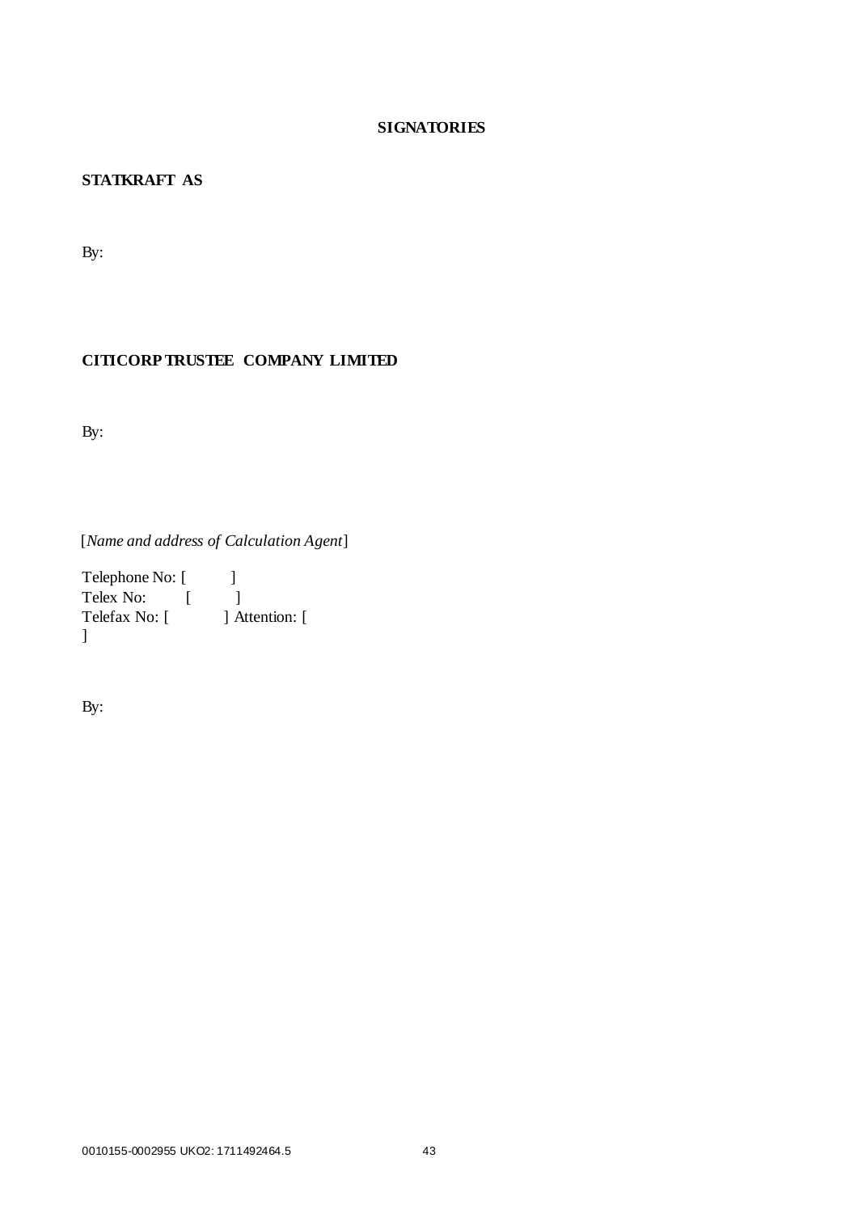**SIGNATORIES**

**STATKRAFT AS**

By:

**CITICORP TRUSTEE COMPANY LIMITED**

By:

[*Name and address of Calculation Agent*]

Telephone No: [ ]
Telex No: [ ]
Telefax No: [ ] Attention: [ ]

By: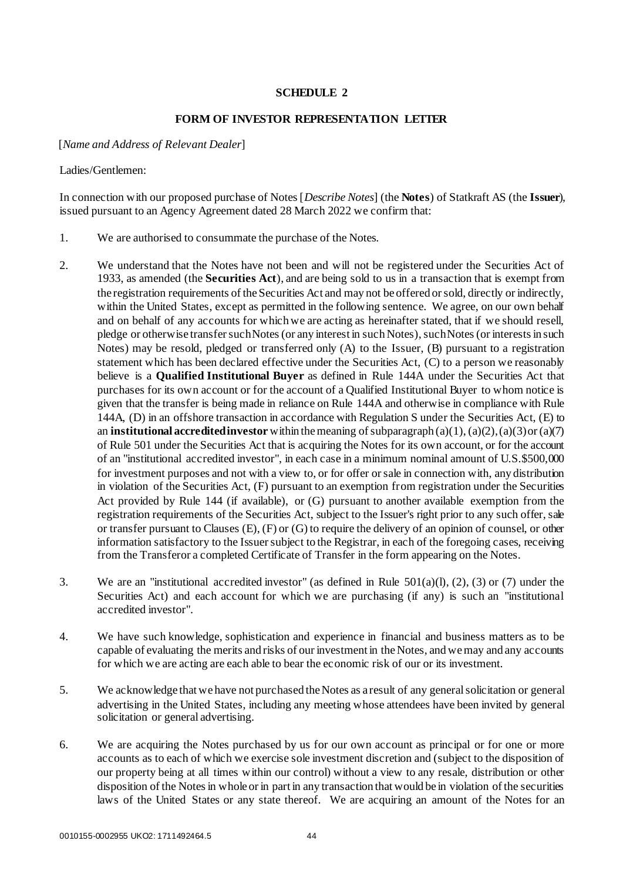# SCHEDULE 2

## FORM OF INVESTOR REPRESENTATION LETTER

[*Name and Address of Relevant Dealer*]

Ladies/Gentlemen:

In connection with our proposed purchase of Notes [*Describe Notes*] (the **Notes**) of Statkraft AS (the **Issuer**), issued pursuant to an Agency Agreement dated 28 March 2022 we confirm that:

1. We are authorised to consummate the purchase of the Notes.

2. We understand that the Notes have not been and will not be registered under the Securities Act of 1933, as amended (the **Securities Act**), and are being sold to us in a transaction that is exempt from the registration requirements of the Securities Act and may not be offered or sold, directly or indirectly, within the United States, except as permitted in the following sentence. We agree, on our own behalf and on behalf of any accounts for which we are acting as hereinafter stated, that if we should resell, pledge or otherwise transfer such Notes (or any interest in such Notes), such Notes (or interests in such Notes) may be resold, pledged or transferred only (A) to the Issuer, (B) pursuant to a registration statement which has been declared effective under the Securities Act, (C) to a person we reasonably believe is a **Qualified Institutional Buyer** as defined in Rule 144A under the Securities Act that purchases for its own account or for the account of a Qualified Institutional Buyer to whom notice is given that the transfer is being made in reliance on Rule 144A and otherwise in compliance with Rule 144A, (D) in an offshore transaction in accordance with Regulation S under the Securities Act, (E) to an **institutional accredited investor** within the meaning of subparagraph (a)(1), (a)(2), (a)(3) or (a)(7) of Rule 501 under the Securities Act that is acquiring the Notes for its own account, or for the account of an "institutional accredited investor", in each case in a minimum nominal amount of U.S.$500,000 for investment purposes and not with a view to, or for offer or sale in connection with, any distribution in violation of the Securities Act, (F) pursuant to an exemption from registration under the Securities Act provided by Rule 144 (if available), or (G) pursuant to another available exemption from the registration requirements of the Securities Act, subject to the Issuer's right prior to any such offer, sale or transfer pursuant to Clauses (E), (F) or (G) to require the delivery of an opinion of counsel, or other information satisfactory to the Issuer subject to the Registrar, in each of the foregoing cases, receiving from the Transferor a completed Certificate of Transfer in the form appearing on the Notes.

3. We are an "institutional accredited investor" (as defined in Rule 501(a)(l), (2), (3) or (7) under the Securities Act) and each account for which we are purchasing (if any) is such an "institutional accredited investor".

4. We have such knowledge, sophistication and experience in financial and business matters as to be capable of evaluating the merits and risks of our investment in the Notes, and we may and any accounts for which we are acting are each able to bear the economic risk of our or its investment.

5. We acknowledge that we have not purchased the Notes as a result of any general solicitation or general advertising in the United States, including any meeting whose attendees have been invited by general solicitation or general advertising.

6. We are acquiring the Notes purchased by us for our own account as principal or for one or more accounts as to each of which we exercise sole investment discretion and (subject to the disposition of our property being at all times within our control) without a view to any resale, distribution or other disposition of the Notes in whole or in part in any transaction that would be in violation of the securities laws of the United States or any state thereof. We are acquiring an amount of the Notes for an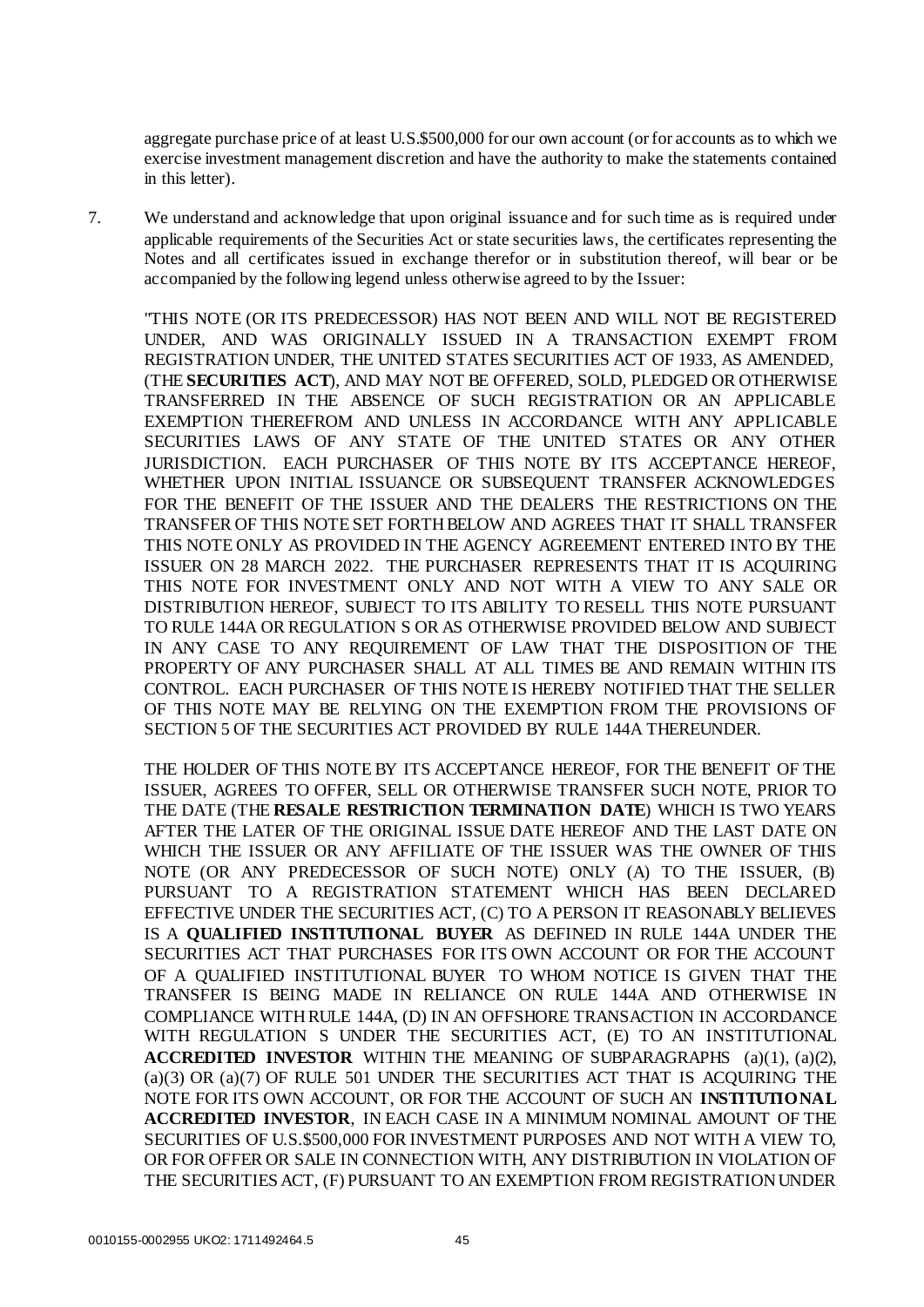aggregate purchase price of at least U.S.$500,000 for our own account (or for accounts as to which we exercise investment management discretion and have the authority to make the statements contained in this letter).

7. We understand and acknowledge that upon original issuance and for such time as is required under applicable requirements of the Securities Act or state securities laws, the certificates representing the Notes and all certificates issued in exchange therefor or in substitution thereof, will bear or be accompanied by the following legend unless otherwise agreed to by the Issuer:

   "THIS NOTE (OR ITS PREDECESSOR) HAS NOT BEEN AND WILL NOT BE REGISTERED UNDER, AND WAS ORIGINALLY ISSUED IN A TRANSACTION EXEMPT FROM REGISTRATION UNDER, THE UNITED STATES SECURITIES ACT OF 1933, AS AMENDED, (THE **SECURITIES ACT**), AND MAY NOT BE OFFERED, SOLD, PLEDGED OR OTHERWISE TRANSFERRED IN THE ABSENCE OF SUCH REGISTRATION OR AN APPLICABLE EXEMPTION THEREFROM AND UNLESS IN ACCORDANCE WITH ANY APPLICABLE SECURITIES LAWS OF ANY STATE OF THE UNITED STATES OR ANY OTHER JURISDICTION. EACH PURCHASER OF THIS NOTE BY ITS ACCEPTANCE HEREOF, WHETHER UPON INITIAL ISSUANCE OR SUBSEQUENT TRANSFER ACKNOWLEDGES FOR THE BENEFIT OF THE ISSUER AND THE DEALERS THE RESTRICTIONS ON THE TRANSFER OF THIS NOTE SET FORTH BELOW AND AGREES THAT IT SHALL TRANSFER THIS NOTE ONLY AS PROVIDED IN THE AGENCY AGREEMENT ENTERED INTO BY THE ISSUER ON 28 MARCH 2022. THE PURCHASER REPRESENTS THAT IT IS ACQUIRING THIS NOTE FOR INVESTMENT ONLY AND NOT WITH A VIEW TO ANY SALE OR DISTRIBUTION HEREOF, SUBJECT TO ITS ABILITY TO RESELL THIS NOTE PURSUANT TO RULE 144A OR REGULATION S OR AS OTHERWISE PROVIDED BELOW AND SUBJECT IN ANY CASE TO ANY REQUIREMENT OF LAW THAT THE DISPOSITION OF THE PROPERTY OF ANY PURCHASER SHALL AT ALL TIMES BE AND REMAIN WITHIN ITS CONTROL. EACH PURCHASER OF THIS NOTE IS HEREBY NOTIFIED THAT THE SELLER OF THIS NOTE MAY BE RELYING ON THE EXEMPTION FROM THE PROVISIONS OF SECTION 5 OF THE SECURITIES ACT PROVIDED BY RULE 144A THEREUNDER.

   THE HOLDER OF THIS NOTE BY ITS ACCEPTANCE HEREOF, FOR THE BENEFIT OF THE ISSUER, AGREES TO OFFER, SELL OR OTHERWISE TRANSFER SUCH NOTE, PRIOR TO THE DATE (THE **RESALE RESTRICTION TERMINATION DATE**) WHICH IS TWO YEARS AFTER THE LATER OF THE ORIGINAL ISSUE DATE HEREOF AND THE LAST DATE ON WHICH THE ISSUER OR ANY AFFILIATE OF THE ISSUER WAS THE OWNER OF THIS NOTE (OR ANY PREDECESSOR OF SUCH NOTE) ONLY (A) TO THE ISSUER, (B) PURSUANT TO A REGISTRATION STATEMENT WHICH HAS BEEN DECLARED EFFECTIVE UNDER THE SECURITIES ACT, (C) TO A PERSON IT REASONABLY BELIEVES IS A **QUALIFIED INSTITUTIONAL BUYER** AS DEFINED IN RULE 144A UNDER THE SECURITIES ACT THAT PURCHASES FOR ITS OWN ACCOUNT OR FOR THE ACCOUNT OF A QUALIFIED INSTITUTIONAL BUYER TO WHOM NOTICE IS GIVEN THAT THE TRANSFER IS BEING MADE IN RELIANCE ON RULE 144A AND OTHERWISE IN COMPLIANCE WITH RULE 144A, (D) IN AN OFFSHORE TRANSACTION IN ACCORDANCE WITH REGULATION S UNDER THE SECURITIES ACT, (E) TO AN INSTITUTIONAL **ACCREDITED INVESTOR** WITHIN THE MEANING OF SUBPARAGRAPHS (a)(1), (a)(2), (a)(3) OR (a)(7) OF RULE 501 UNDER THE SECURITIES ACT THAT IS ACQUIRING THE NOTE FOR ITS OWN ACCOUNT, OR FOR THE ACCOUNT OF SUCH AN **INSTITUTIONAL ACCREDITED INVESTOR**, IN EACH CASE IN A MINIMUM NOMINAL AMOUNT OF THE SECURITIES OF U.S.$500,000 FOR INVESTMENT PURPOSES AND NOT WITH A VIEW TO, OR FOR OFFER OR SALE IN CONNECTION WITH, ANY DISTRIBUTION IN VIOLATION OF THE SECURITIES ACT, (F) PURSUANT TO AN EXEMPTION FROM REGISTRATION UNDER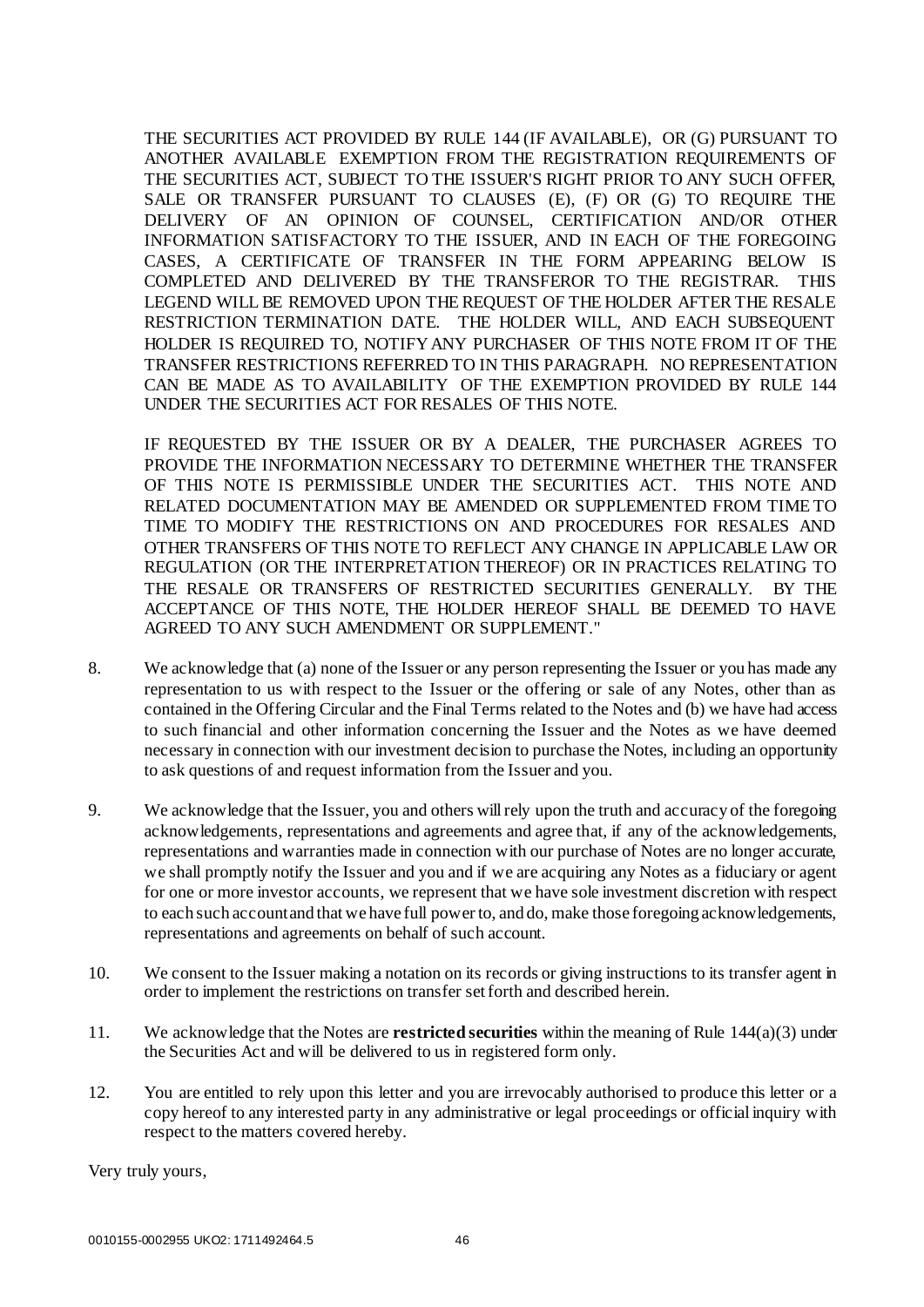THE SECURITIES ACT PROVIDED BY RULE 144 (IF AVAILABLE), OR (G) PURSUANT TO ANOTHER AVAILABLE EXEMPTION FROM THE REGISTRATION REQUIREMENTS OF THE SECURITIES ACT, SUBJECT TO THE ISSUER'S RIGHT PRIOR TO ANY SUCH OFFER, SALE OR TRANSFER PURSUANT TO CLAUSES (E), (F) OR (G) TO REQUIRE THE DELIVERY OF AN OPINION OF COUNSEL, CERTIFICATION AND/OR OTHER INFORMATION SATISFACTORY TO THE ISSUER, AND IN EACH OF THE FOREGOING CASES, A CERTIFICATE OF TRANSFER IN THE FORM APPEARING BELOW IS COMPLETED AND DELIVERED BY THE TRANSFEROR TO THE REGISTRAR. THIS LEGEND WILL BE REMOVED UPON THE REQUEST OF THE HOLDER AFTER THE RESALE RESTRICTION TERMINATION DATE. THE HOLDER WILL, AND EACH SUBSEQUENT HOLDER IS REQUIRED TO, NOTIFY ANY PURCHASER OF THIS NOTE FROM IT OF THE TRANSFER RESTRICTIONS REFERRED TO IN THIS PARAGRAPH. NO REPRESENTATION CAN BE MADE AS TO AVAILABILITY OF THE EXEMPTION PROVIDED BY RULE 144 UNDER THE SECURITIES ACT FOR RESALES OF THIS NOTE.

IF REQUESTED BY THE ISSUER OR BY A DEALER, THE PURCHASER AGREES TO PROVIDE THE INFORMATION NECESSARY TO DETERMINE WHETHER THE TRANSFER OF THIS NOTE IS PERMISSIBLE UNDER THE SECURITIES ACT. THIS NOTE AND RELATED DOCUMENTATION MAY BE AMENDED OR SUPPLEMENTED FROM TIME TO TIME TO MODIFY THE RESTRICTIONS ON AND PROCEDURES FOR RESALES AND OTHER TRANSFERS OF THIS NOTE TO REFLECT ANY CHANGE IN APPLICABLE LAW OR REGULATION (OR THE INTERPRETATION THEREOF) OR IN PRACTICES RELATING TO THE RESALE OR TRANSFERS OF RESTRICTED SECURITIES GENERALLY. BY THE ACCEPTANCE OF THIS NOTE, THE HOLDER HEREOF SHALL BE DEEMED TO HAVE AGREED TO ANY SUCH AMENDMENT OR SUPPLEMENT."

8. We acknowledge that (a) none of the Issuer or any person representing the Issuer or you has made any representation to us with respect to the Issuer or the offering or sale of any Notes, other than as contained in the Offering Circular and the Final Terms related to the Notes and (b) we have had access to such financial and other information concerning the Issuer and the Notes as we have deemed necessary in connection with our investment decision to purchase the Notes, including an opportunity to ask questions of and request information from the Issuer and you.

9. We acknowledge that the Issuer, you and others will rely upon the truth and accuracy of the foregoing acknowledgements, representations and agreements and agree that, if any of the acknowledgements, representations and warranties made in connection with our purchase of Notes are no longer accurate, we shall promptly notify the Issuer and you and if we are acquiring any Notes as a fiduciary or agent for one or more investor accounts, we represent that we have sole investment discretion with respect to each such account and that we have full power to, and do, make those foregoing acknowledgements, representations and agreements on behalf of such account.

10. We consent to the Issuer making a notation on its records or giving instructions to its transfer agent in order to implement the restrictions on transfer set forth and described herein.

11. We acknowledge that the Notes are **restricted securities** within the meaning of Rule 144(a)(3) under the Securities Act and will be delivered to us in registered form only.

12. You are entitled to rely upon this letter and you are irrevocably authorised to produce this letter or a copy hereof to any interested party in any administrative or legal proceedings or official inquiry with respect to the matters covered hereby.

Very truly yours,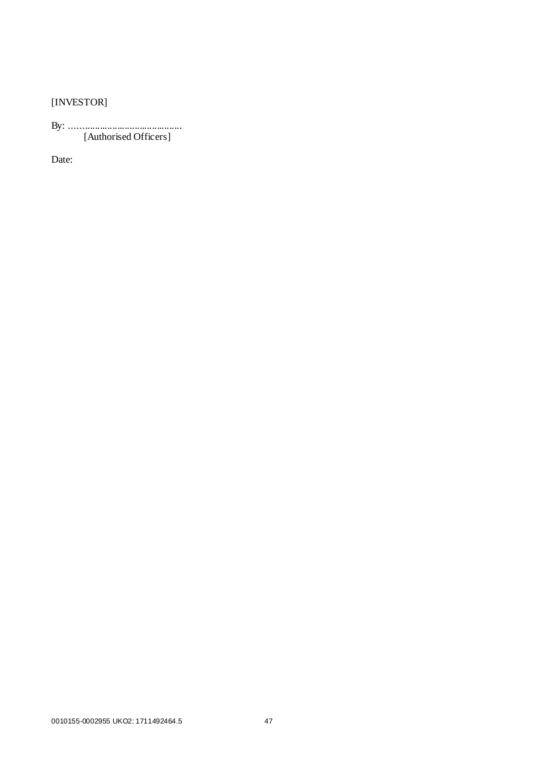[INVESTOR]

By: ……………………………………….
[Authorised Officers]

Date: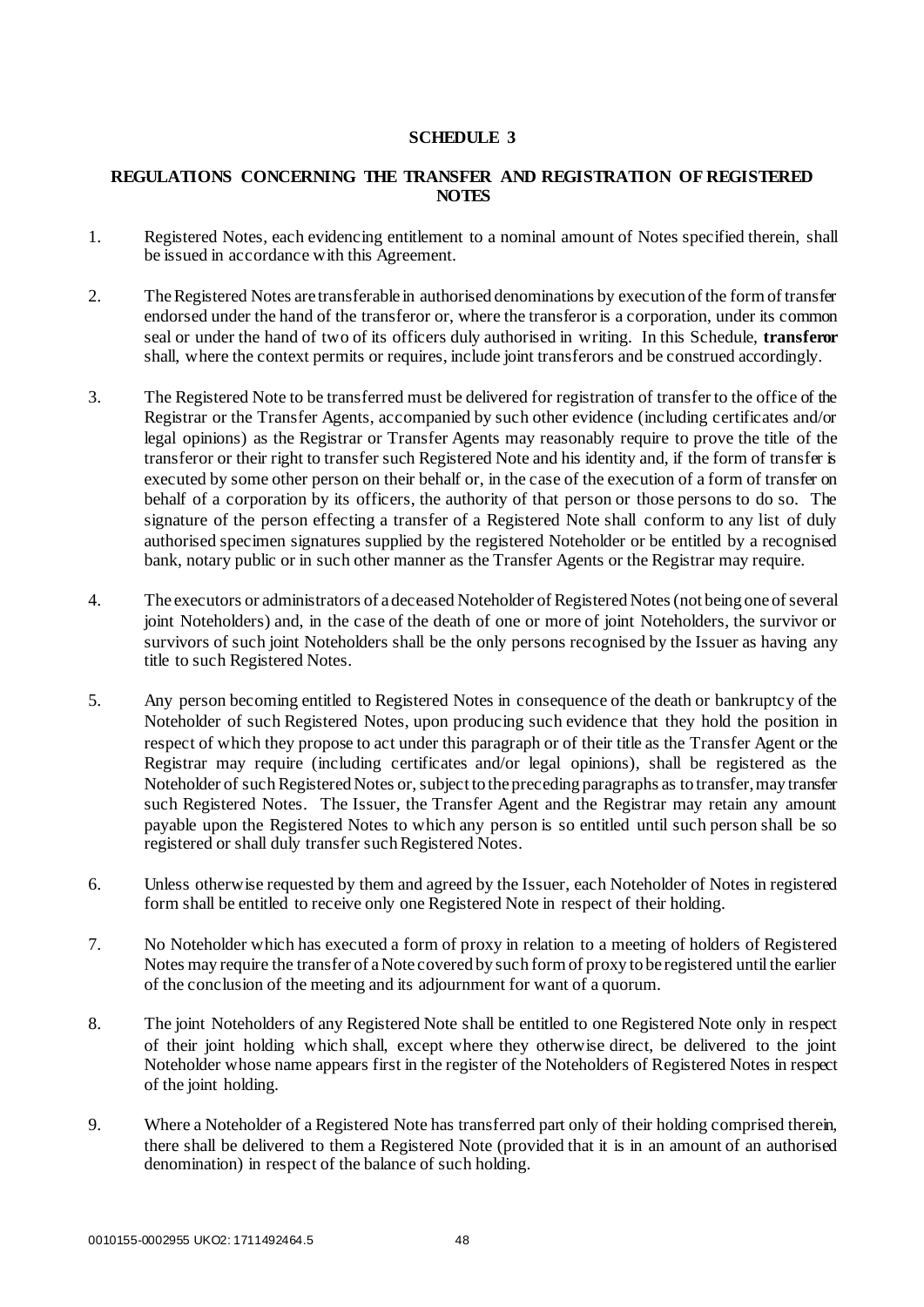# SCHEDULE 3

## REGULATIONS CONCERNING THE TRANSFER AND REGISTRATION OF REGISTERED NOTES

1. Registered Notes, each evidencing entitlement to a nominal amount of Notes specified therein, shall be issued in accordance with this Agreement.

2. The Registered Notes are transferable in authorised denominations by execution of the form of transfer endorsed under the hand of the transferor or, where the transferor is a corporation, under its common seal or under the hand of two of its officers duly authorised in writing. In this Schedule, **transferor** shall, where the context permits or requires, include joint transferors and be construed accordingly.

3. The Registered Note to be transferred must be delivered for registration of transfer to the office of the Registrar or the Transfer Agents, accompanied by such other evidence (including certificates and/or legal opinions) as the Registrar or Transfer Agents may reasonably require to prove the title of the transferor or their right to transfer such Registered Note and his identity and, if the form of transfer is executed by some other person on their behalf or, in the case of the execution of a form of transfer on behalf of a corporation by its officers, the authority of that person or those persons to do so. The signature of the person effecting a transfer of a Registered Note shall conform to any list of duly authorised specimen signatures supplied by the registered Noteholder or be entitled by a recognised bank, notary public or in such other manner as the Transfer Agents or the Registrar may require.

4. The executors or administrators of a deceased Noteholder of Registered Notes (not being one of several joint Noteholders) and, in the case of the death of one or more of joint Noteholders, the survivor or survivors of such joint Noteholders shall be the only persons recognised by the Issuer as having any title to such Registered Notes.

5. Any person becoming entitled to Registered Notes in consequence of the death or bankruptcy of the Noteholder of such Registered Notes, upon producing such evidence that they hold the position in respect of which they propose to act under this paragraph or of their title as the Transfer Agent or the Registrar may require (including certificates and/or legal opinions), shall be registered as the Noteholder of such Registered Notes or, subject to the preceding paragraphs as to transfer, may transfer such Registered Notes. The Issuer, the Transfer Agent and the Registrar may retain any amount payable upon the Registered Notes to which any person is so entitled until such person shall be so registered or shall duly transfer such Registered Notes.

6. Unless otherwise requested by them and agreed by the Issuer, each Noteholder of Notes in registered form shall be entitled to receive only one Registered Note in respect of their holding.

7. No Noteholder which has executed a form of proxy in relation to a meeting of holders of Registered Notes may require the transfer of a Note covered by such form of proxy to be registered until the earlier of the conclusion of the meeting and its adjournment for want of a quorum.

8. The joint Noteholders of any Registered Note shall be entitled to one Registered Note only in respect of their joint holding which shall, except where they otherwise direct, be delivered to the joint Noteholder whose name appears first in the register of the Noteholders of Registered Notes in respect of the joint holding.

9. Where a Noteholder of a Registered Note has transferred part only of their holding comprised therein, there shall be delivered to them a Registered Note (provided that it is in an amount of an authorised denomination) in respect of the balance of such holding.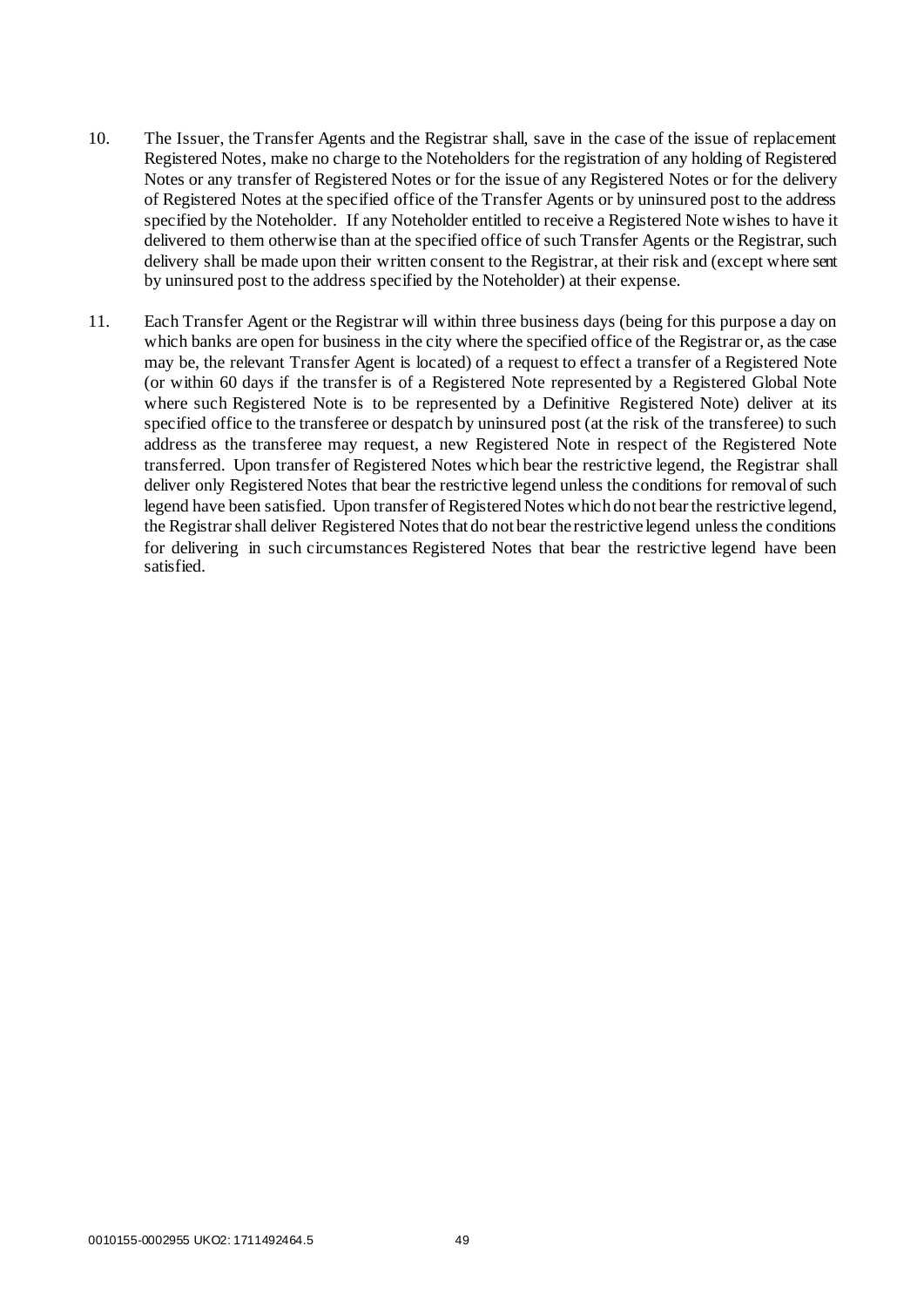10. The Issuer, the Transfer Agents and the Registrar shall, save in the case of the issue of replacement Registered Notes, make no charge to the Noteholders for the registration of any holding of Registered Notes or any transfer of Registered Notes or for the issue of any Registered Notes or for the delivery of Registered Notes at the specified office of the Transfer Agents or by uninsured post to the address specified by the Noteholder. If any Noteholder entitled to receive a Registered Note wishes to have it delivered to them otherwise than at the specified office of such Transfer Agents or the Registrar, such delivery shall be made upon their written consent to the Registrar, at their risk and (except where sent by uninsured post to the address specified by the Noteholder) at their expense.

11. Each Transfer Agent or the Registrar will within three business days (being for this purpose a day on which banks are open for business in the city where the specified office of the Registrar or, as the case may be, the relevant Transfer Agent is located) of a request to effect a transfer of a Registered Note (or within 60 days if the transfer is of a Registered Note represented by a Registered Global Note where such Registered Note is to be represented by a Definitive Registered Note) deliver at its specified office to the transferee or despatch by uninsured post (at the risk of the transferee) to such address as the transferee may request, a new Registered Note in respect of the Registered Note transferred. Upon transfer of Registered Notes which bear the restrictive legend, the Registrar shall deliver only Registered Notes that bear the restrictive legend unless the conditions for removal of such legend have been satisfied. Upon transfer of Registered Notes which do not bear the restrictive legend, the Registrar shall deliver Registered Notes that do not bear the restrictive legend unless the conditions for delivering in such circumstances Registered Notes that bear the restrictive legend have been satisfied.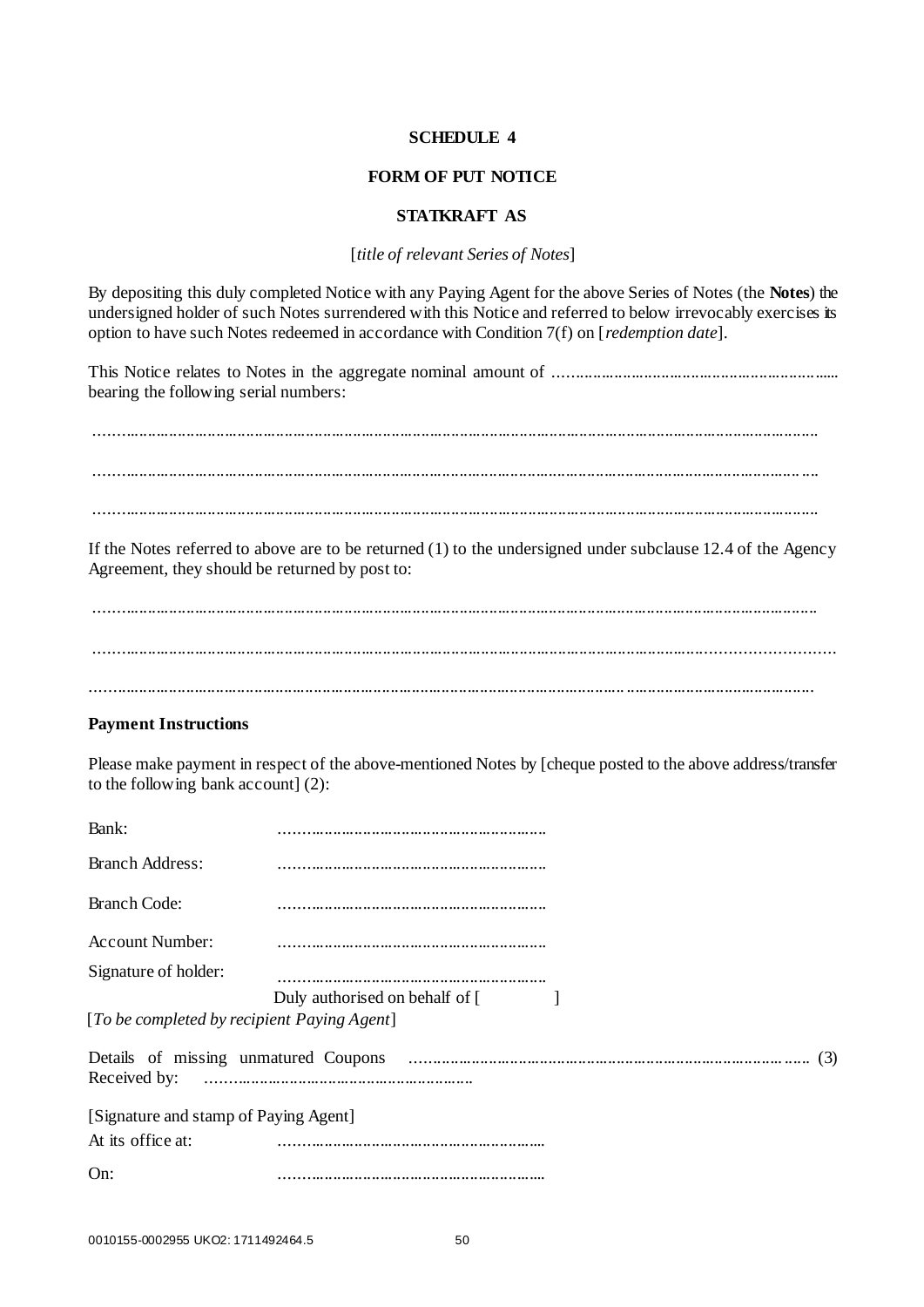**SCHEDULE 4**

**FORM OF PUT NOTICE**

**STATKRAFT AS**

[*title of relevant Series of Notes*]

By depositing this duly completed Notice with any Paying Agent for the above Series of Notes (the **Notes**) the undersigned holder of such Notes surrendered with this Notice and referred to below irrevocably exercises its option to have such Notes redeemed in accordance with Condition 7(f) on [*redemption date*].

This Notice relates to Notes in the aggregate nominal amount of ................................................................ bearing the following serial numbers:

..........................................................................................................................................................

..........................................................................................................................................................

..........................................................................................................................................................

If the Notes referred to above are to be returned (1) to the undersigned under subclause 12.4 of the Agency Agreement, they should be returned by post to:

..........................................................................................................................................................

..........................................................................................................................................................

..........................................................................................................................................................

**Payment Instructions**

Please make payment in respect of the above-mentioned Notes by [cheque posted to the above address/transfer to the following bank account] (2):

Bank: ..........................................................

Branch Address: ..........................................................

Branch Code: ..........................................................

Account Number: ..........................................................

Signature of holder: ..........................................................
Duly authorised on behalf of [ ]

[*To be completed by recipient Paying Agent*]

Details of missing unmatured Coupons ........................................................................................ (3)
Received by: ..........................................................

[Signature and stamp of Paying Agent]

At its office at: ..........................................................

On: ..........................................................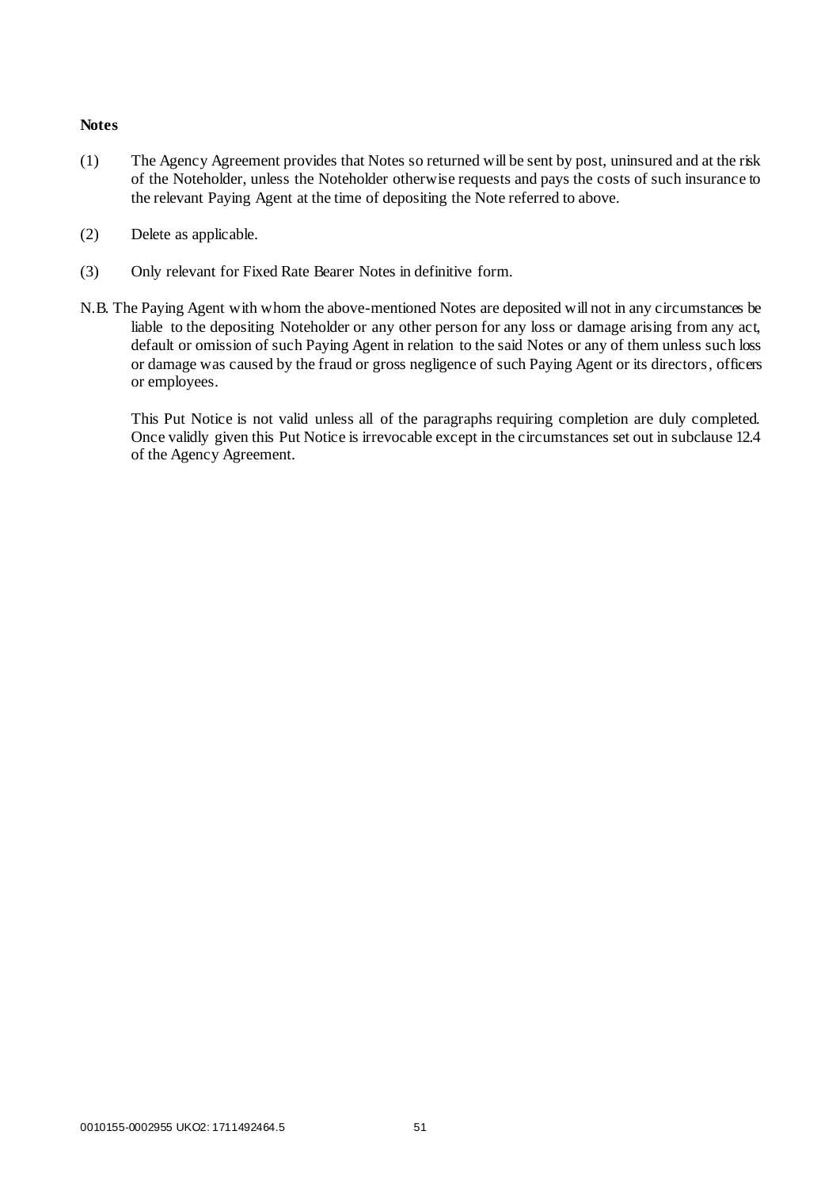**Notes**

(1) The Agency Agreement provides that Notes so returned will be sent by post, uninsured and at the risk of the Noteholder, unless the Noteholder otherwise requests and pays the costs of such insurance to the relevant Paying Agent at the time of depositing the Note referred to above.

(2) Delete as applicable.

(3) Only relevant for Fixed Rate Bearer Notes in definitive form.

N.B. The Paying Agent with whom the above-mentioned Notes are deposited will not in any circumstances be liable to the depositing Noteholder or any other person for any loss or damage arising from any act, default or omission of such Paying Agent in relation to the said Notes or any of them unless such loss or damage was caused by the fraud or gross negligence of such Paying Agent or its directors, officers or employees.

This Put Notice is not valid unless all of the paragraphs requiring completion are duly completed. Once validly given this Put Notice is irrevocable except in the circumstances set out in subclause 12.4 of the Agency Agreement.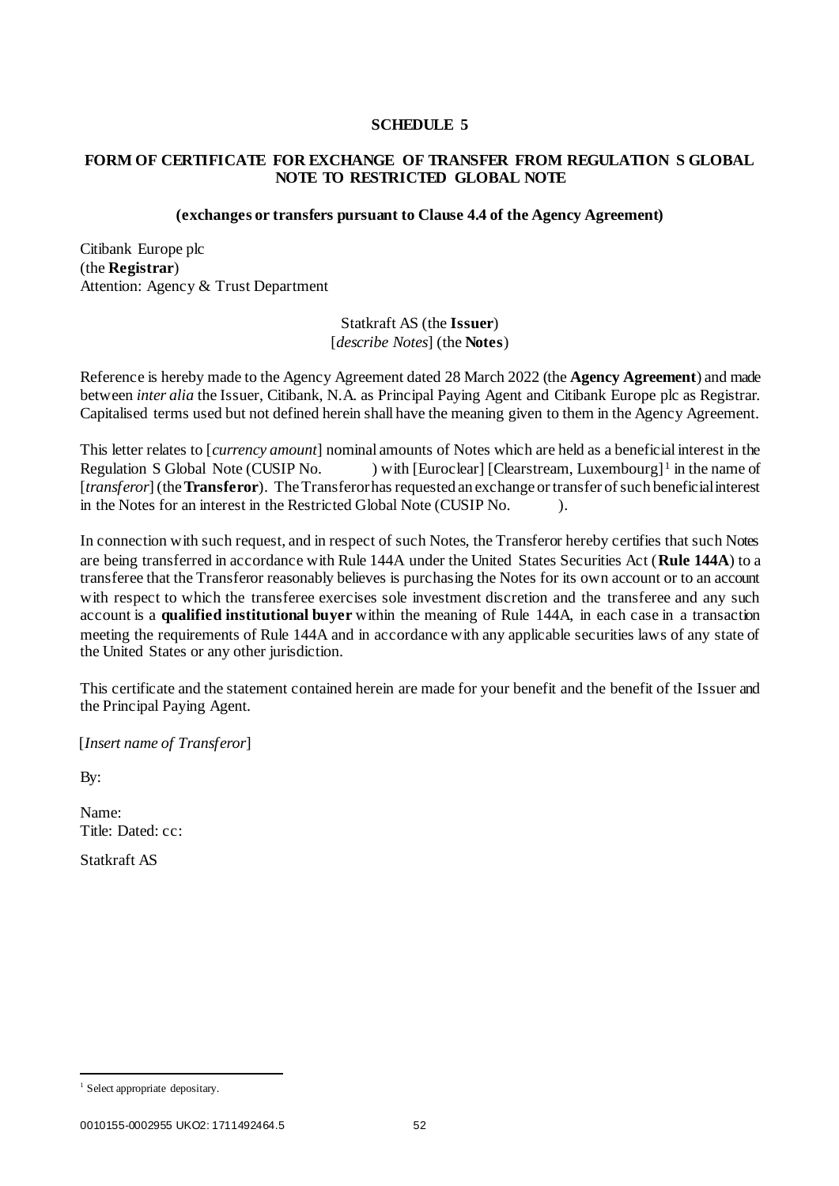# SCHEDULE 5

## FORM OF CERTIFICATE FOR EXCHANGE OF TRANSFER FROM REGULATION S GLOBAL NOTE TO RESTRICTED GLOBAL NOTE

**(exchanges or transfers pursuant to Clause 4.4 of the Agency Agreement)**

Citibank Europe plc
(the **Registrar**)
Attention: Agency & Trust Department

Statkraft AS (the **Issuer**)
[*describe Notes*] (the **Notes**)

Reference is hereby made to the Agency Agreement dated 28 March 2022 (the **Agency Agreement**) and made between *inter alia* the Issuer, Citibank, N.A. as Principal Paying Agent and Citibank Europe plc as Registrar. Capitalised terms used but not defined herein shall have the meaning given to them in the Agency Agreement.

This letter relates to [*currency amount*] nominal amounts of Notes which are held as a beneficial interest in the Regulation S Global Note (CUSIP No. ) with [Euroclear] [Clearstream, Luxembourg][1] in the name of [*transferor*] (the **Transferor**). The Transferor has requested an exchange or transfer of such beneficial interest in the Notes for an interest in the Restricted Global Note (CUSIP No. ).

In connection with such request, and in respect of such Notes, the Transferor hereby certifies that such Notes are being transferred in accordance with Rule 144A under the United States Securities Act (**Rule 144A**) to a transferee that the Transferor reasonably believes is purchasing the Notes for its own account or to an account with respect to which the transferee exercises sole investment discretion and the transferee and any such account is a **qualified institutional buyer** within the meaning of Rule 144A, in each case in a transaction meeting the requirements of Rule 144A and in accordance with any applicable securities laws of any state of the United States or any other jurisdiction.

This certificate and the statement contained herein are made for your benefit and the benefit of the Issuer and the Principal Paying Agent.

[*Insert name of Transferor*]

By:

Name:
Title: Dated: cc:

Statkraft AS

---

[1] Select appropriate depositary.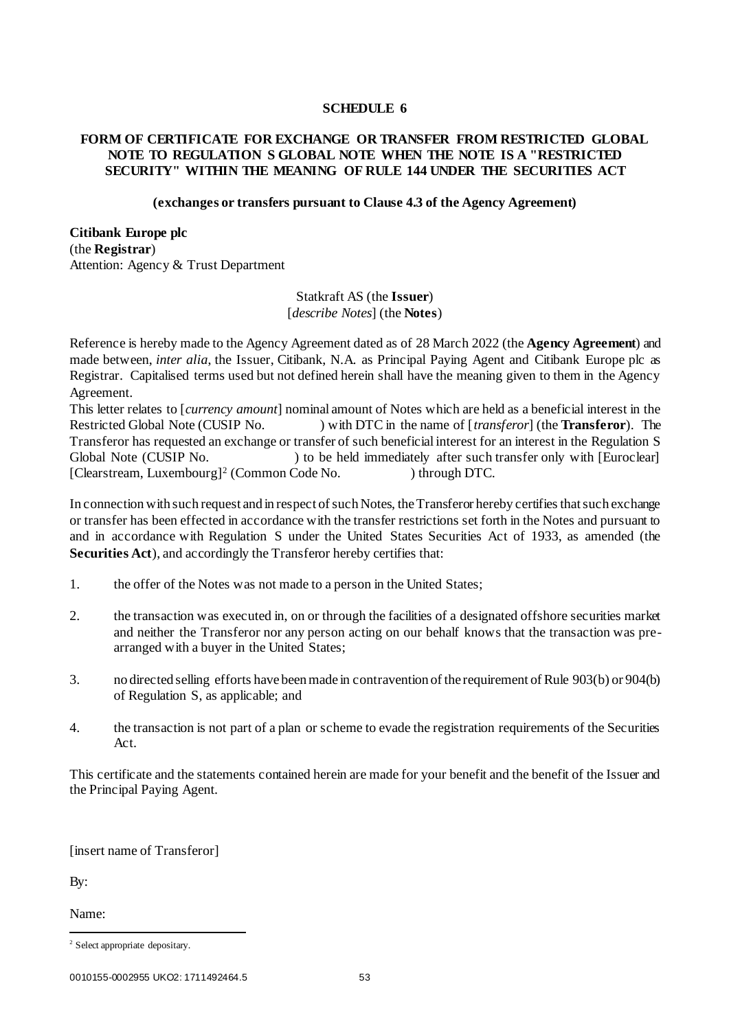## SCHEDULE 6

## FORM OF CERTIFICATE FOR EXCHANGE OR TRANSFER FROM RESTRICTED GLOBAL NOTE TO REGULATION S GLOBAL NOTE WHEN THE NOTE IS A "RESTRICTED SECURITY" WITHIN THE MEANING OF RULE 144 UNDER THE SECURITIES ACT

**(exchanges or transfers pursuant to Clause 4.3 of the Agency Agreement)**

**Citibank Europe plc**
(the **Registrar**)
Attention: Agency & Trust Department

Statkraft AS (the **Issuer**)
[*describe Notes*] (the **Notes**)

Reference is hereby made to the Agency Agreement dated as of 28 March 2022 (the **Agency Agreement**) and made between, *inter alia*, the Issuer, Citibank, N.A. as Principal Paying Agent and Citibank Europe plc as Registrar. Capitalised terms used but not defined herein shall have the meaning given to them in the Agency Agreement.

This letter relates to [*currency amount*] nominal amount of Notes which are held as a beneficial interest in the Restricted Global Note (CUSIP No. ) with DTC in the name of [*transferor*] (the **Transferor**). The Transferor has requested an exchange or transfer of such beneficial interest for an interest in the Regulation S Global Note (CUSIP No. ) to be held immediately after such transfer only with [Euroclear] [Clearstream, Luxembourg][2] (Common Code No. ) through DTC.

In connection with such request and in respect of such Notes, the Transferor hereby certifies that such exchange or transfer has been effected in accordance with the transfer restrictions set forth in the Notes and pursuant to and in accordance with Regulation S under the United States Securities Act of 1933, as amended (the **Securities Act**), and accordingly the Transferor hereby certifies that:

1. the offer of the Notes was not made to a person in the United States;
2. the transaction was executed in, on or through the facilities of a designated offshore securities market and neither the Transferor nor any person acting on our behalf knows that the transaction was pre-arranged with a buyer in the United States;
3. no directed selling efforts have been made in contravention of the requirement of Rule 903(b) or 904(b) of Regulation S, as applicable; and
4. the transaction is not part of a plan or scheme to evade the registration requirements of the Securities Act.

This certificate and the statements contained herein are made for your benefit and the benefit of the Issuer and the Principal Paying Agent.

[insert name of Transferor]

By:

Name:

[2] Select appropriate depositary.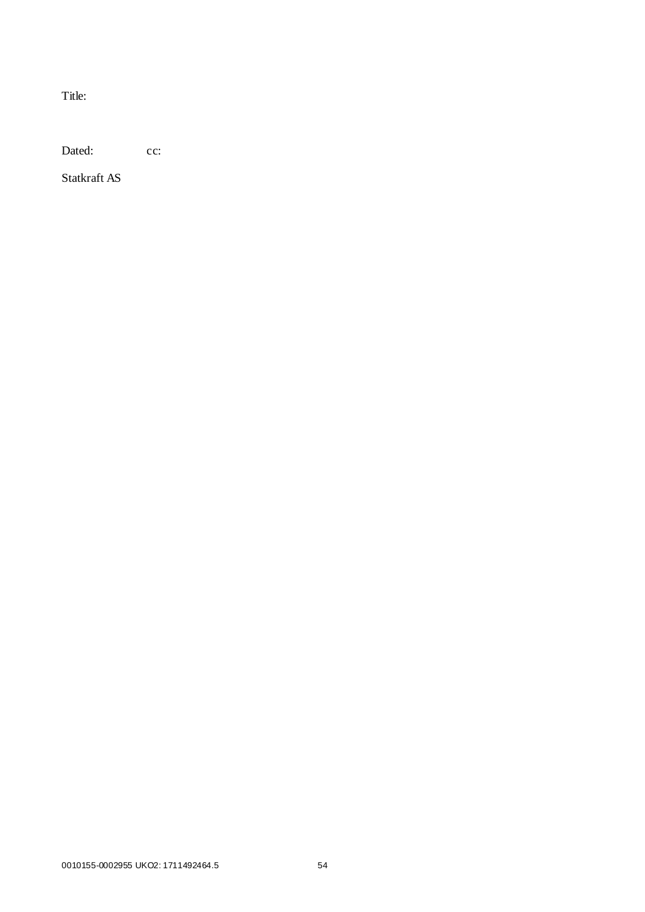Title:

Dated: cc:

Statkraft AS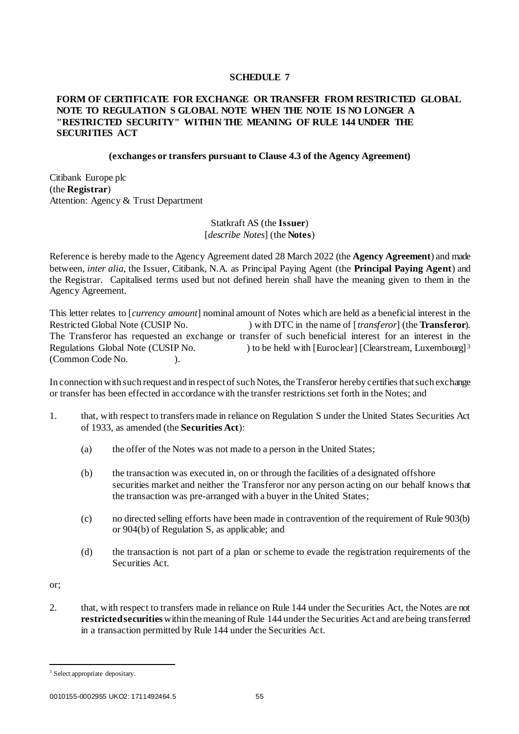## SCHEDULE 7

### FORM OF CERTIFICATE FOR EXCHANGE OR TRANSFER FROM RESTRICTED GLOBAL NOTE TO REGULATION S GLOBAL NOTE WHEN THE NOTE IS NO LONGER A "RESTRICTED SECURITY" WITHIN THE MEANING OF RULE 144 UNDER THE SECURITIES ACT

**(exchanges or transfers pursuant to Clause 4.3 of the Agency Agreement)**

Citibank Europe plc
(the **Registrar**)
Attention: Agency & Trust Department

Statkraft AS (the **Issuer**)
[*describe Notes*] (the **Notes**)

Reference is hereby made to the Agency Agreement dated 28 March 2022 (the **Agency Agreement**) and made between, *inter alia*, the Issuer, Citibank, N.A. as Principal Paying Agent (the **Principal Paying Agent**) and the Registrar. Capitalised terms used but not defined herein shall have the meaning given to them in the Agency Agreement.

This letter relates to [*currency amount*] nominal amount of Notes which are held as a beneficial interest in the Restricted Global Note (CUSIP No.                    ) with DTC in the name of [*transferor*] (the **Transferor**). The Transferor has requested an exchange or transfer of such beneficial interest for an interest in the Regulations Global Note (CUSIP No.                ) to be held with [Euroclear] [Clearstream, Luxembourg][3] (Common Code No.              ).

In connection with such request and in respect of such Notes, the Transferor hereby certifies that such exchange or transfer has been effected in accordance with the transfer restrictions set forth in the Notes; and

1. that, with respect to transfers made in reliance on Regulation S under the United States Securities Act of 1933, as amended (the **Securities Act**):

   (a) the offer of the Notes was not made to a person in the United States;

   (b) the transaction was executed in, on or through the facilities of a designated offshore securities market and neither the Transferor nor any person acting on our behalf knows that the transaction was pre-arranged with a buyer in the United States;

   (c) no directed selling efforts have been made in contravention of the requirement of Rule 903(b) or 904(b) of Regulation S, as applicable; and

   (d) the transaction is not part of a plan or scheme to evade the registration requirements of the Securities Act.

or;

2. that, with respect to transfers made in reliance on Rule 144 under the Securities Act, the Notes are not **restricted securities** within the meaning of Rule 144 under the Securities Act and are being transferred in a transaction permitted by Rule 144 under the Securities Act.

---

[3] Select appropriate depositary.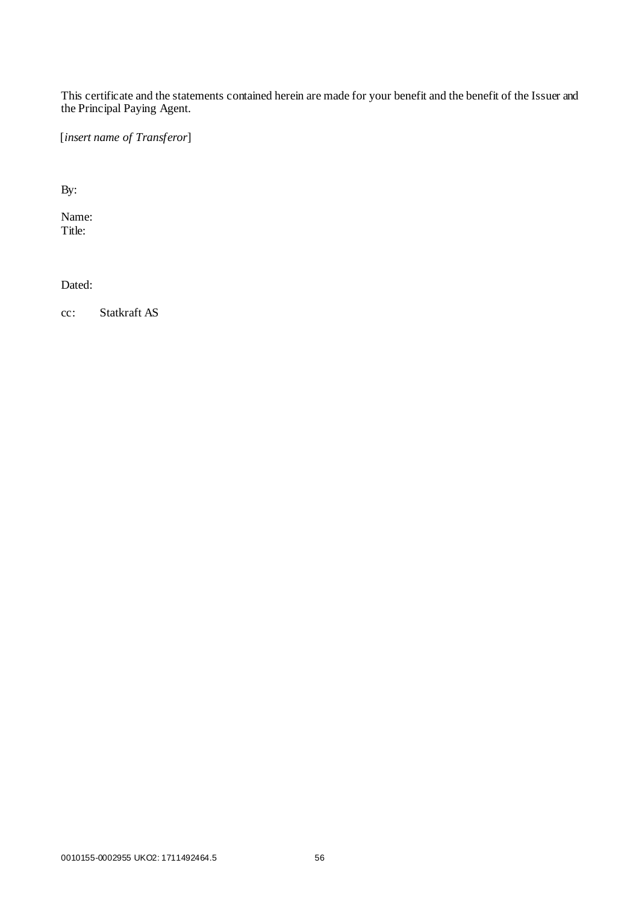This certificate and the statements contained herein are made for your benefit and the benefit of the Issuer and the Principal Paying Agent.

[*insert name of Transferor*]

By:

Name:
Title:

Dated:

cc: Statkraft AS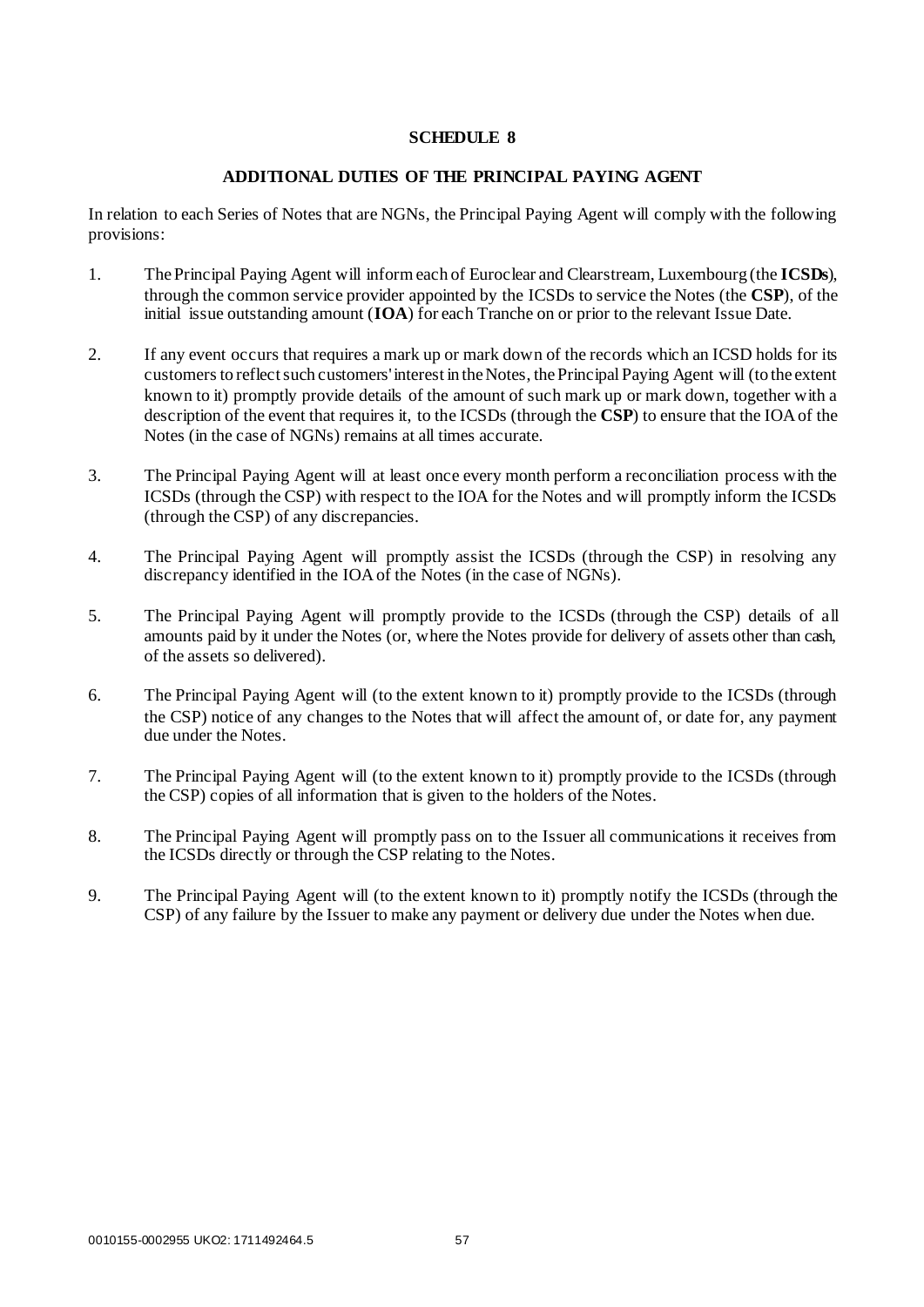# SCHEDULE 8

## ADDITIONAL DUTIES OF THE PRINCIPAL PAYING AGENT

In relation to each Series of Notes that are NGNs, the Principal Paying Agent will comply with the following provisions:

1. The Principal Paying Agent will inform each of Euroclear and Clearstream, Luxembourg (the **ICSDs**), through the common service provider appointed by the ICSDs to service the Notes (the **CSP**), of the initial issue outstanding amount (**IOA**) for each Tranche on or prior to the relevant Issue Date.

2. If any event occurs that requires a mark up or mark down of the records which an ICSD holds for its customers to reflect such customers' interest in the Notes, the Principal Paying Agent will (to the extent known to it) promptly provide details of the amount of such mark up or mark down, together with a description of the event that requires it, to the ICSDs (through the **CSP**) to ensure that the IOA of the Notes (in the case of NGNs) remains at all times accurate.

3. The Principal Paying Agent will at least once every month perform a reconciliation process with the ICSDs (through the CSP) with respect to the IOA for the Notes and will promptly inform the ICSDs (through the CSP) of any discrepancies.

4. The Principal Paying Agent will promptly assist the ICSDs (through the CSP) in resolving any discrepancy identified in the IOA of the Notes (in the case of NGNs).

5. The Principal Paying Agent will promptly provide to the ICSDs (through the CSP) details of all amounts paid by it under the Notes (or, where the Notes provide for delivery of assets other than cash, of the assets so delivered).

6. The Principal Paying Agent will (to the extent known to it) promptly provide to the ICSDs (through the CSP) notice of any changes to the Notes that will affect the amount of, or date for, any payment due under the Notes.

7. The Principal Paying Agent will (to the extent known to it) promptly provide to the ICSDs (through the CSP) copies of all information that is given to the holders of the Notes.

8. The Principal Paying Agent will promptly pass on to the Issuer all communications it receives from the ICSDs directly or through the CSP relating to the Notes.

9. The Principal Paying Agent will (to the extent known to it) promptly notify the ICSDs (through the CSP) of any failure by the Issuer to make any payment or delivery due under the Notes when due.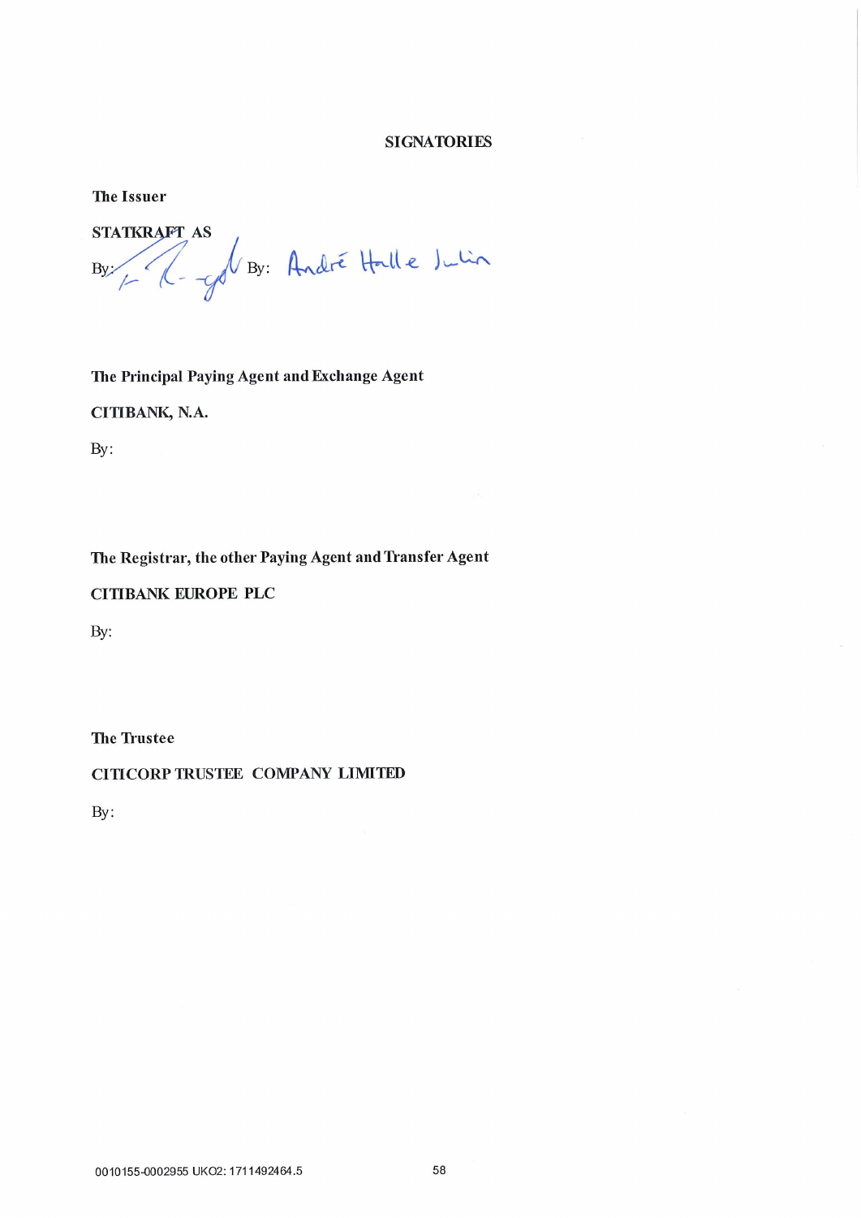# SIGNATORIES

**The Issuer**

**STATKRAFT AS**

By: By: André Halle Julin

**The Principal Paying Agent and Exchange Agent**

**CITIBANK, N.A.**

By:

**The Registrar, the other Paying Agent and Transfer Agent**

**CITIBANK EUROPE PLC**

By:

**The Trustee**

**CITICORP TRUSTEE COMPANY LIMITED**

By:

0010155-0002955 UKO2: 1711492464.5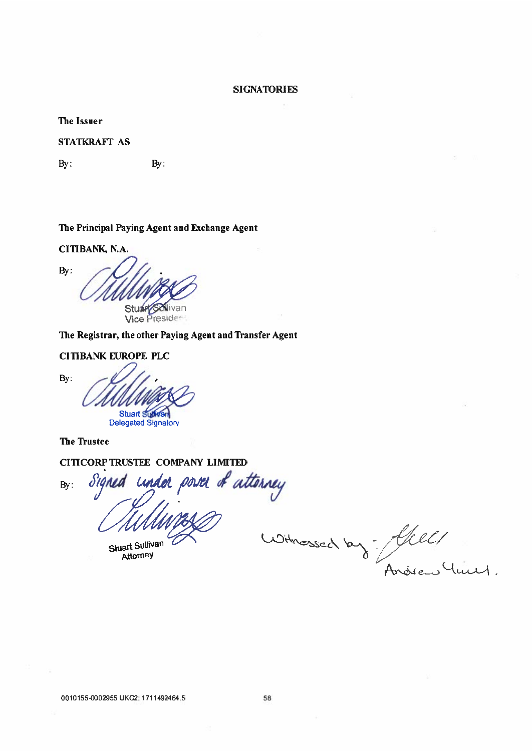## SIGNATORIES

**The Issuer**

**STATKRAFT AS**

By: By:

**The Principal Paying Agent and Exchange Agent**

**CITIBANK, N.A.**

By:

Stuart Sullivan
Vice President

**The Registrar, the other Paying Agent and Transfer Agent**

**CITIBANK EUROPE PLC**

By:

Stuart Sullivan
Delegated Signatory

**The Trustee**

**CITICORP TRUSTEE COMPANY LIMITED**

By: Signed under power of attorney

Stuart Sullivan
Attorney

Witnessed by: Andrew Hunt.